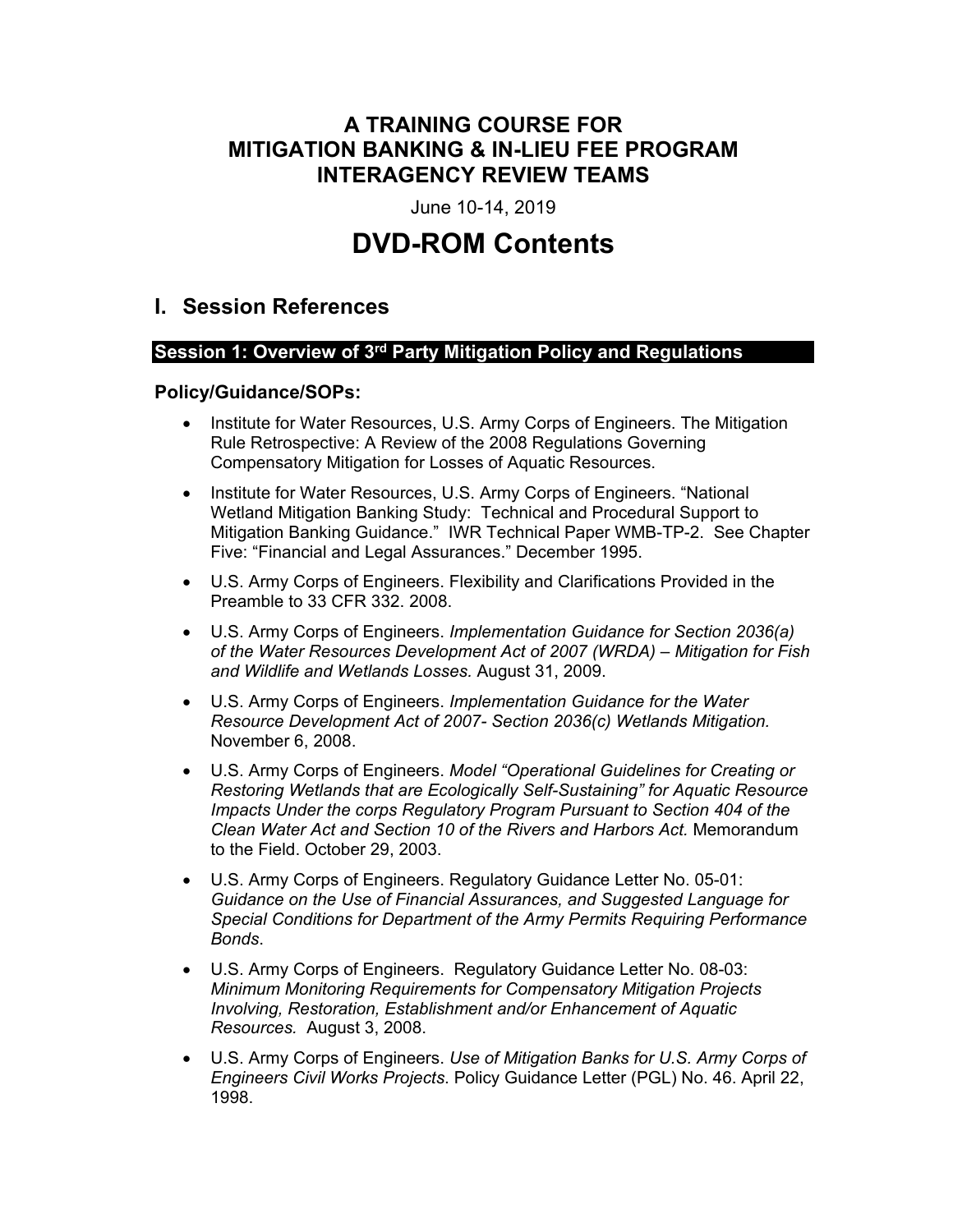# A TRAINING COURSE FOR MITIGATION BANKING & IN-LIEU FEE PROGRAM INTERAGENCY REVIEW TEAMS

June 10-14, 2019

# DVD-ROM Contents

## I. Session References

### Session 1: Overview of 3rd Party Mitigation Policy and Regulations

**Policy/Guidance/SOPs:**

- Institute for Water Resources, U.S. Army Corps of Engineers. The Mitigation Rule Retrospective: A Review of the 2008 Regulations Governing Compensatory Mitigation for Losses of Aquatic Resources.
- Institute for Water Resources, U.S. Army Corps of Engineers. "National Wetland Mitigation Banking Study: Technical and Procedural Support to Mitigation Banking Guidance." IWR Technical Paper WMB-TP-2. See Chapter Five: "Financial and Legal Assurances." December 1995.
- U.S. Army Corps of Engineers. Flexibility and Clarifications Provided in the Preamble to 33 CFR 332. 2008.
- U.S. Army Corps of Engineers. *Implementation Guidance for Section 2036(a) of the Water Resources Development Act of 2007 (WRDA) – Mitigation for Fish and Wildlife and Wetlands Losses.* August 31, 2009.
- U.S. Army Corps of Engineers. *Implementation Guidance for the Water Resource Development Act of 2007- Section 2036(c) Wetlands Mitigation.* November 6, 2008.
- U.S. Army Corps of Engineers. *Model "Operational Guidelines for Creating or Restoring Wetlands that are Ecologically Self-Sustaining" for Aquatic Resource Impacts Under the corps Regulatory Program Pursuant to Section 404 of the Clean Water Act and Section 10 of the Rivers and Harbors Act.* Memorandum to the Field. October 29, 2003.
- U.S. Army Corps of Engineers. Regulatory Guidance Letter No. 05-01: *Guidance on the Use of Financial Assurances, and Suggested Language for Special Conditions for Department of the Army Permits Requiring Performance Bonds*.
- U.S. Army Corps of Engineers. Regulatory Guidance Letter No. 08-03: *Minimum Monitoring Requirements for Compensatory Mitigation Projects Involving, Restoration, Establishment and/or Enhancement of Aquatic Resources.* August 3, 2008.
- U.S. Army Corps of Engineers. *Use of Mitigation Banks for U.S. Army Corps of Engineers Civil Works Projects*. Policy Guidance Letter (PGL) No. 46. April 22, 1998.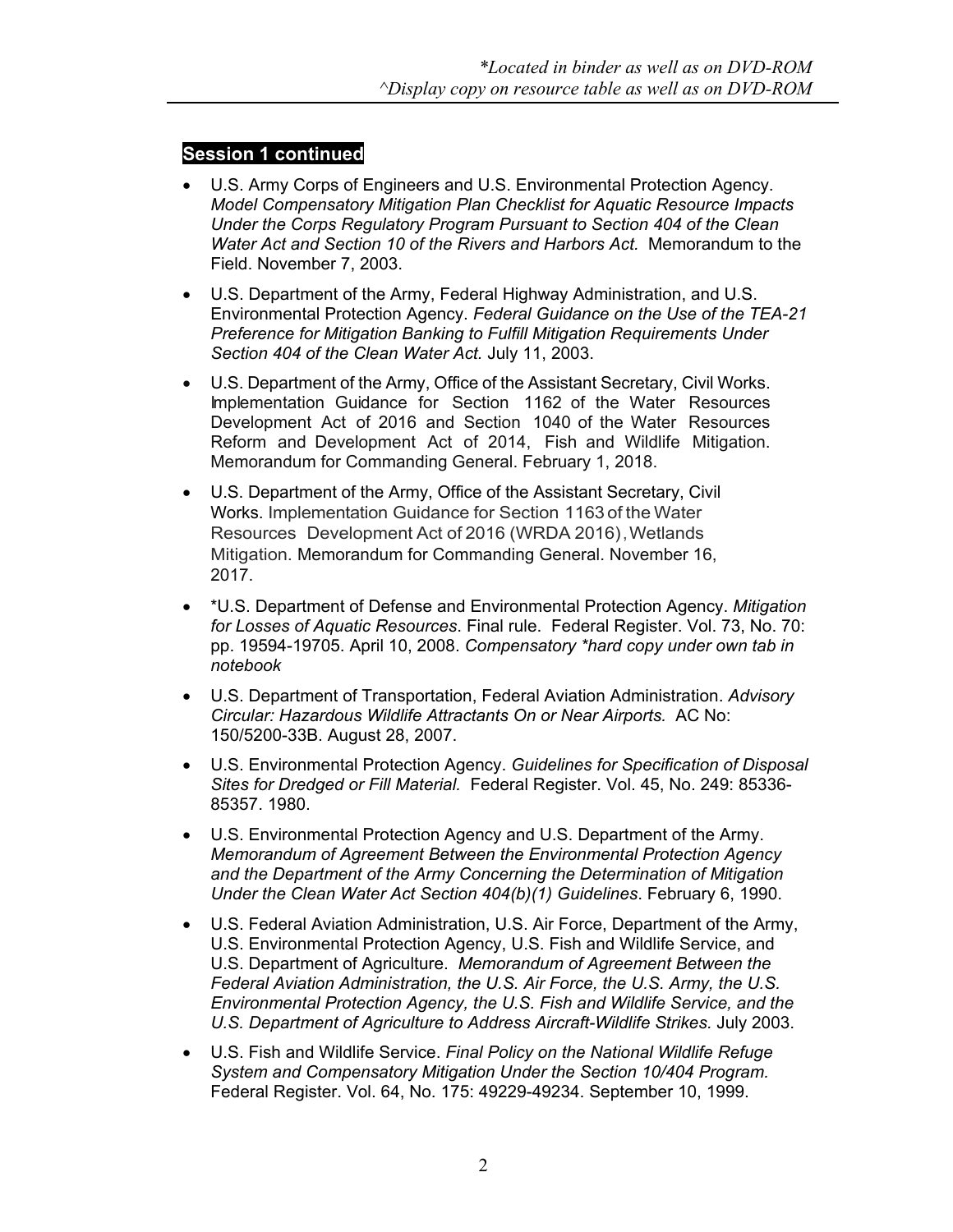*\*Located in binder as well as on DVD-ROM*
*^Display copy on resource table as well as on DVD-ROM*

**Session 1 continued**

- U.S. Army Corps of Engineers and U.S. Environmental Protection Agency. *Model Compensatory Mitigation Plan Checklist for Aquatic Resource Impacts Under the Corps Regulatory Program Pursuant to Section 404 of the Clean Water Act and Section 10 of the Rivers and Harbors Act.* Memorandum to the Field. November 7, 2003.
- U.S. Department of the Army, Federal Highway Administration, and U.S. Environmental Protection Agency. *Federal Guidance on the Use of the TEA-21 Preference for Mitigation Banking to Fulfill Mitigation Requirements Under Section 404 of the Clean Water Act.* July 11, 2003.
- U.S. Department of the Army, Office of the Assistant Secretary, Civil Works. Implementation Guidance for Section 1162 of the Water Resources Development Act of 2016 and Section 1040 of the Water Resources Reform and Development Act of 2014, Fish and Wildlife Mitigation. Memorandum for Commanding General. February 1, 2018.
- U.S. Department of the Army, Office of the Assistant Secretary, Civil Works. Implementation Guidance for Section 1163 of the Water Resources Development Act of 2016 (WRDA 2016), Wetlands Mitigation. Memorandum for Commanding General. November 16, 2017.
- *U.S. Department of Defense and Environmental Protection Agency. *Mitigation for Losses of Aquatic Resources*. Final rule. Federal Register. Vol. 73, No. 70: pp. 19594-19705. April 10, 2008. *Compensatory *hard copy under own tab in notebook*
- U.S. Department of Transportation, Federal Aviation Administration. *Advisory Circular: Hazardous Wildlife Attractants On or Near Airports.* AC No: 150/5200-33B. August 28, 2007.
- U.S. Environmental Protection Agency. *Guidelines for Specification of Disposal Sites for Dredged or Fill Material.* Federal Register. Vol. 45, No. 249: 85336-85357. 1980.
- U.S. Environmental Protection Agency and U.S. Department of the Army. *Memorandum of Agreement Between the Environmental Protection Agency and the Department of the Army Concerning the Determination of Mitigation Under the Clean Water Act Section 404(b)(1) Guidelines*. February 6, 1990.
- U.S. Federal Aviation Administration, U.S. Air Force, Department of the Army, U.S. Environmental Protection Agency, U.S. Fish and Wildlife Service, and U.S. Department of Agriculture. *Memorandum of Agreement Between the Federal Aviation Administration, the U.S. Air Force, the U.S. Army, the U.S. Environmental Protection Agency, the U.S. Fish and Wildlife Service, and the U.S. Department of Agriculture to Address Aircraft-Wildlife Strikes.* July 2003.
- U.S. Fish and Wildlife Service. *Final Policy on the National Wildlife Refuge System and Compensatory Mitigation Under the Section 10/404 Program.* Federal Register. Vol. 64, No. 175: 49229-49234. September 10, 1999.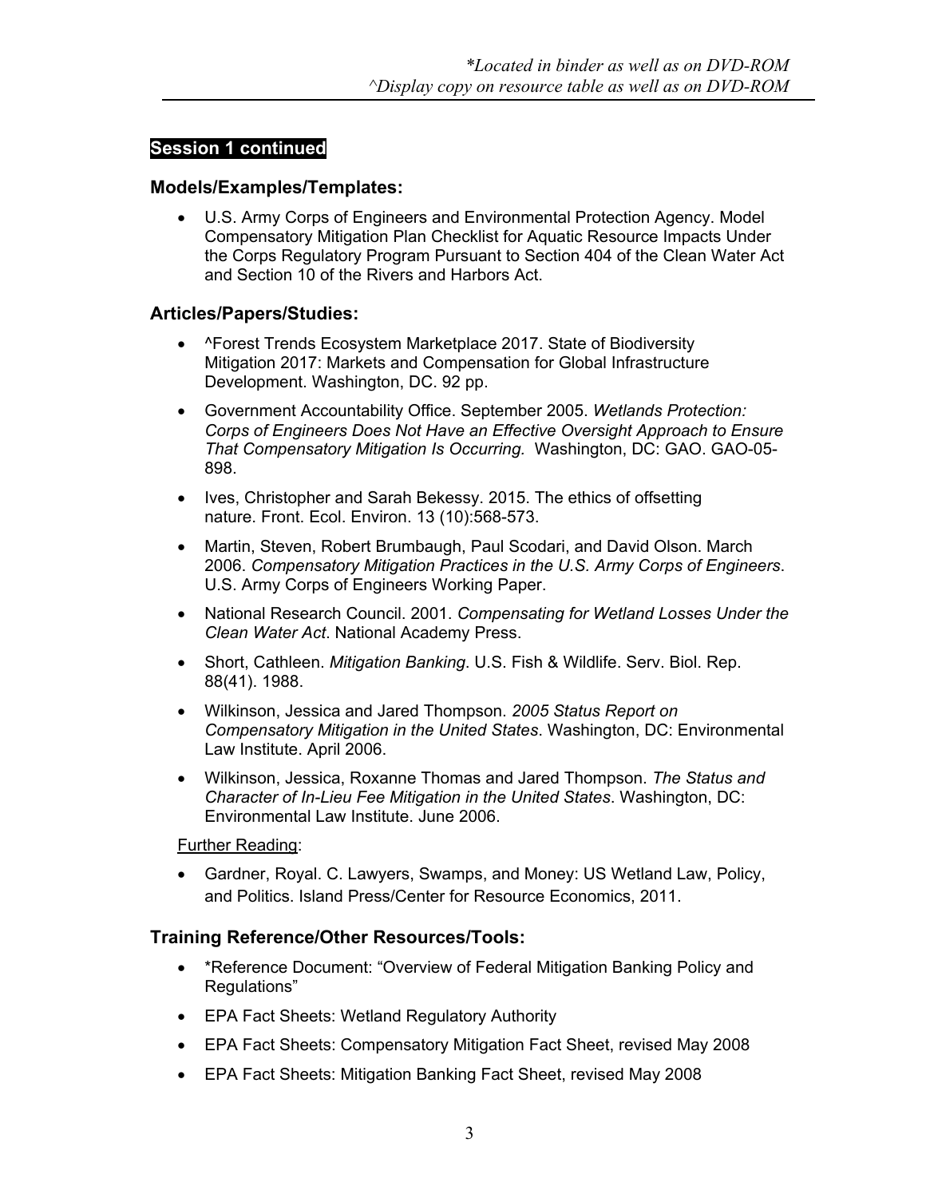*Located in binder as well as on DVD-ROM
^Display copy on resource table as well as on DVD-ROM

**Session 1 continued**

### Models/Examples/Templates:

- U.S. Army Corps of Engineers and Environmental Protection Agency. Model Compensatory Mitigation Plan Checklist for Aquatic Resource Impacts Under the Corps Regulatory Program Pursuant to Section 404 of the Clean Water Act and Section 10 of the Rivers and Harbors Act.

### Articles/Papers/Studies:

- ^Forest Trends Ecosystem Marketplace 2017. State of Biodiversity Mitigation 2017: Markets and Compensation for Global Infrastructure Development. Washington, DC. 92 pp.
- Government Accountability Office. September 2005. *Wetlands Protection: Corps of Engineers Does Not Have an Effective Oversight Approach to Ensure That Compensatory Mitigation Is Occurring.* Washington, DC: GAO. GAO-05-898.
- Ives, Christopher and Sarah Bekessy. 2015. The ethics of offsetting nature. Front. Ecol. Environ. 13 (10):568-573.
- Martin, Steven, Robert Brumbaugh, Paul Scodari, and David Olson. March 2006. *Compensatory Mitigation Practices in the U.S. Army Corps of Engineers*. U.S. Army Corps of Engineers Working Paper.
- National Research Council. 2001. *Compensating for Wetland Losses Under the Clean Water Act*. National Academy Press.
- Short, Cathleen. *Mitigation Banking*. U.S. Fish & Wildlife. Serv. Biol. Rep. 88(41). 1988.
- Wilkinson, Jessica and Jared Thompson. *2005 Status Report on Compensatory Mitigation in the United States*. Washington, DC: Environmental Law Institute. April 2006.
- Wilkinson, Jessica, Roxanne Thomas and Jared Thompson. *The Status and Character of In-Lieu Fee Mitigation in the United States*. Washington, DC: Environmental Law Institute. June 2006.

Further Reading:

- Gardner, Royal. C. Lawyers, Swamps, and Money: US Wetland Law, Policy, and Politics. Island Press/Center for Resource Economics, 2011.

### Training Reference/Other Resources/Tools:

- *Reference Document: "Overview of Federal Mitigation Banking Policy and Regulations"
- EPA Fact Sheets: Wetland Regulatory Authority
- EPA Fact Sheets: Compensatory Mitigation Fact Sheet, revised May 2008
- EPA Fact Sheets: Mitigation Banking Fact Sheet, revised May 2008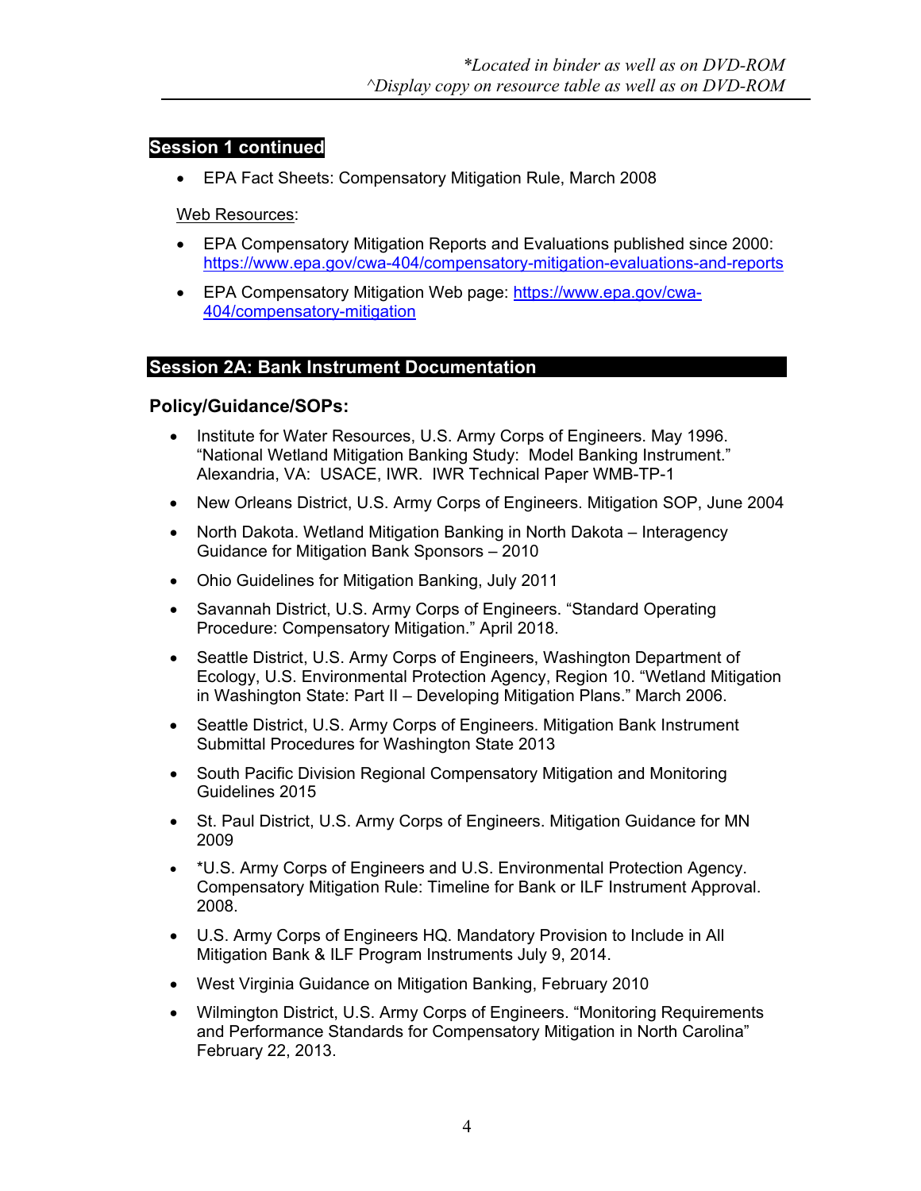## Session 1 continued

- EPA Fact Sheets: Compensatory Mitigation Rule, March 2008

Web Resources:

- EPA Compensatory Mitigation Reports and Evaluations published since 2000: https://www.epa.gov/cwa-404/compensatory-mitigation-evaluations-and-reports
- EPA Compensatory Mitigation Web page: https://www.epa.gov/cwa-404/compensatory-mitigation

## Session 2A: Bank Instrument Documentation

### Policy/Guidance/SOPs:

- Institute for Water Resources, U.S. Army Corps of Engineers. May 1996. "National Wetland Mitigation Banking Study: Model Banking Instrument." Alexandria, VA: USACE, IWR. IWR Technical Paper WMB-TP-1
- New Orleans District, U.S. Army Corps of Engineers. Mitigation SOP, June 2004
- North Dakota. Wetland Mitigation Banking in North Dakota – Interagency Guidance for Mitigation Bank Sponsors – 2010
- Ohio Guidelines for Mitigation Banking, July 2011
- Savannah District, U.S. Army Corps of Engineers. "Standard Operating Procedure: Compensatory Mitigation." April 2018.
- Seattle District, U.S. Army Corps of Engineers, Washington Department of Ecology, U.S. Environmental Protection Agency, Region 10. "Wetland Mitigation in Washington State: Part II – Developing Mitigation Plans." March 2006.
- Seattle District, U.S. Army Corps of Engineers. Mitigation Bank Instrument Submittal Procedures for Washington State 2013
- South Pacific Division Regional Compensatory Mitigation and Monitoring Guidelines 2015
- St. Paul District, U.S. Army Corps of Engineers. Mitigation Guidance for MN 2009
- *U.S. Army Corps of Engineers and U.S. Environmental Protection Agency. Compensatory Mitigation Rule: Timeline for Bank or ILF Instrument Approval. 2008.
- U.S. Army Corps of Engineers HQ. Mandatory Provision to Include in All Mitigation Bank & ILF Program Instruments July 9, 2014.
- West Virginia Guidance on Mitigation Banking, February 2010
- Wilmington District, U.S. Army Corps of Engineers. "Monitoring Requirements and Performance Standards for Compensatory Mitigation in North Carolina" February 22, 2013.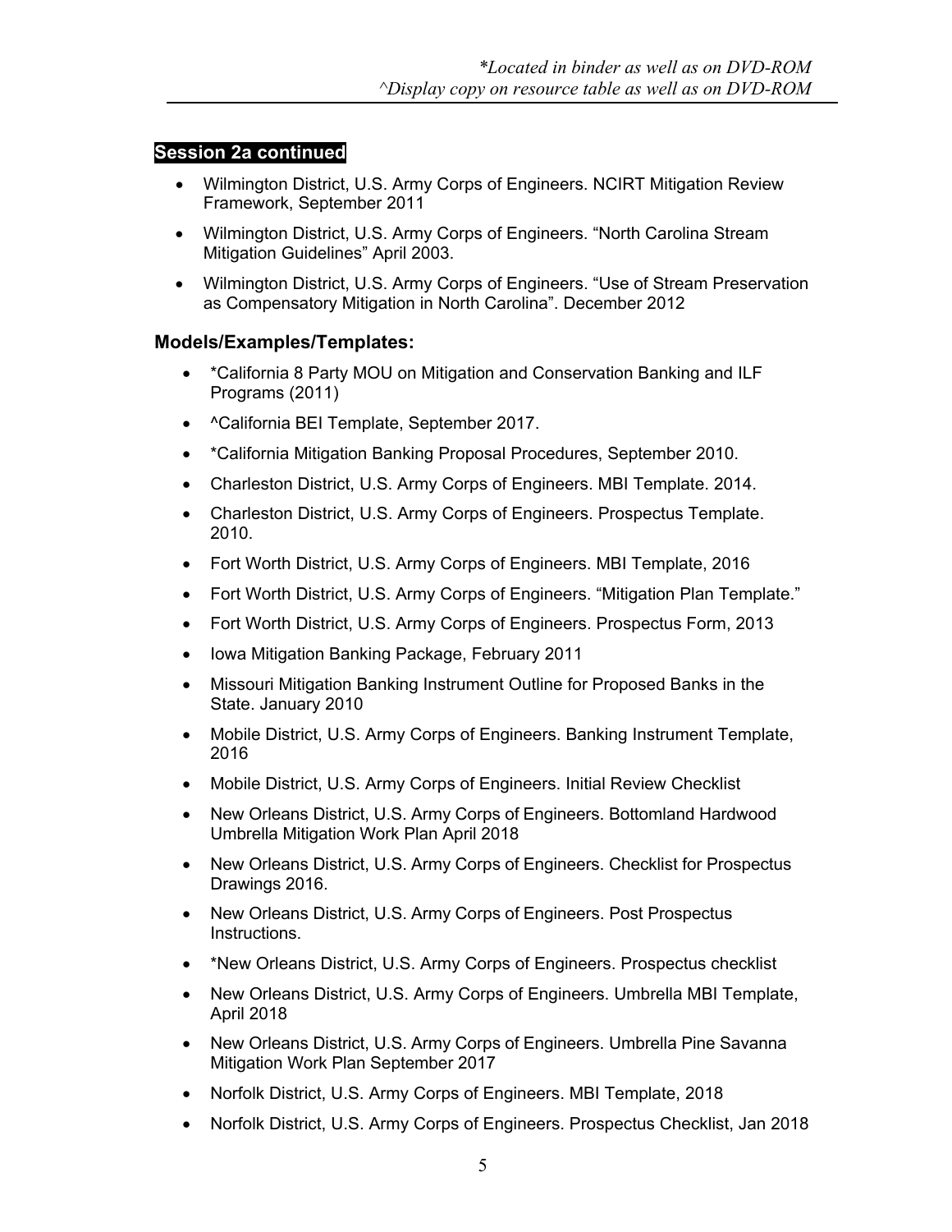## Session 2a continued

- Wilmington District, U.S. Army Corps of Engineers. NCIRT Mitigation Review Framework, September 2011
- Wilmington District, U.S. Army Corps of Engineers. "North Carolina Stream Mitigation Guidelines" April 2003.
- Wilmington District, U.S. Army Corps of Engineers. "Use of Stream Preservation as Compensatory Mitigation in North Carolina". December 2012

### Models/Examples/Templates:

- *California 8 Party MOU on Mitigation and Conservation Banking and ILF Programs (2011)
- ^California BEI Template, September 2017.
- *California Mitigation Banking Proposal Procedures, September 2010.
- Charleston District, U.S. Army Corps of Engineers. MBI Template. 2014.
- Charleston District, U.S. Army Corps of Engineers. Prospectus Template. 2010.
- Fort Worth District, U.S. Army Corps of Engineers. MBI Template, 2016
- Fort Worth District, U.S. Army Corps of Engineers. "Mitigation Plan Template."
- Fort Worth District, U.S. Army Corps of Engineers. Prospectus Form, 2013
- Iowa Mitigation Banking Package, February 2011
- Missouri Mitigation Banking Instrument Outline for Proposed Banks in the State. January 2010
- Mobile District, U.S. Army Corps of Engineers. Banking Instrument Template, 2016
- Mobile District, U.S. Army Corps of Engineers. Initial Review Checklist
- New Orleans District, U.S. Army Corps of Engineers. Bottomland Hardwood Umbrella Mitigation Work Plan April 2018
- New Orleans District, U.S. Army Corps of Engineers. Checklist for Prospectus Drawings 2016.
- New Orleans District, U.S. Army Corps of Engineers. Post Prospectus Instructions.
- *New Orleans District, U.S. Army Corps of Engineers. Prospectus checklist
- New Orleans District, U.S. Army Corps of Engineers. Umbrella MBI Template, April 2018
- New Orleans District, U.S. Army Corps of Engineers. Umbrella Pine Savanna Mitigation Work Plan September 2017
- Norfolk District, U.S. Army Corps of Engineers. MBI Template, 2018
- Norfolk District, U.S. Army Corps of Engineers. Prospectus Checklist, Jan 2018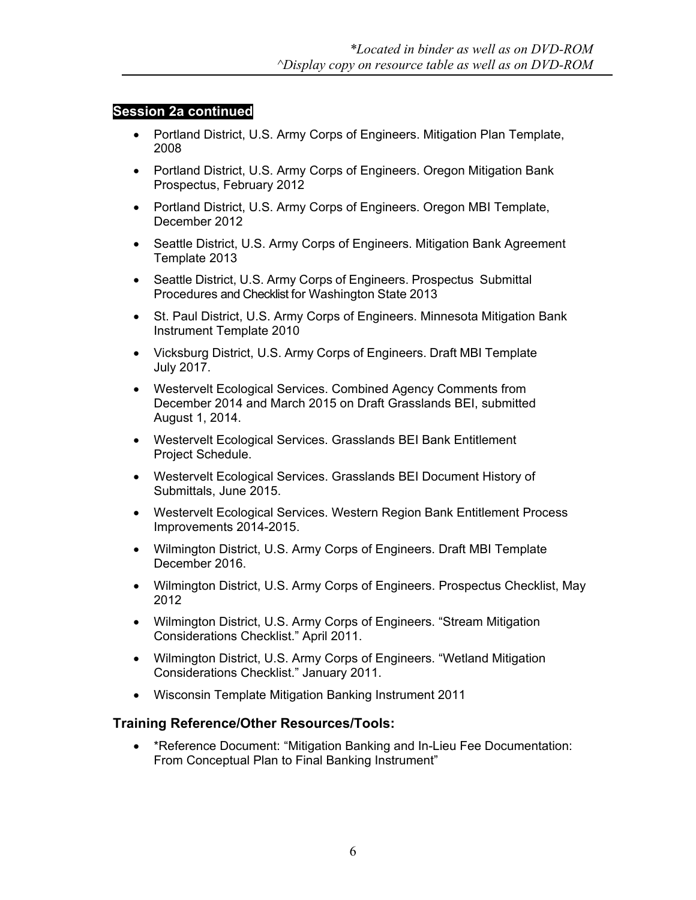*\*Located in binder as well as on DVD-ROM*
*^Display copy on resource table as well as on DVD-ROM*

**Session 2a continued**

- Portland District, U.S. Army Corps of Engineers. Mitigation Plan Template, 2008
- Portland District, U.S. Army Corps of Engineers. Oregon Mitigation Bank Prospectus, February 2012
- Portland District, U.S. Army Corps of Engineers. Oregon MBI Template, December 2012
- Seattle District, U.S. Army Corps of Engineers. Mitigation Bank Agreement Template 2013
- Seattle District, U.S. Army Corps of Engineers. Prospectus Submittal Procedures and Checklist for Washington State 2013
- St. Paul District, U.S. Army Corps of Engineers. Minnesota Mitigation Bank Instrument Template 2010
- Vicksburg District, U.S. Army Corps of Engineers. Draft MBI Template July 2017.
- Westervelt Ecological Services. Combined Agency Comments from December 2014 and March 2015 on Draft Grasslands BEI, submitted August 1, 2014.
- Westervelt Ecological Services. Grasslands BEI Bank Entitlement Project Schedule.
- Westervelt Ecological Services. Grasslands BEI Document History of Submittals, June 2015.
- Westervelt Ecological Services. Western Region Bank Entitlement Process Improvements 2014-2015.
- Wilmington District, U.S. Army Corps of Engineers. Draft MBI Template December 2016.
- Wilmington District, U.S. Army Corps of Engineers. Prospectus Checklist, May 2012
- Wilmington District, U.S. Army Corps of Engineers. “Stream Mitigation Considerations Checklist.” April 2011.
- Wilmington District, U.S. Army Corps of Engineers. “Wetland Mitigation Considerations Checklist.” January 2011.
- Wisconsin Template Mitigation Banking Instrument 2011

### Training Reference/Other Resources/Tools:

- *Reference Document: “Mitigation Banking and In-Lieu Fee Documentation: From Conceptual Plan to Final Banking Instrument”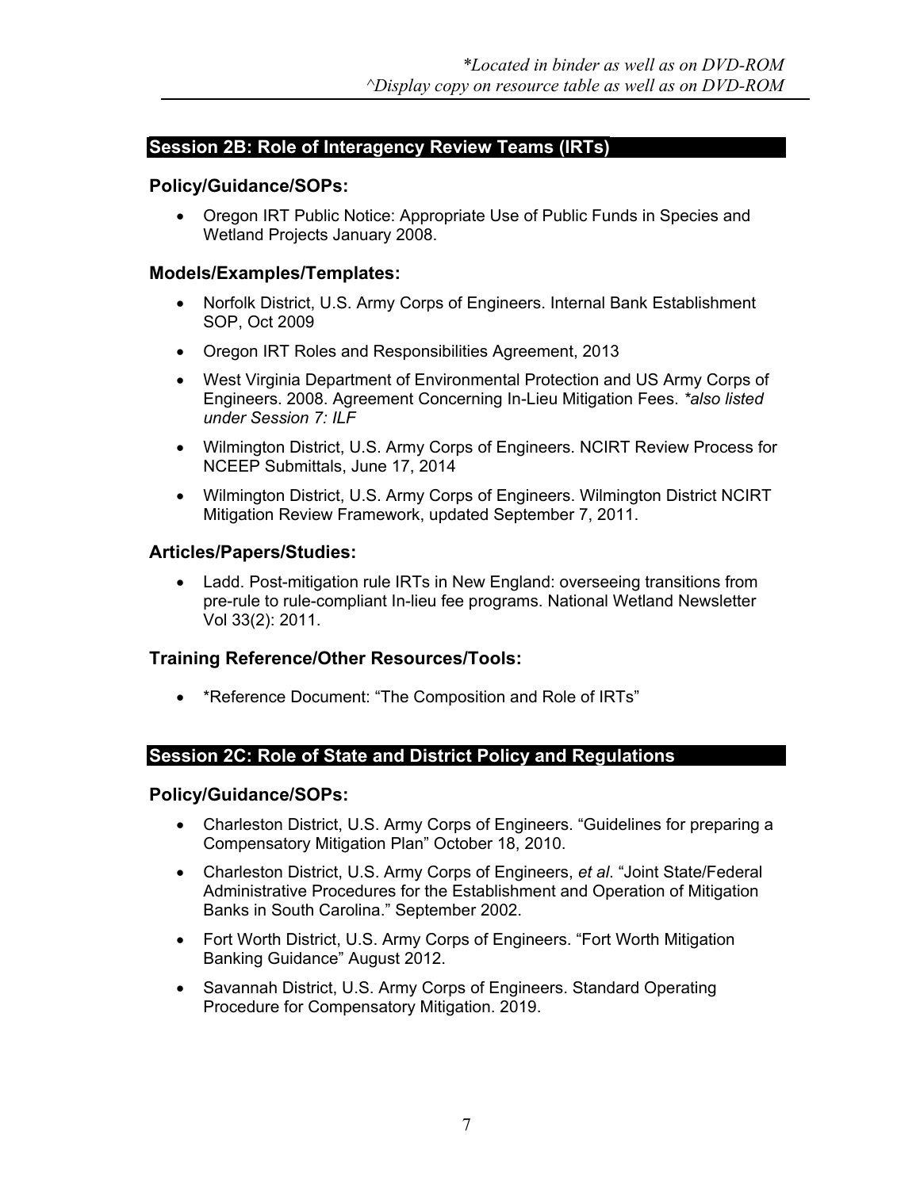*\*Located in binder as well as on DVD-ROM*
*^Display copy on resource table as well as on DVD-ROM*

## Session 2B: Role of Interagency Review Teams (IRTs)

### Policy/Guidance/SOPs:

- Oregon IRT Public Notice: Appropriate Use of Public Funds in Species and Wetland Projects January 2008.

### Models/Examples/Templates:

- Norfolk District, U.S. Army Corps of Engineers. Internal Bank Establishment SOP, Oct 2009
- Oregon IRT Roles and Responsibilities Agreement, 2013
- West Virginia Department of Environmental Protection and US Army Corps of Engineers. 2008. Agreement Concerning In-Lieu Mitigation Fees. *\*also listed under Session 7: ILF*
- Wilmington District, U.S. Army Corps of Engineers. NCIRT Review Process for NCEEP Submittals, June 17, 2014
- Wilmington District, U.S. Army Corps of Engineers. Wilmington District NCIRT Mitigation Review Framework, updated September 7, 2011.

### Articles/Papers/Studies:

- Ladd. Post-mitigation rule IRTs in New England: overseeing transitions from pre-rule to rule-compliant In-lieu fee programs. National Wetland Newsletter Vol 33(2): 2011.

### Training Reference/Other Resources/Tools:

- \*Reference Document: "The Composition and Role of IRTs"

## Session 2C: Role of State and District Policy and Regulations

### Policy/Guidance/SOPs:

- Charleston District, U.S. Army Corps of Engineers. "Guidelines for preparing a Compensatory Mitigation Plan" October 18, 2010.
- Charleston District, U.S. Army Corps of Engineers, *et al*. "Joint State/Federal Administrative Procedures for the Establishment and Operation of Mitigation Banks in South Carolina." September 2002.
- Fort Worth District, U.S. Army Corps of Engineers. "Fort Worth Mitigation Banking Guidance" August 2012.
- Savannah District, U.S. Army Corps of Engineers. Standard Operating Procedure for Compensatory Mitigation. 2019.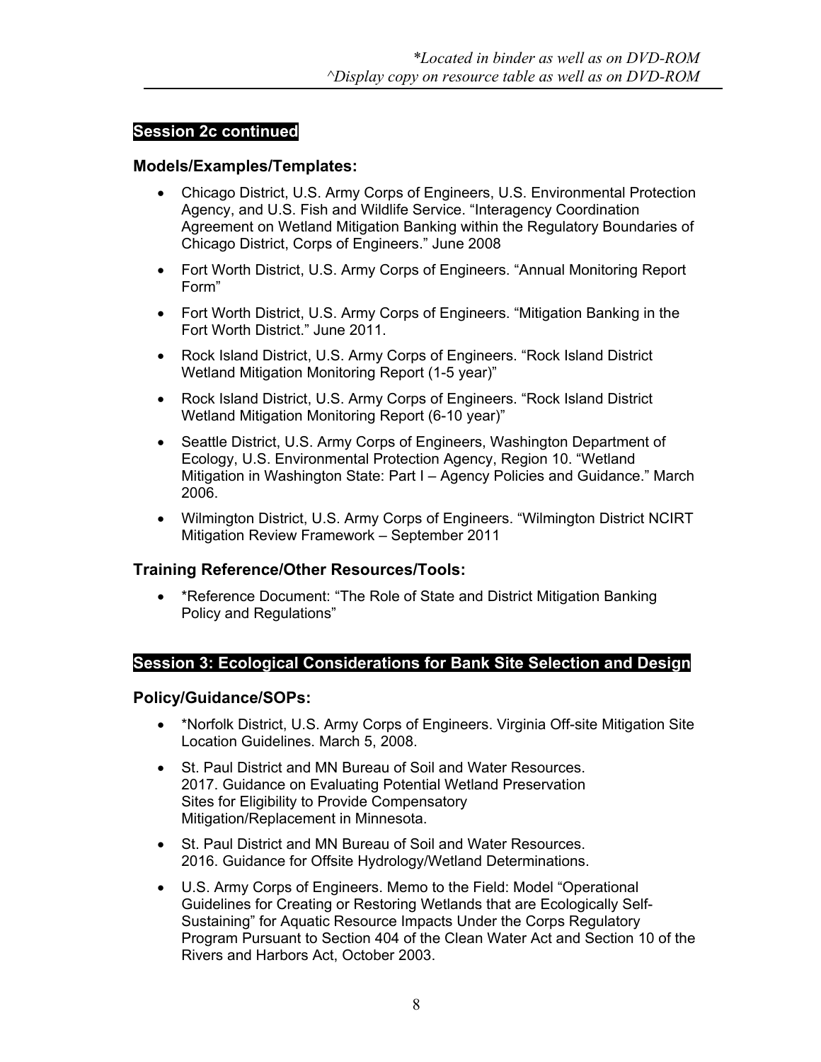*\*Located in binder as well as on DVD-ROM*
*^Display copy on resource table as well as on DVD-ROM*

## Session 2c continued

### Models/Examples/Templates:

- Chicago District, U.S. Army Corps of Engineers, U.S. Environmental Protection Agency, and U.S. Fish and Wildlife Service. "Interagency Coordination Agreement on Wetland Mitigation Banking within the Regulatory Boundaries of Chicago District, Corps of Engineers." June 2008
- Fort Worth District, U.S. Army Corps of Engineers. "Annual Monitoring Report Form"
- Fort Worth District, U.S. Army Corps of Engineers. "Mitigation Banking in the Fort Worth District." June 2011.
- Rock Island District, U.S. Army Corps of Engineers. "Rock Island District Wetland Mitigation Monitoring Report (1-5 year)"
- Rock Island District, U.S. Army Corps of Engineers. "Rock Island District Wetland Mitigation Monitoring Report (6-10 year)"
- Seattle District, U.S. Army Corps of Engineers, Washington Department of Ecology, U.S. Environmental Protection Agency, Region 10. "Wetland Mitigation in Washington State: Part I – Agency Policies and Guidance." March 2006.
- Wilmington District, U.S. Army Corps of Engineers. "Wilmington District NCIRT Mitigation Review Framework – September 2011

### Training Reference/Other Resources/Tools:

- *Reference Document: "The Role of State and District Mitigation Banking Policy and Regulations"

## Session 3: Ecological Considerations for Bank Site Selection and Design

### Policy/Guidance/SOPs:

- *Norfolk District, U.S. Army Corps of Engineers. Virginia Off-site Mitigation Site Location Guidelines. March 5, 2008.
- St. Paul District and MN Bureau of Soil and Water Resources. 2017. Guidance on Evaluating Potential Wetland Preservation Sites for Eligibility to Provide Compensatory Mitigation/Replacement in Minnesota.
- St. Paul District and MN Bureau of Soil and Water Resources. 2016. Guidance for Offsite Hydrology/Wetland Determinations.
- U.S. Army Corps of Engineers. Memo to the Field: Model "Operational Guidelines for Creating or Restoring Wetlands that are Ecologically Self-Sustaining" for Aquatic Resource Impacts Under the Corps Regulatory Program Pursuant to Section 404 of the Clean Water Act and Section 10 of the Rivers and Harbors Act, October 2003.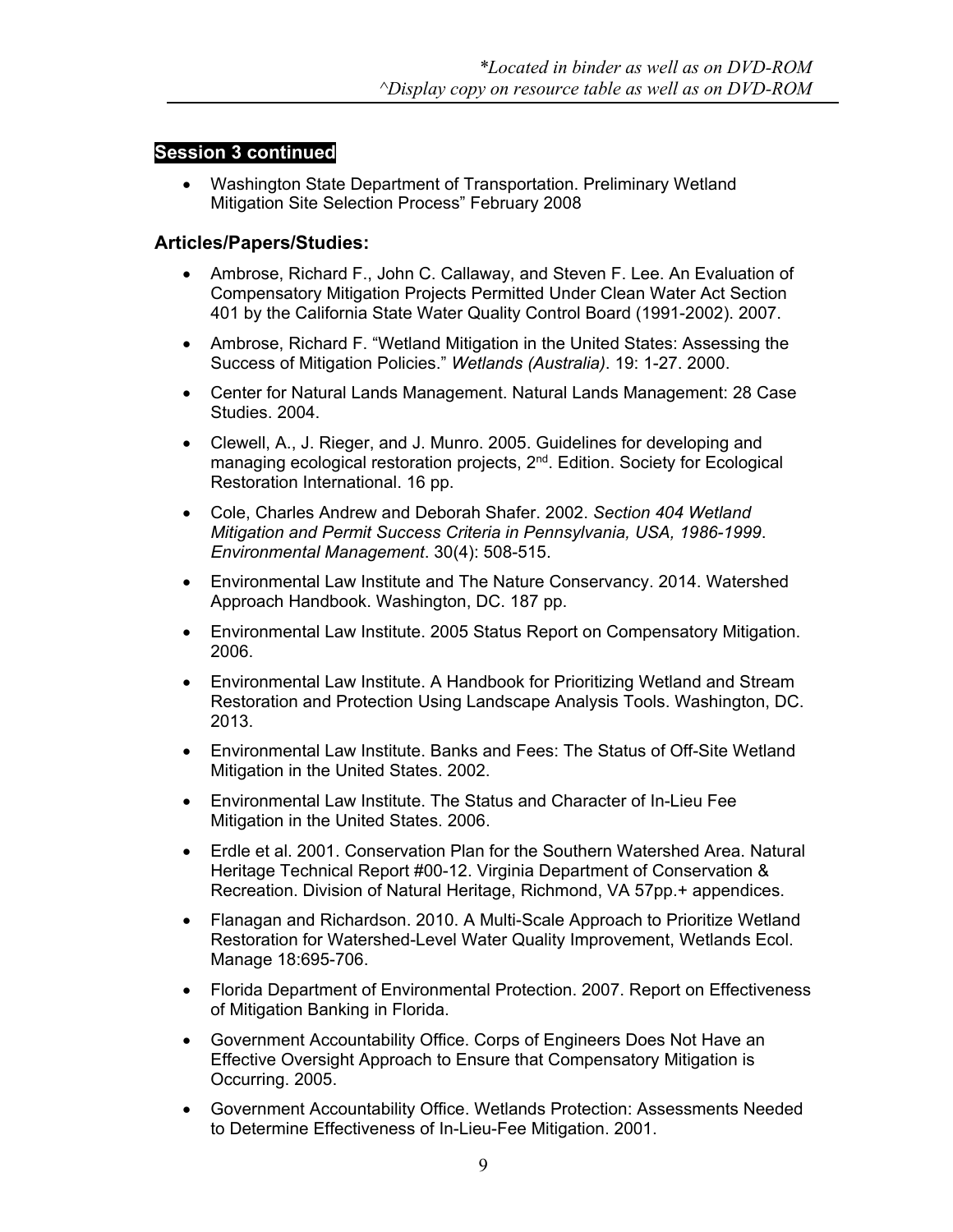**Session 3 continued**

- Washington State Department of Transportation. Preliminary Wetland Mitigation Site Selection Process" February 2008

### Articles/Papers/Studies:

- Ambrose, Richard F., John C. Callaway, and Steven F. Lee. An Evaluation of Compensatory Mitigation Projects Permitted Under Clean Water Act Section 401 by the California State Water Quality Control Board (1991-2002). 2007.
- Ambrose, Richard F. "Wetland Mitigation in the United States: Assessing the Success of Mitigation Policies." *Wetlands (Australia)*. 19: 1-27. 2000.
- Center for Natural Lands Management. Natural Lands Management: 28 Case Studies. 2004.
- Clewell, A., J. Rieger, and J. Munro. 2005. Guidelines for developing and managing ecological restoration projects, 2nd. Edition. Society for Ecological Restoration International. 16 pp.
- Cole, Charles Andrew and Deborah Shafer. 2002. *Section 404 Wetland Mitigation and Permit Success Criteria in Pennsylvania, USA, 1986-1999*. *Environmental Management*. 30(4): 508-515.
- Environmental Law Institute and The Nature Conservancy. 2014. Watershed Approach Handbook. Washington, DC. 187 pp.
- Environmental Law Institute. 2005 Status Report on Compensatory Mitigation. 2006.
- Environmental Law Institute. A Handbook for Prioritizing Wetland and Stream Restoration and Protection Using Landscape Analysis Tools. Washington, DC. 2013.
- Environmental Law Institute. Banks and Fees: The Status of Off-Site Wetland Mitigation in the United States. 2002.
- Environmental Law Institute. The Status and Character of In-Lieu Fee Mitigation in the United States. 2006.
- Erdle et al. 2001. Conservation Plan for the Southern Watershed Area. Natural Heritage Technical Report #00-12. Virginia Department of Conservation & Recreation. Division of Natural Heritage, Richmond, VA 57pp.+ appendices.
- Flanagan and Richardson. 2010. A Multi-Scale Approach to Prioritize Wetland Restoration for Watershed-Level Water Quality Improvement, Wetlands Ecol. Manage 18:695-706.
- Florida Department of Environmental Protection. 2007. Report on Effectiveness of Mitigation Banking in Florida.
- Government Accountability Office. Corps of Engineers Does Not Have an Effective Oversight Approach to Ensure that Compensatory Mitigation is Occurring. 2005.
- Government Accountability Office. Wetlands Protection: Assessments Needed to Determine Effectiveness of In-Lieu-Fee Mitigation. 2001.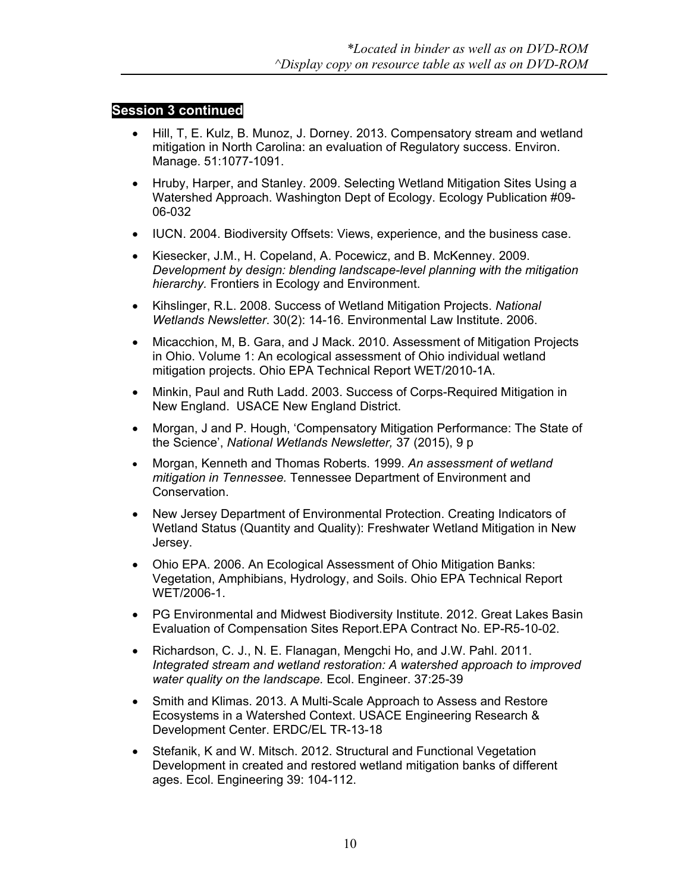**Session 3 continued**

- Hill, T, E. Kulz, B. Munoz, J. Dorney. 2013. Compensatory stream and wetland mitigation in North Carolina: an evaluation of Regulatory success. Environ. Manage. 51:1077-1091.
- Hruby, Harper, and Stanley. 2009. Selecting Wetland Mitigation Sites Using a Watershed Approach. Washington Dept of Ecology. Ecology Publication #09-06-032
- IUCN. 2004. Biodiversity Offsets: Views, experience, and the business case.
- Kiesecker, J.M., H. Copeland, A. Pocewicz, and B. McKenney. 2009. *Development by design: blending landscape-level planning with the mitigation hierarchy.* Frontiers in Ecology and Environment.
- Kihslinger, R.L. 2008. Success of Wetland Mitigation Projects. *National Wetlands Newsletter*. 30(2): 14-16. Environmental Law Institute. 2006.
- Micacchion, M, B. Gara, and J Mack. 2010. Assessment of Mitigation Projects in Ohio. Volume 1: An ecological assessment of Ohio individual wetland mitigation projects. Ohio EPA Technical Report WET/2010-1A.
- Minkin, Paul and Ruth Ladd. 2003. Success of Corps-Required Mitigation in New England. USACE New England District.
- Morgan, J and P. Hough, 'Compensatory Mitigation Performance: The State of the Science', *National Wetlands Newsletter,* 37 (2015), 9 p
- Morgan, Kenneth and Thomas Roberts. 1999. *An assessment of wetland mitigation in Tennessee.* Tennessee Department of Environment and Conservation.
- New Jersey Department of Environmental Protection. Creating Indicators of Wetland Status (Quantity and Quality): Freshwater Wetland Mitigation in New Jersey.
- Ohio EPA. 2006. An Ecological Assessment of Ohio Mitigation Banks: Vegetation, Amphibians, Hydrology, and Soils. Ohio EPA Technical Report WET/2006-1.
- PG Environmental and Midwest Biodiversity Institute. 2012. Great Lakes Basin Evaluation of Compensation Sites Report.EPA Contract No. EP-R5-10-02.
- Richardson, C. J., N. E. Flanagan, Mengchi Ho, and J.W. Pahl. 2011. *Integrated stream and wetland restoration: A watershed approach to improved water quality on the landscape.* Ecol. Engineer. 37:25-39
- Smith and Klimas. 2013. A Multi-Scale Approach to Assess and Restore Ecosystems in a Watershed Context. USACE Engineering Research & Development Center. ERDC/EL TR-13-18
- Stefanik, K and W. Mitsch. 2012. Structural and Functional Vegetation Development in created and restored wetland mitigation banks of different ages. Ecol. Engineering 39: 104-112.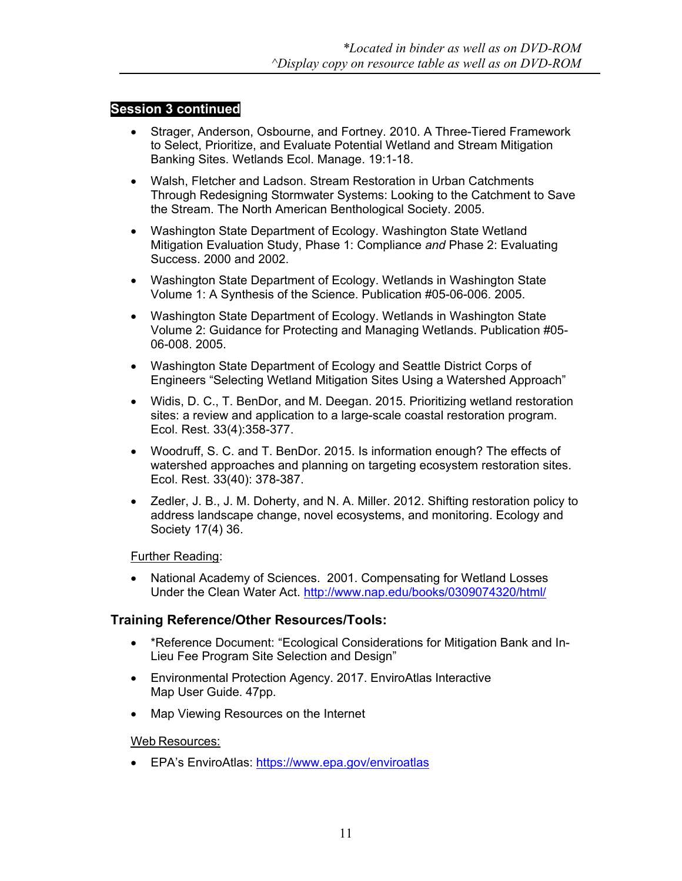**Session 3 continued**

- Strager, Anderson, Osbourne, and Fortney. 2010. A Three-Tiered Framework to Select, Prioritize, and Evaluate Potential Wetland and Stream Mitigation Banking Sites. Wetlands Ecol. Manage. 19:1-18.
- Walsh, Fletcher and Ladson. Stream Restoration in Urban Catchments Through Redesigning Stormwater Systems: Looking to the Catchment to Save the Stream. The North American Benthological Society. 2005.
- Washington State Department of Ecology. Washington State Wetland Mitigation Evaluation Study, Phase 1: Compliance *and* Phase 2: Evaluating Success. 2000 and 2002.
- Washington State Department of Ecology. Wetlands in Washington State Volume 1: A Synthesis of the Science. Publication #05-06-006. 2005.
- Washington State Department of Ecology. Wetlands in Washington State Volume 2: Guidance for Protecting and Managing Wetlands. Publication #05-06-008. 2005.
- Washington State Department of Ecology and Seattle District Corps of Engineers "Selecting Wetland Mitigation Sites Using a Watershed Approach"
- Widis, D. C., T. BenDor, and M. Deegan. 2015. Prioritizing wetland restoration sites: a review and application to a large-scale coastal restoration program. Ecol. Rest. 33(4):358-377.
- Woodruff, S. C. and T. BenDor. 2015. Is information enough? The effects of watershed approaches and planning on targeting ecosystem restoration sites. Ecol. Rest. 33(40): 378-387.
- Zedler, J. B., J. M. Doherty, and N. A. Miller. 2012. Shifting restoration policy to address landscape change, novel ecosystems, and monitoring. Ecology and Society 17(4) 36.

Further Reading:

- National Academy of Sciences. 2001. Compensating for Wetland Losses Under the Clean Water Act. http://www.nap.edu/books/0309074320/html/

## Training Reference/Other Resources/Tools:

- *Reference Document: "Ecological Considerations for Mitigation Bank and In-Lieu Fee Program Site Selection and Design"
- Environmental Protection Agency. 2017. EnviroAtlas Interactive Map User Guide. 47pp.
- Map Viewing Resources on the Internet

Web Resources:

- EPA's EnviroAtlas: https://www.epa.gov/enviroatlas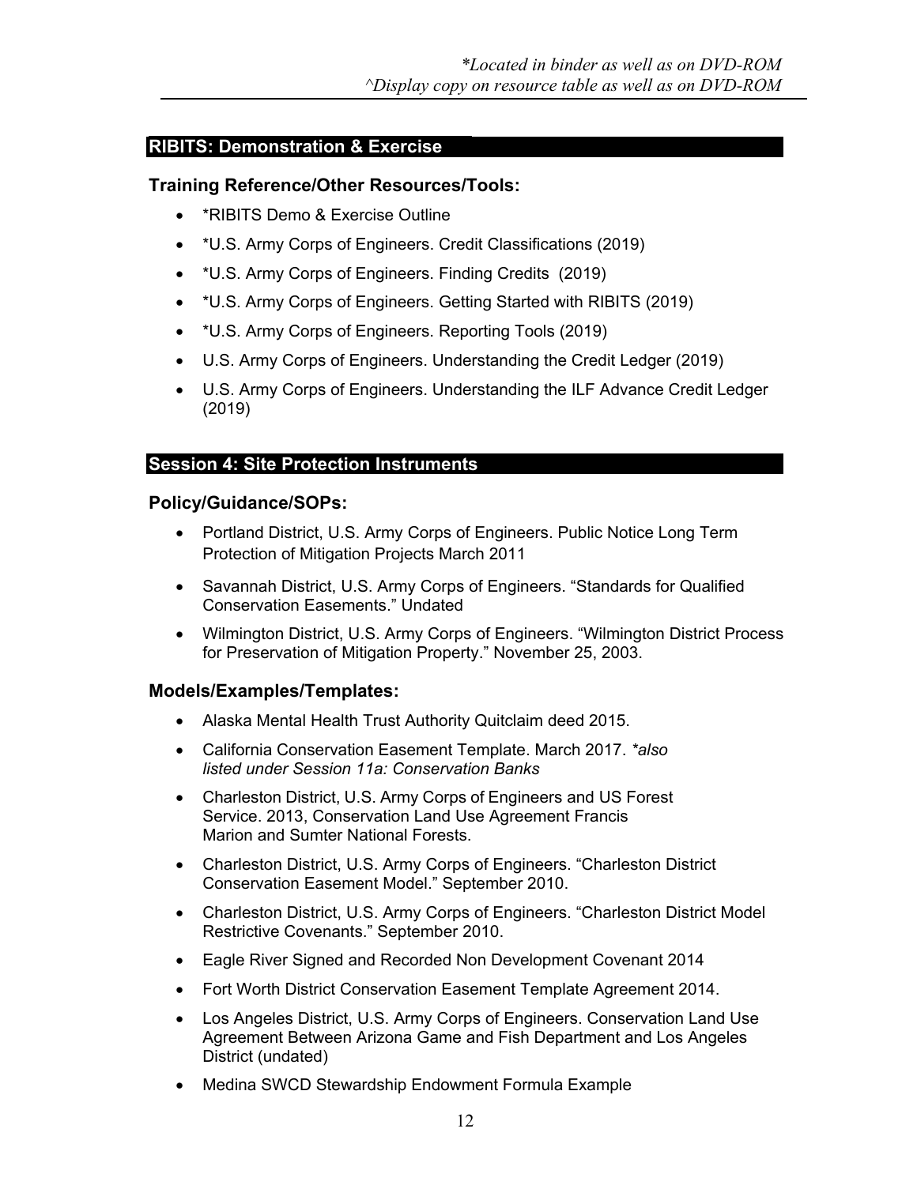*\*Located in binder as well as on DVD-ROM*
*^Display copy on resource table as well as on DVD-ROM*

## RIBITS: Demonstration & Exercise

### Training Reference/Other Resources/Tools:

- *RIBITS Demo & Exercise Outline
- *U.S. Army Corps of Engineers. Credit Classifications (2019)
- *U.S. Army Corps of Engineers. Finding Credits (2019)
- *U.S. Army Corps of Engineers. Getting Started with RIBITS (2019)
- *U.S. Army Corps of Engineers. Reporting Tools (2019)
- U.S. Army Corps of Engineers. Understanding the Credit Ledger (2019)
- U.S. Army Corps of Engineers. Understanding the ILF Advance Credit Ledger (2019)

## Session 4: Site Protection Instruments

### Policy/Guidance/SOPs:

- Portland District, U.S. Army Corps of Engineers. Public Notice Long Term Protection of Mitigation Projects March 2011
- Savannah District, U.S. Army Corps of Engineers. "Standards for Qualified Conservation Easements." Undated
- Wilmington District, U.S. Army Corps of Engineers. "Wilmington District Process for Preservation of Mitigation Property." November 25, 2003.

### Models/Examples/Templates:

- Alaska Mental Health Trust Authority Quitclaim deed 2015.
- California Conservation Easement Template. March 2017. *\*also listed under Session 11a: Conservation Banks*
- Charleston District, U.S. Army Corps of Engineers and US Forest Service. 2013, Conservation Land Use Agreement Francis Marion and Sumter National Forests.
- Charleston District, U.S. Army Corps of Engineers. "Charleston District Conservation Easement Model." September 2010.
- Charleston District, U.S. Army Corps of Engineers. "Charleston District Model Restrictive Covenants." September 2010.
- Eagle River Signed and Recorded Non Development Covenant 2014
- Fort Worth District Conservation Easement Template Agreement 2014.
- Los Angeles District, U.S. Army Corps of Engineers. Conservation Land Use Agreement Between Arizona Game and Fish Department and Los Angeles District (undated)
- Medina SWCD Stewardship Endowment Formula Example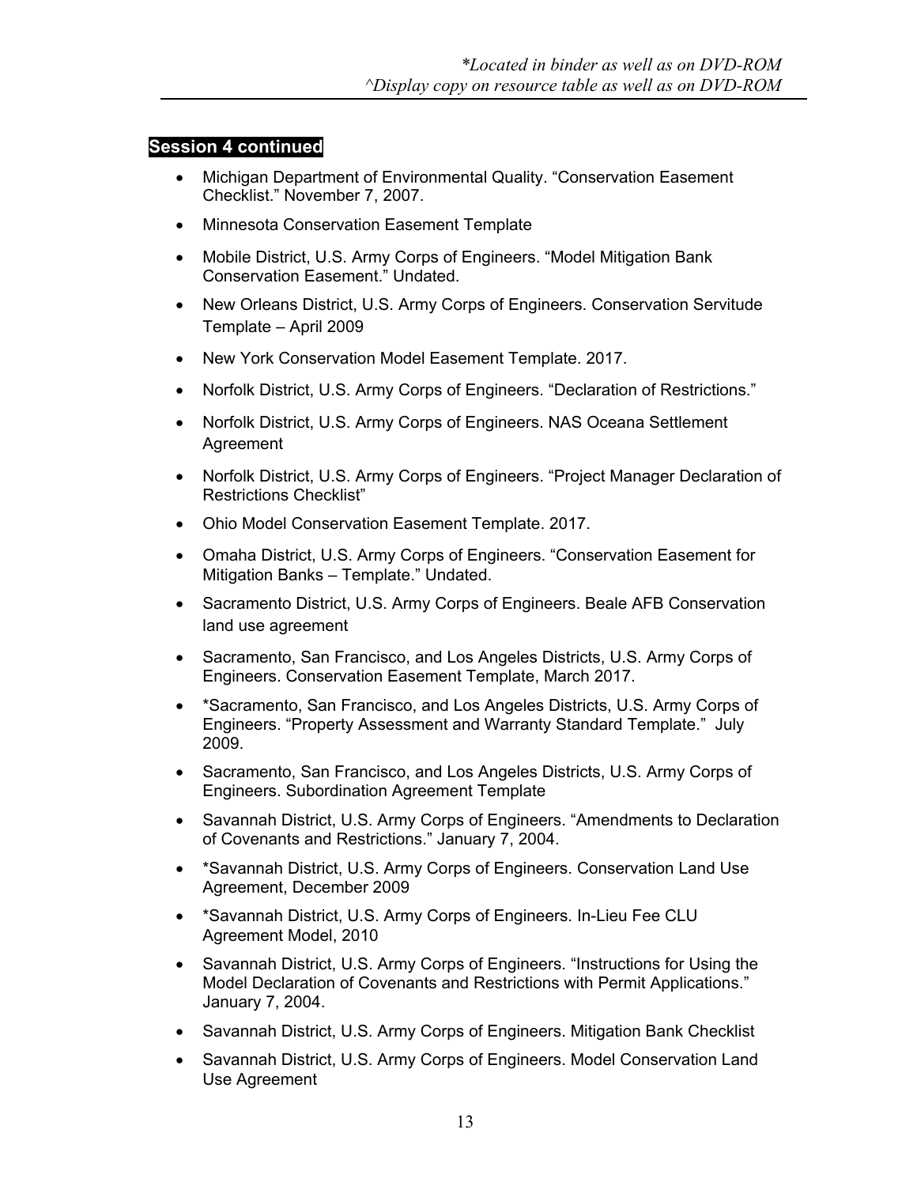## Session 4 continued

- Michigan Department of Environmental Quality. “Conservation Easement Checklist.” November 7, 2007.
- Minnesota Conservation Easement Template
- Mobile District, U.S. Army Corps of Engineers. “Model Mitigation Bank Conservation Easement.” Undated.
- New Orleans District, U.S. Army Corps of Engineers. Conservation Servitude Template – April 2009
- New York Conservation Model Easement Template. 2017.
- Norfolk District, U.S. Army Corps of Engineers. “Declaration of Restrictions.”
- Norfolk District, U.S. Army Corps of Engineers. NAS Oceana Settlement Agreement
- Norfolk District, U.S. Army Corps of Engineers. “Project Manager Declaration of Restrictions Checklist”
- Ohio Model Conservation Easement Template. 2017.
- Omaha District, U.S. Army Corps of Engineers. “Conservation Easement for Mitigation Banks – Template.” Undated.
- Sacramento District, U.S. Army Corps of Engineers. Beale AFB Conservation land use agreement
- Sacramento, San Francisco, and Los Angeles Districts, U.S. Army Corps of Engineers. Conservation Easement Template, March 2017.
- *Sacramento, San Francisco, and Los Angeles Districts, U.S. Army Corps of Engineers. “Property Assessment and Warranty Standard Template.” July 2009.
- Sacramento, San Francisco, and Los Angeles Districts, U.S. Army Corps of Engineers. Subordination Agreement Template
- Savannah District, U.S. Army Corps of Engineers. “Amendments to Declaration of Covenants and Restrictions.” January 7, 2004.
- *Savannah District, U.S. Army Corps of Engineers. Conservation Land Use Agreement, December 2009
- *Savannah District, U.S. Army Corps of Engineers. In-Lieu Fee CLU Agreement Model, 2010
- Savannah District, U.S. Army Corps of Engineers. “Instructions for Using the Model Declaration of Covenants and Restrictions with Permit Applications.” January 7, 2004.
- Savannah District, U.S. Army Corps of Engineers. Mitigation Bank Checklist
- Savannah District, U.S. Army Corps of Engineers. Model Conservation Land Use Agreement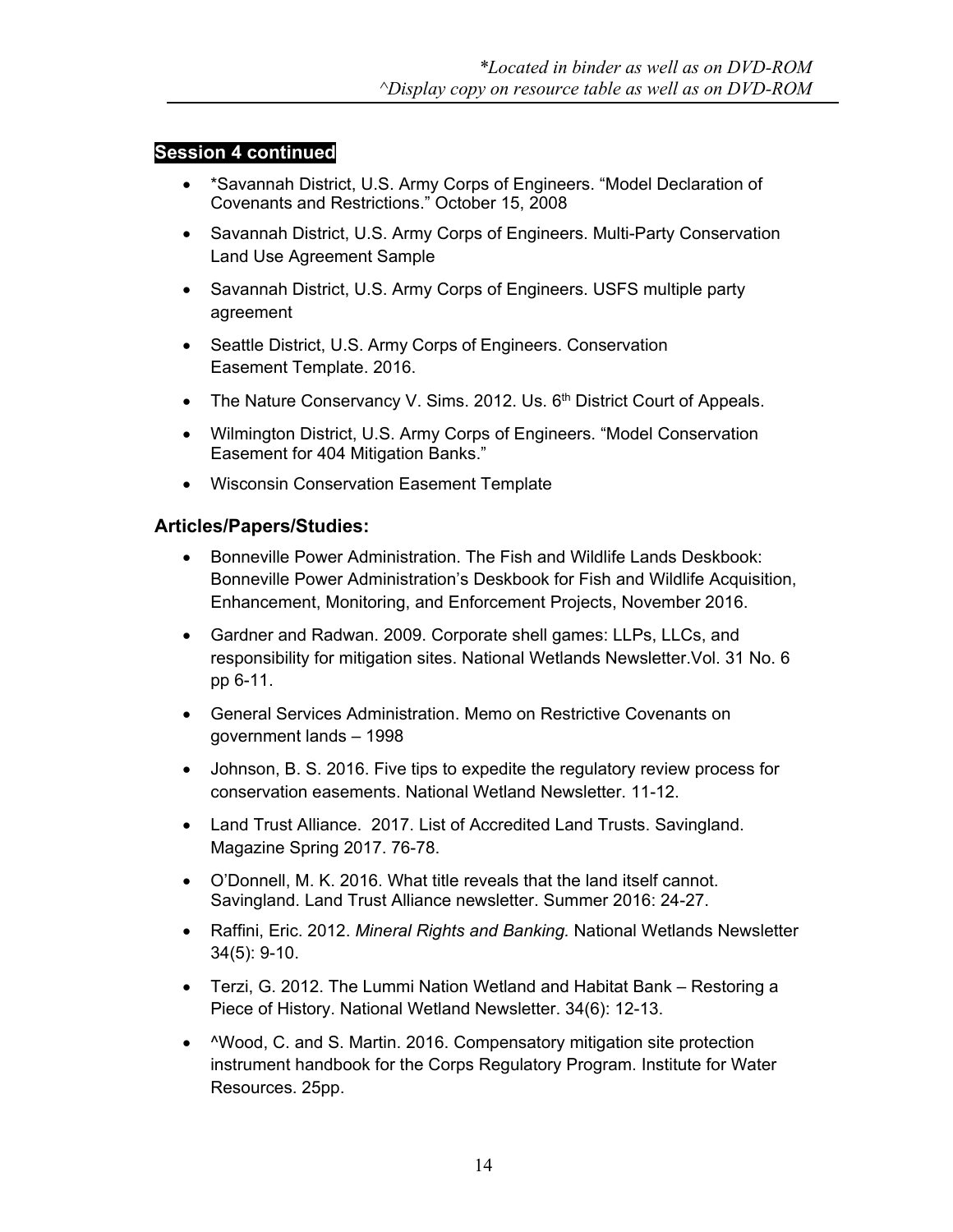**Session 4 continued**

- *Savannah District, U.S. Army Corps of Engineers. "Model Declaration of Covenants and Restrictions." October 15, 2008
- Savannah District, U.S. Army Corps of Engineers. Multi-Party Conservation Land Use Agreement Sample
- Savannah District, U.S. Army Corps of Engineers. USFS multiple party agreement
- Seattle District, U.S. Army Corps of Engineers. Conservation Easement Template. 2016.
- The Nature Conservancy V. Sims. 2012. Us. 6th District Court of Appeals.
- Wilmington District, U.S. Army Corps of Engineers. "Model Conservation Easement for 404 Mitigation Banks."
- Wisconsin Conservation Easement Template

## Articles/Papers/Studies:

- Bonneville Power Administration. The Fish and Wildlife Lands Deskbook: Bonneville Power Administration's Deskbook for Fish and Wildlife Acquisition, Enhancement, Monitoring, and Enforcement Projects, November 2016.
- Gardner and Radwan. 2009. Corporate shell games: LLPs, LLCs, and responsibility for mitigation sites. National Wetlands Newsletter.Vol. 31 No. 6 pp 6-11.
- General Services Administration. Memo on Restrictive Covenants on government lands – 1998
- Johnson, B. S. 2016. Five tips to expedite the regulatory review process for conservation easements. National Wetland Newsletter. 11-12.
- Land Trust Alliance. 2017. List of Accredited Land Trusts. Savingland. Magazine Spring 2017. 76-78.
- O'Donnell, M. K. 2016. What title reveals that the land itself cannot. Savingland. Land Trust Alliance newsletter. Summer 2016: 24-27.
- Raffini, Eric. 2012. *Mineral Rights and Banking.* National Wetlands Newsletter 34(5): 9-10.
- Terzi, G. 2012. The Lummi Nation Wetland and Habitat Bank – Restoring a Piece of History. National Wetland Newsletter. 34(6): 12-13.
- ^Wood, C. and S. Martin. 2016. Compensatory mitigation site protection instrument handbook for the Corps Regulatory Program. Institute for Water Resources. 25pp.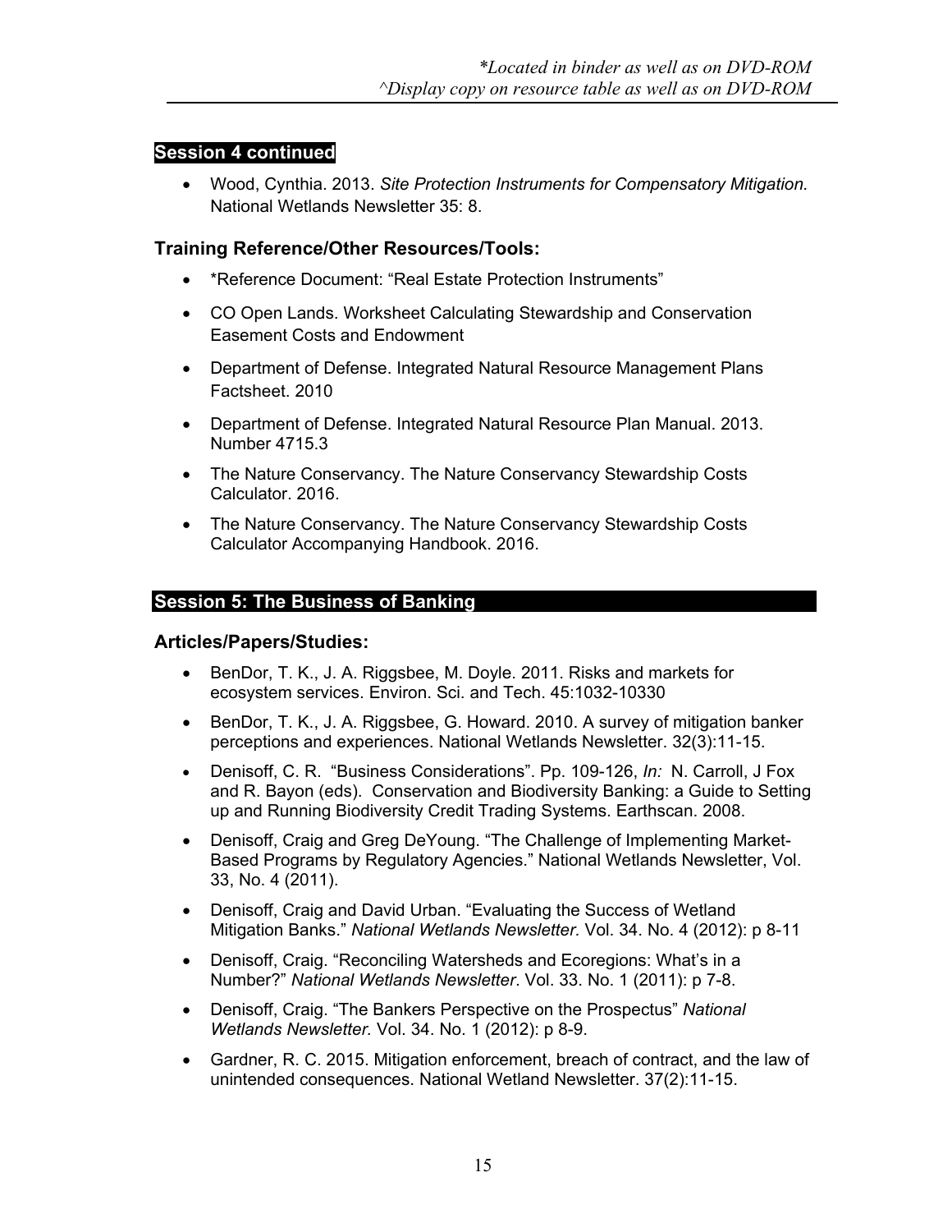*Located in binder as well as on DVD-ROM
^Display copy on resource table as well as on DVD-ROM

**Session 4 continued**

- Wood, Cynthia. 2013. *Site Protection Instruments for Compensatory Mitigation.* National Wetlands Newsletter 35: 8.

### Training Reference/Other Resources/Tools:

- *Reference Document: "Real Estate Protection Instruments"
- CO Open Lands. Worksheet Calculating Stewardship and Conservation Easement Costs and Endowment
- Department of Defense. Integrated Natural Resource Management Plans Factsheet. 2010
- Department of Defense. Integrated Natural Resource Plan Manual. 2013. Number 4715.3
- The Nature Conservancy. The Nature Conservancy Stewardship Costs Calculator. 2016.
- The Nature Conservancy. The Nature Conservancy Stewardship Costs Calculator Accompanying Handbook. 2016.

## Session 5: The Business of Banking

### Articles/Papers/Studies:

- BenDor, T. K., J. A. Riggsbee, M. Doyle. 2011. Risks and markets for ecosystem services. Environ. Sci. and Tech. 45:1032-10330
- BenDor, T. K., J. A. Riggsbee, G. Howard. 2010. A survey of mitigation banker perceptions and experiences. National Wetlands Newsletter. 32(3):11-15.
- Denisoff, C. R. "Business Considerations". Pp. 109-126, *In:* N. Carroll, J Fox and R. Bayon (eds). Conservation and Biodiversity Banking: a Guide to Setting up and Running Biodiversity Credit Trading Systems. Earthscan. 2008.
- Denisoff, Craig and Greg DeYoung. "The Challenge of Implementing Market-Based Programs by Regulatory Agencies." National Wetlands Newsletter, Vol. 33, No. 4 (2011).
- Denisoff, Craig and David Urban. "Evaluating the Success of Wetland Mitigation Banks." *National Wetlands Newsletter.* Vol. 34. No. 4 (2012): p 8-11
- Denisoff, Craig. "Reconciling Watersheds and Ecoregions: What's in a Number?" *National Wetlands Newsletter*. Vol. 33. No. 1 (2011): p 7-8.
- Denisoff, Craig. "The Bankers Perspective on the Prospectus" *National Wetlands Newsletter.* Vol. 34. No. 1 (2012): p 8-9.
- Gardner, R. C. 2015. Mitigation enforcement, breach of contract, and the law of unintended consequences. National Wetland Newsletter. 37(2):11-15.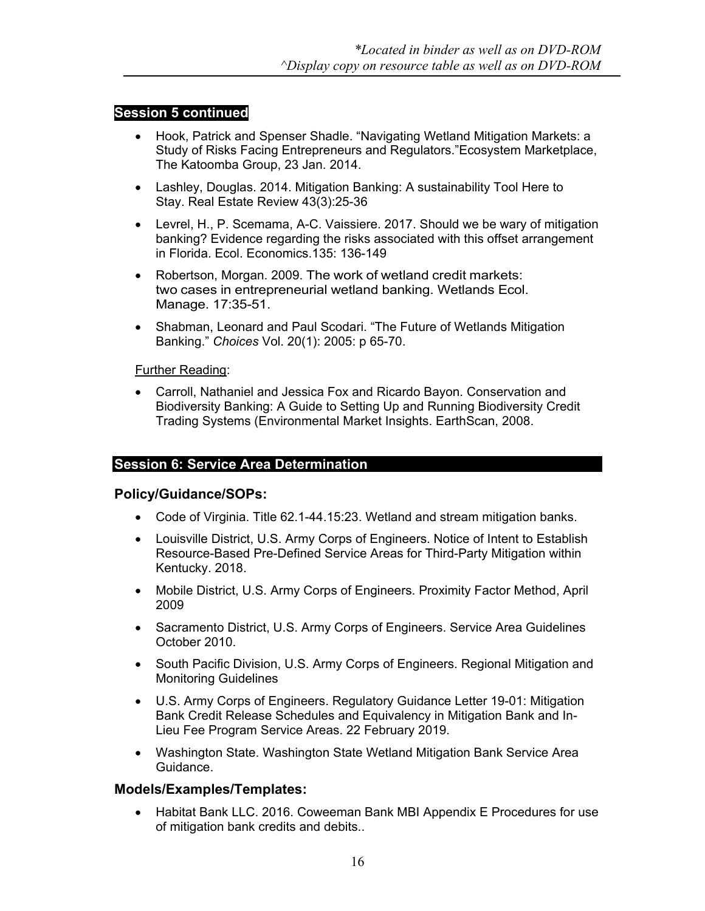## Session 5 continued

- Hook, Patrick and Spenser Shadle. "Navigating Wetland Mitigation Markets: a Study of Risks Facing Entrepreneurs and Regulators."Ecosystem Marketplace, The Katoomba Group, 23 Jan. 2014.
- Lashley, Douglas. 2014. Mitigation Banking: A sustainability Tool Here to Stay. Real Estate Review 43(3):25-36
- Levrel, H., P. Scemama, A-C. Vaissiere. 2017. Should we be wary of mitigation banking? Evidence regarding the risks associated with this offset arrangement in Florida. Ecol. Economics.135: 136-149
- Robertson, Morgan. 2009. The work of wetland credit markets: two cases in entrepreneurial wetland banking. Wetlands Ecol. Manage. 17:35-51.
- Shabman, Leonard and Paul Scodari. "The Future of Wetlands Mitigation Banking." *Choices* Vol. 20(1): 2005: p 65-70.

Further Reading:

- Carroll, Nathaniel and Jessica Fox and Ricardo Bayon. Conservation and Biodiversity Banking: A Guide to Setting Up and Running Biodiversity Credit Trading Systems (Environmental Market Insights. EarthScan, 2008.

## Session 6: Service Area Determination

### Policy/Guidance/SOPs:

- Code of Virginia. Title 62.1-44.15:23. Wetland and stream mitigation banks.
- Louisville District, U.S. Army Corps of Engineers. Notice of Intent to Establish Resource-Based Pre-Defined Service Areas for Third-Party Mitigation within Kentucky. 2018.
- Mobile District, U.S. Army Corps of Engineers. Proximity Factor Method, April 2009
- Sacramento District, U.S. Army Corps of Engineers. Service Area Guidelines October 2010.
- South Pacific Division, U.S. Army Corps of Engineers. Regional Mitigation and Monitoring Guidelines
- U.S. Army Corps of Engineers. Regulatory Guidance Letter 19-01: Mitigation Bank Credit Release Schedules and Equivalency in Mitigation Bank and In-Lieu Fee Program Service Areas. 22 February 2019.
- Washington State. Washington State Wetland Mitigation Bank Service Area Guidance.

### Models/Examples/Templates:

- Habitat Bank LLC. 2016. Coweeman Bank MBI Appendix E Procedures for use of mitigation bank credits and debits..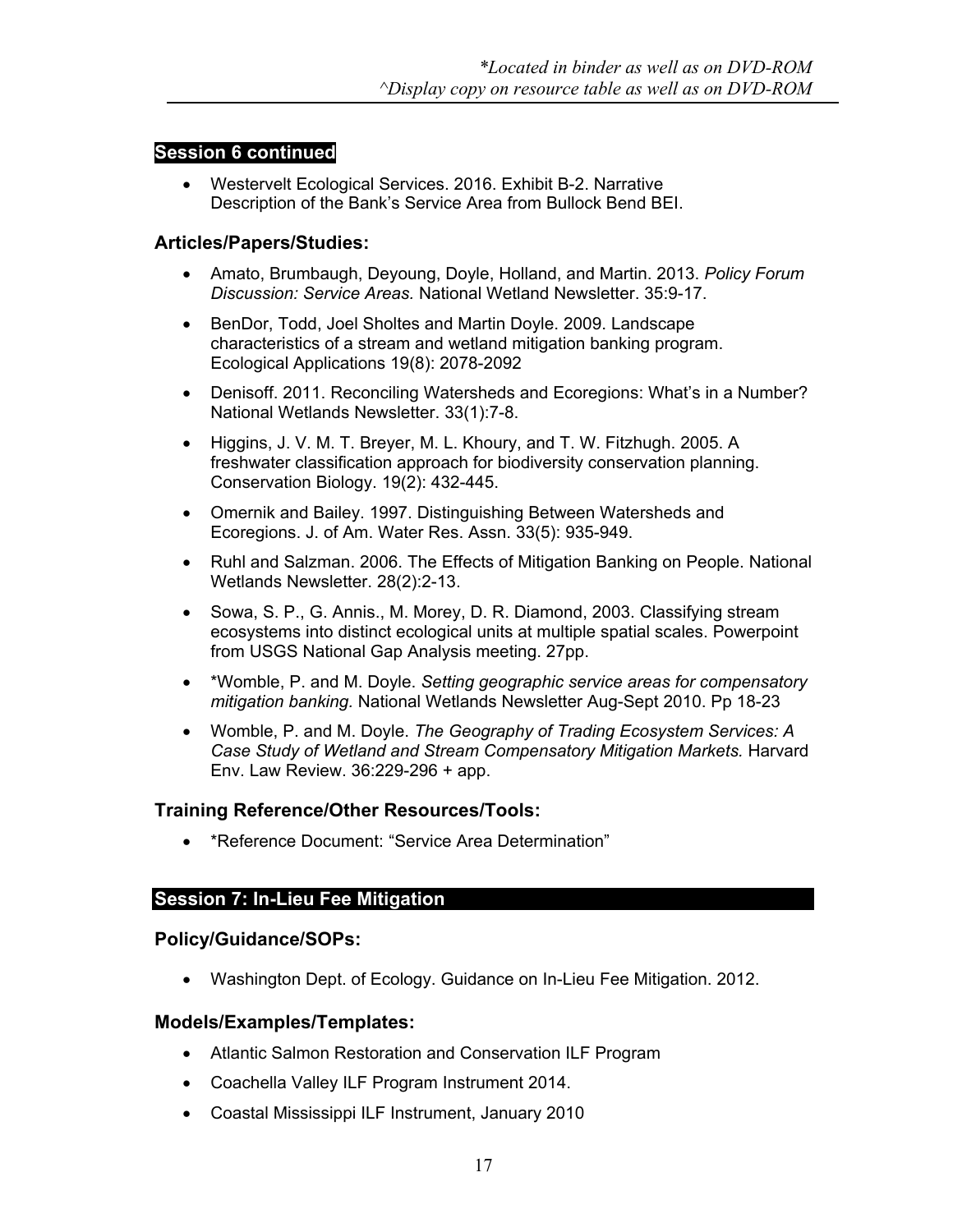## Session 6 continued

- Westervelt Ecological Services. 2016. Exhibit B-2. Narrative Description of the Bank's Service Area from Bullock Bend BEI.

### Articles/Papers/Studies:

- Amato, Brumbaugh, Deyoung, Doyle, Holland, and Martin. 2013. *Policy Forum Discussion: Service Areas.* National Wetland Newsletter. 35:9-17.
- BenDor, Todd, Joel Sholtes and Martin Doyle. 2009. Landscape characteristics of a stream and wetland mitigation banking program. Ecological Applications 19(8): 2078-2092
- Denisoff. 2011. Reconciling Watersheds and Ecoregions: What's in a Number? National Wetlands Newsletter. 33(1):7-8.
- Higgins, J. V. M. T. Breyer, M. L. Khoury, and T. W. Fitzhugh. 2005. A freshwater classification approach for biodiversity conservation planning. Conservation Biology. 19(2): 432-445.
- Omernik and Bailey. 1997. Distinguishing Between Watersheds and Ecoregions. J. of Am. Water Res. Assn. 33(5): 935-949.
- Ruhl and Salzman. 2006. The Effects of Mitigation Banking on People. National Wetlands Newsletter. 28(2):2-13.
- Sowa, S. P., G. Annis., M. Morey, D. R. Diamond, 2003. Classifying stream ecosystems into distinct ecological units at multiple spatial scales. Powerpoint from USGS National Gap Analysis meeting. 27pp.
- *Womble, P. and M. Doyle. *Setting geographic service areas for compensatory mitigation banking.* National Wetlands Newsletter Aug-Sept 2010. Pp 18-23
- Womble, P. and M. Doyle. *The Geography of Trading Ecosystem Services: A Case Study of Wetland and Stream Compensatory Mitigation Markets.* Harvard Env. Law Review. 36:229-296 + app.

### Training Reference/Other Resources/Tools:

- *Reference Document: "Service Area Determination"

## Session 7: In-Lieu Fee Mitigation

### Policy/Guidance/SOPs:

- Washington Dept. of Ecology. Guidance on In-Lieu Fee Mitigation. 2012.

### Models/Examples/Templates:

- Atlantic Salmon Restoration and Conservation ILF Program
- Coachella Valley ILF Program Instrument 2014.
- Coastal Mississippi ILF Instrument, January 2010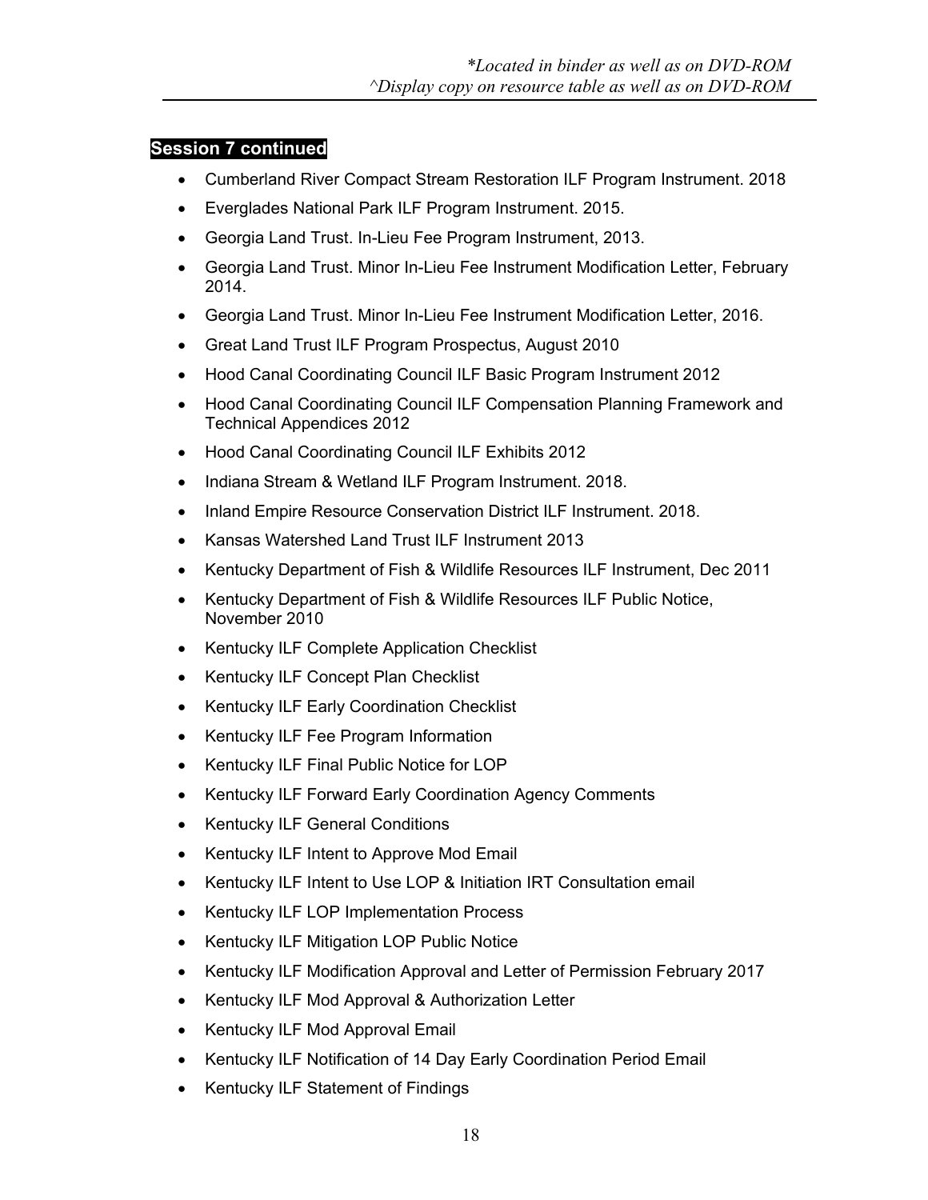**Session 7 continued**

- Cumberland River Compact Stream Restoration ILF Program Instrument. 2018
- Everglades National Park ILF Program Instrument. 2015.
- Georgia Land Trust. In-Lieu Fee Program Instrument, 2013.
- Georgia Land Trust. Minor In-Lieu Fee Instrument Modification Letter, February 2014.
- Georgia Land Trust. Minor In-Lieu Fee Instrument Modification Letter, 2016.
- Great Land Trust ILF Program Prospectus, August 2010
- Hood Canal Coordinating Council ILF Basic Program Instrument 2012
- Hood Canal Coordinating Council ILF Compensation Planning Framework and Technical Appendices 2012
- Hood Canal Coordinating Council ILF Exhibits 2012
- Indiana Stream & Wetland ILF Program Instrument. 2018.
- Inland Empire Resource Conservation District ILF Instrument. 2018.
- Kansas Watershed Land Trust ILF Instrument 2013
- Kentucky Department of Fish & Wildlife Resources ILF Instrument, Dec 2011
- Kentucky Department of Fish & Wildlife Resources ILF Public Notice, November 2010
- Kentucky ILF Complete Application Checklist
- Kentucky ILF Concept Plan Checklist
- Kentucky ILF Early Coordination Checklist
- Kentucky ILF Fee Program Information
- Kentucky ILF Final Public Notice for LOP
- Kentucky ILF Forward Early Coordination Agency Comments
- Kentucky ILF General Conditions
- Kentucky ILF Intent to Approve Mod Email
- Kentucky ILF Intent to Use LOP & Initiation IRT Consultation email
- Kentucky ILF LOP Implementation Process
- Kentucky ILF Mitigation LOP Public Notice
- Kentucky ILF Modification Approval and Letter of Permission February 2017
- Kentucky ILF Mod Approval & Authorization Letter
- Kentucky ILF Mod Approval Email
- Kentucky ILF Notification of 14 Day Early Coordination Period Email
- Kentucky ILF Statement of Findings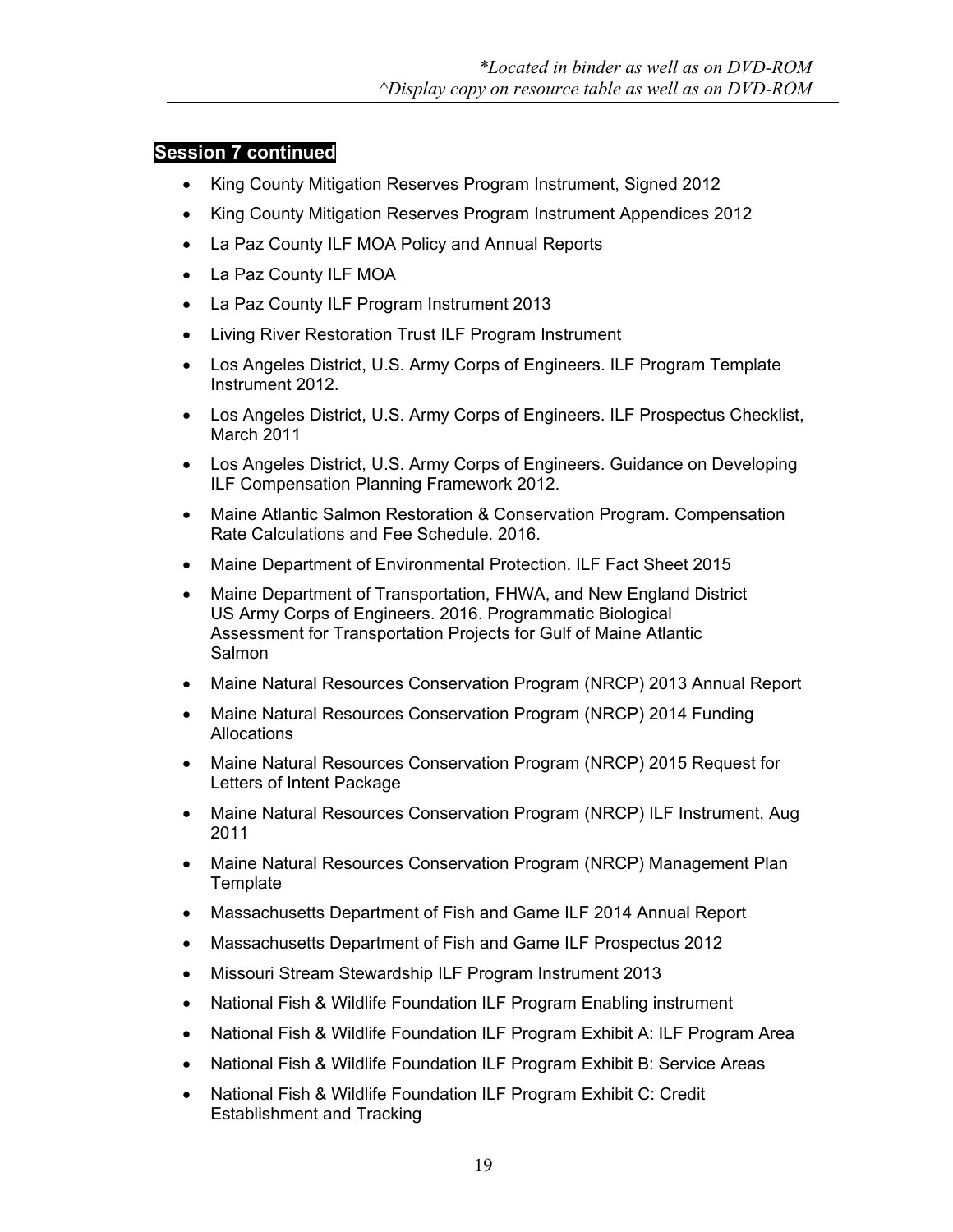**Session 7 continued**

- King County Mitigation Reserves Program Instrument, Signed 2012
- King County Mitigation Reserves Program Instrument Appendices 2012
- La Paz County ILF MOA Policy and Annual Reports
- La Paz County ILF MOA
- La Paz County ILF Program Instrument 2013
- Living River Restoration Trust ILF Program Instrument
- Los Angeles District, U.S. Army Corps of Engineers. ILF Program Template Instrument 2012.
- Los Angeles District, U.S. Army Corps of Engineers. ILF Prospectus Checklist, March 2011
- Los Angeles District, U.S. Army Corps of Engineers. Guidance on Developing ILF Compensation Planning Framework 2012.
- Maine Atlantic Salmon Restoration & Conservation Program. Compensation Rate Calculations and Fee Schedule. 2016.
- Maine Department of Environmental Protection. ILF Fact Sheet 2015
- Maine Department of Transportation, FHWA, and New England District US Army Corps of Engineers. 2016. Programmatic Biological Assessment for Transportation Projects for Gulf of Maine Atlantic Salmon
- Maine Natural Resources Conservation Program (NRCP) 2013 Annual Report
- Maine Natural Resources Conservation Program (NRCP) 2014 Funding Allocations
- Maine Natural Resources Conservation Program (NRCP) 2015 Request for Letters of Intent Package
- Maine Natural Resources Conservation Program (NRCP) ILF Instrument, Aug 2011
- Maine Natural Resources Conservation Program (NRCP) Management Plan Template
- Massachusetts Department of Fish and Game ILF 2014 Annual Report
- Massachusetts Department of Fish and Game ILF Prospectus 2012
- Missouri Stream Stewardship ILF Program Instrument 2013
- National Fish & Wildlife Foundation ILF Program Enabling instrument
- National Fish & Wildlife Foundation ILF Program Exhibit A: ILF Program Area
- National Fish & Wildlife Foundation ILF Program Exhibit B: Service Areas
- National Fish & Wildlife Foundation ILF Program Exhibit C: Credit Establishment and Tracking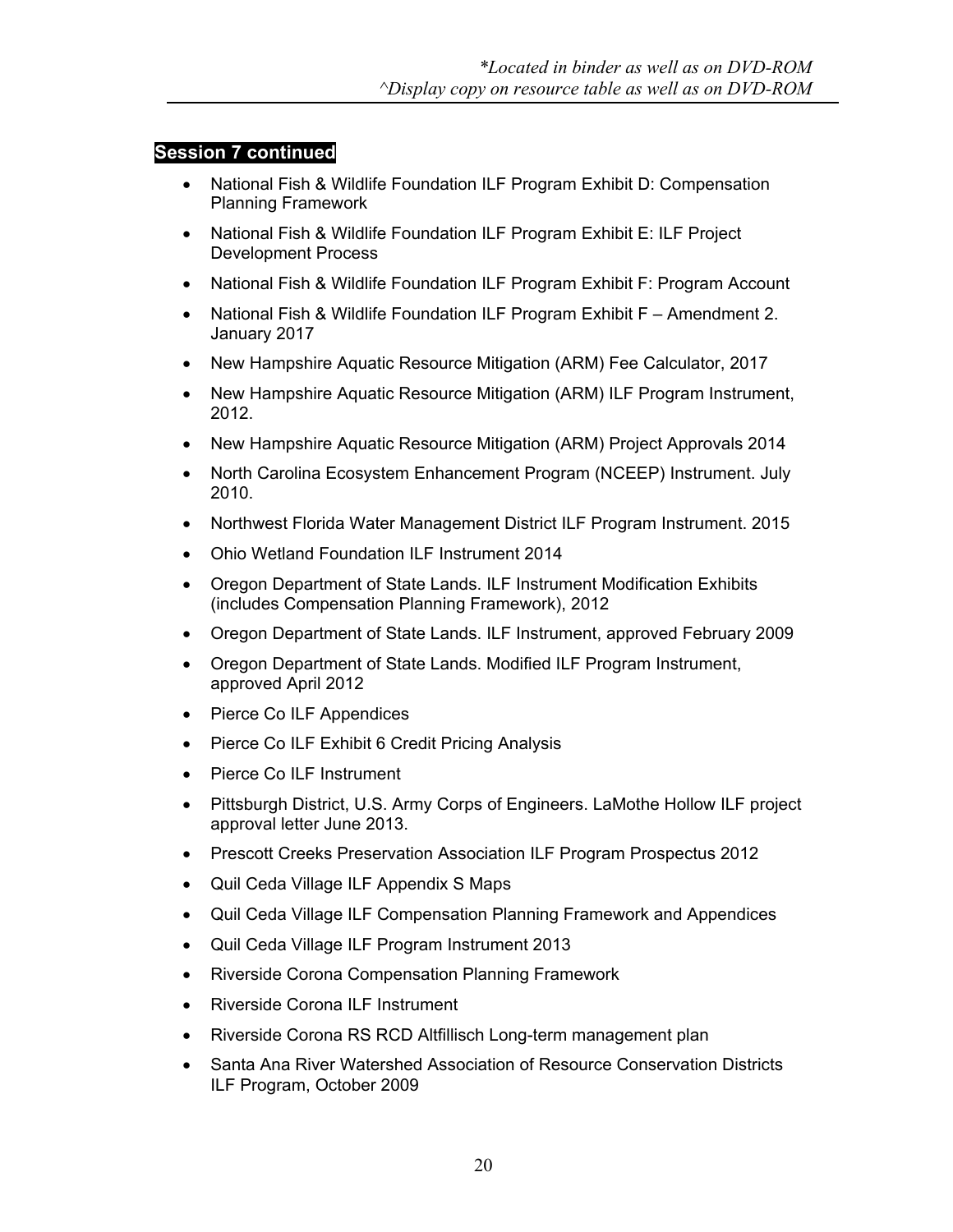**Session 7 continued**

- National Fish & Wildlife Foundation ILF Program Exhibit D: Compensation Planning Framework
- National Fish & Wildlife Foundation ILF Program Exhibit E: ILF Project Development Process
- National Fish & Wildlife Foundation ILF Program Exhibit F: Program Account
- National Fish & Wildlife Foundation ILF Program Exhibit F – Amendment 2. January 2017
- New Hampshire Aquatic Resource Mitigation (ARM) Fee Calculator, 2017
- New Hampshire Aquatic Resource Mitigation (ARM) ILF Program Instrument, 2012.
- New Hampshire Aquatic Resource Mitigation (ARM) Project Approvals 2014
- North Carolina Ecosystem Enhancement Program (NCEEP) Instrument. July 2010.
- Northwest Florida Water Management District ILF Program Instrument. 2015
- Ohio Wetland Foundation ILF Instrument 2014
- Oregon Department of State Lands. ILF Instrument Modification Exhibits (includes Compensation Planning Framework), 2012
- Oregon Department of State Lands. ILF Instrument, approved February 2009
- Oregon Department of State Lands. Modified ILF Program Instrument, approved April 2012
- Pierce Co ILF Appendices
- Pierce Co ILF Exhibit 6 Credit Pricing Analysis
- Pierce Co ILF Instrument
- Pittsburgh District, U.S. Army Corps of Engineers. LaMothe Hollow ILF project approval letter June 2013.
- Prescott Creeks Preservation Association ILF Program Prospectus 2012
- Quil Ceda Village ILF Appendix S Maps
- Quil Ceda Village ILF Compensation Planning Framework and Appendices
- Quil Ceda Village ILF Program Instrument 2013
- Riverside Corona Compensation Planning Framework
- Riverside Corona ILF Instrument
- Riverside Corona RS RCD Altfillisch Long-term management plan
- Santa Ana River Watershed Association of Resource Conservation Districts ILF Program, October 2009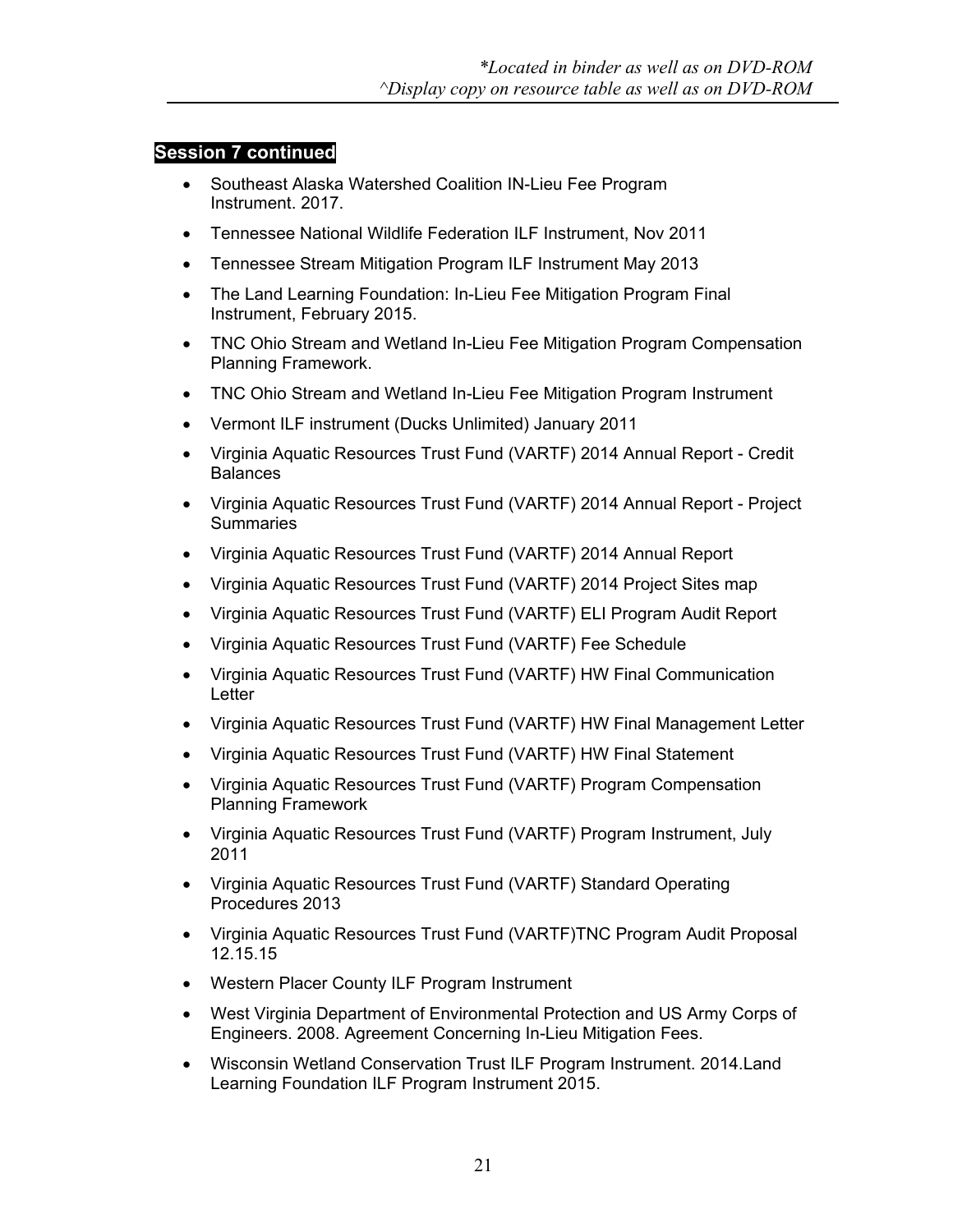## Session 7 continued

- Southeast Alaska Watershed Coalition IN-Lieu Fee Program Instrument. 2017.
- Tennessee National Wildlife Federation ILF Instrument, Nov 2011
- Tennessee Stream Mitigation Program ILF Instrument May 2013
- The Land Learning Foundation: In-Lieu Fee Mitigation Program Final Instrument, February 2015.
- TNC Ohio Stream and Wetland In-Lieu Fee Mitigation Program Compensation Planning Framework.
- TNC Ohio Stream and Wetland In-Lieu Fee Mitigation Program Instrument
- Vermont ILF instrument (Ducks Unlimited) January 2011
- Virginia Aquatic Resources Trust Fund (VARTF) 2014 Annual Report - Credit Balances
- Virginia Aquatic Resources Trust Fund (VARTF) 2014 Annual Report - Project Summaries
- Virginia Aquatic Resources Trust Fund (VARTF) 2014 Annual Report
- Virginia Aquatic Resources Trust Fund (VARTF) 2014 Project Sites map
- Virginia Aquatic Resources Trust Fund (VARTF) ELI Program Audit Report
- Virginia Aquatic Resources Trust Fund (VARTF) Fee Schedule
- Virginia Aquatic Resources Trust Fund (VARTF) HW Final Communication Letter
- Virginia Aquatic Resources Trust Fund (VARTF) HW Final Management Letter
- Virginia Aquatic Resources Trust Fund (VARTF) HW Final Statement
- Virginia Aquatic Resources Trust Fund (VARTF) Program Compensation Planning Framework
- Virginia Aquatic Resources Trust Fund (VARTF) Program Instrument, July 2011
- Virginia Aquatic Resources Trust Fund (VARTF) Standard Operating Procedures 2013
- Virginia Aquatic Resources Trust Fund (VARTF)TNC Program Audit Proposal 12.15.15
- Western Placer County ILF Program Instrument
- West Virginia Department of Environmental Protection and US Army Corps of Engineers. 2008. Agreement Concerning In-Lieu Mitigation Fees.
- Wisconsin Wetland Conservation Trust ILF Program Instrument. 2014.Land Learning Foundation ILF Program Instrument 2015.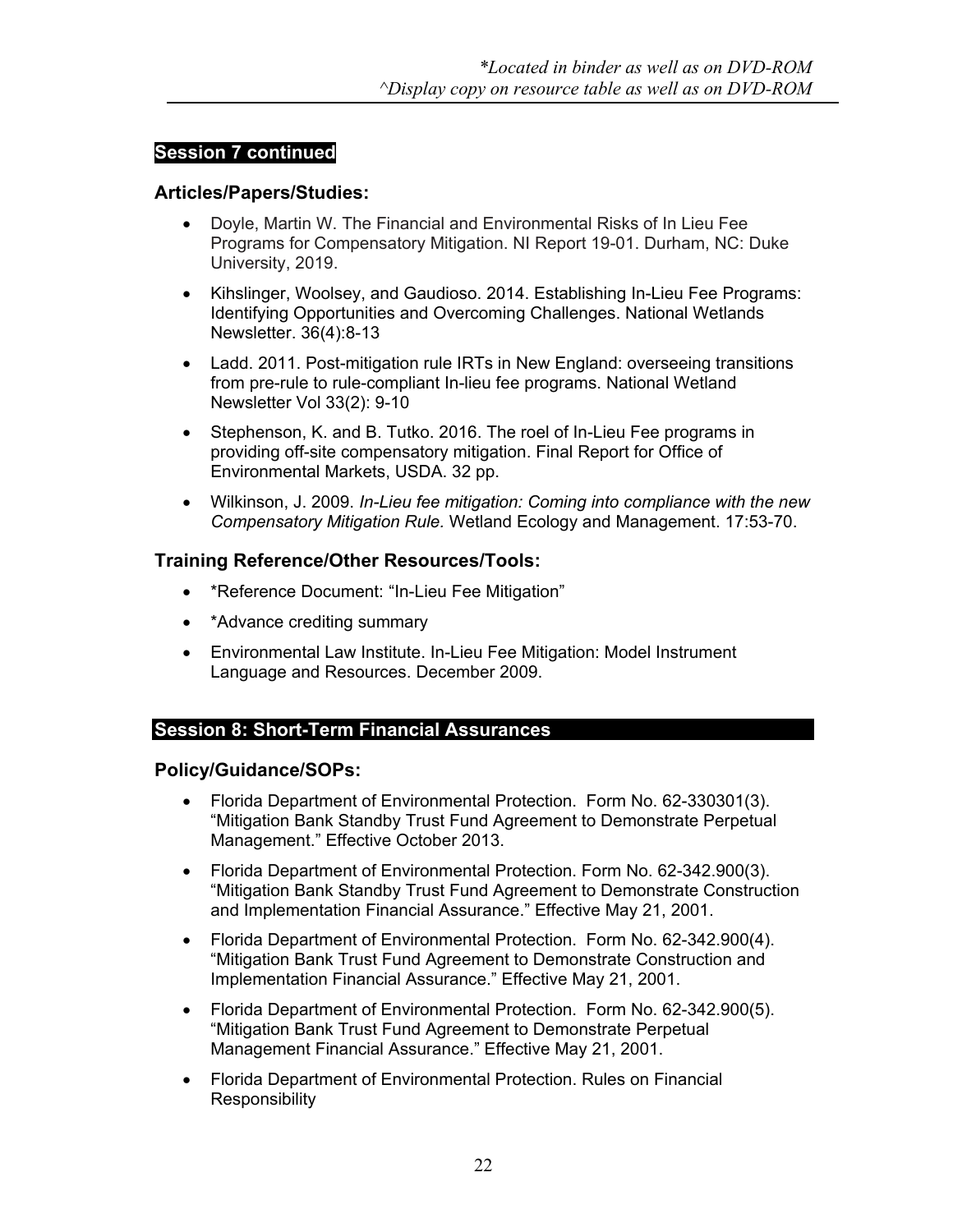## Session 7 continued

### Articles/Papers/Studies:

- Doyle, Martin W. The Financial and Environmental Risks of In Lieu Fee Programs for Compensatory Mitigation. NI Report 19-01. Durham, NC: Duke University, 2019.
- Kihslinger, Woolsey, and Gaudioso. 2014. Establishing In-Lieu Fee Programs: Identifying Opportunities and Overcoming Challenges. National Wetlands Newsletter. 36(4):8-13
- Ladd. 2011. Post-mitigation rule IRTs in New England: overseeing transitions from pre-rule to rule-compliant In-lieu fee programs. National Wetland Newsletter Vol 33(2): 9-10
- Stephenson, K. and B. Tutko. 2016. The roel of In-Lieu Fee programs in providing off-site compensatory mitigation. Final Report for Office of Environmental Markets, USDA. 32 pp.
- Wilkinson, J. 2009. *In-Lieu fee mitigation: Coming into compliance with the new Compensatory Mitigation Rule.* Wetland Ecology and Management. 17:53-70.

### Training Reference/Other Resources/Tools:

- *Reference Document: "In-Lieu Fee Mitigation"
- *Advance crediting summary
- Environmental Law Institute. In-Lieu Fee Mitigation: Model Instrument Language and Resources. December 2009.

## Session 8: Short-Term Financial Assurances

### Policy/Guidance/SOPs:

- Florida Department of Environmental Protection. Form No. 62-330301(3). "Mitigation Bank Standby Trust Fund Agreement to Demonstrate Perpetual Management." Effective October 2013.
- Florida Department of Environmental Protection. Form No. 62-342.900(3). "Mitigation Bank Standby Trust Fund Agreement to Demonstrate Construction and Implementation Financial Assurance." Effective May 21, 2001.
- Florida Department of Environmental Protection. Form No. 62-342.900(4). "Mitigation Bank Trust Fund Agreement to Demonstrate Construction and Implementation Financial Assurance." Effective May 21, 2001.
- Florida Department of Environmental Protection. Form No. 62-342.900(5). "Mitigation Bank Trust Fund Agreement to Demonstrate Perpetual Management Financial Assurance." Effective May 21, 2001.
- Florida Department of Environmental Protection. Rules on Financial Responsibility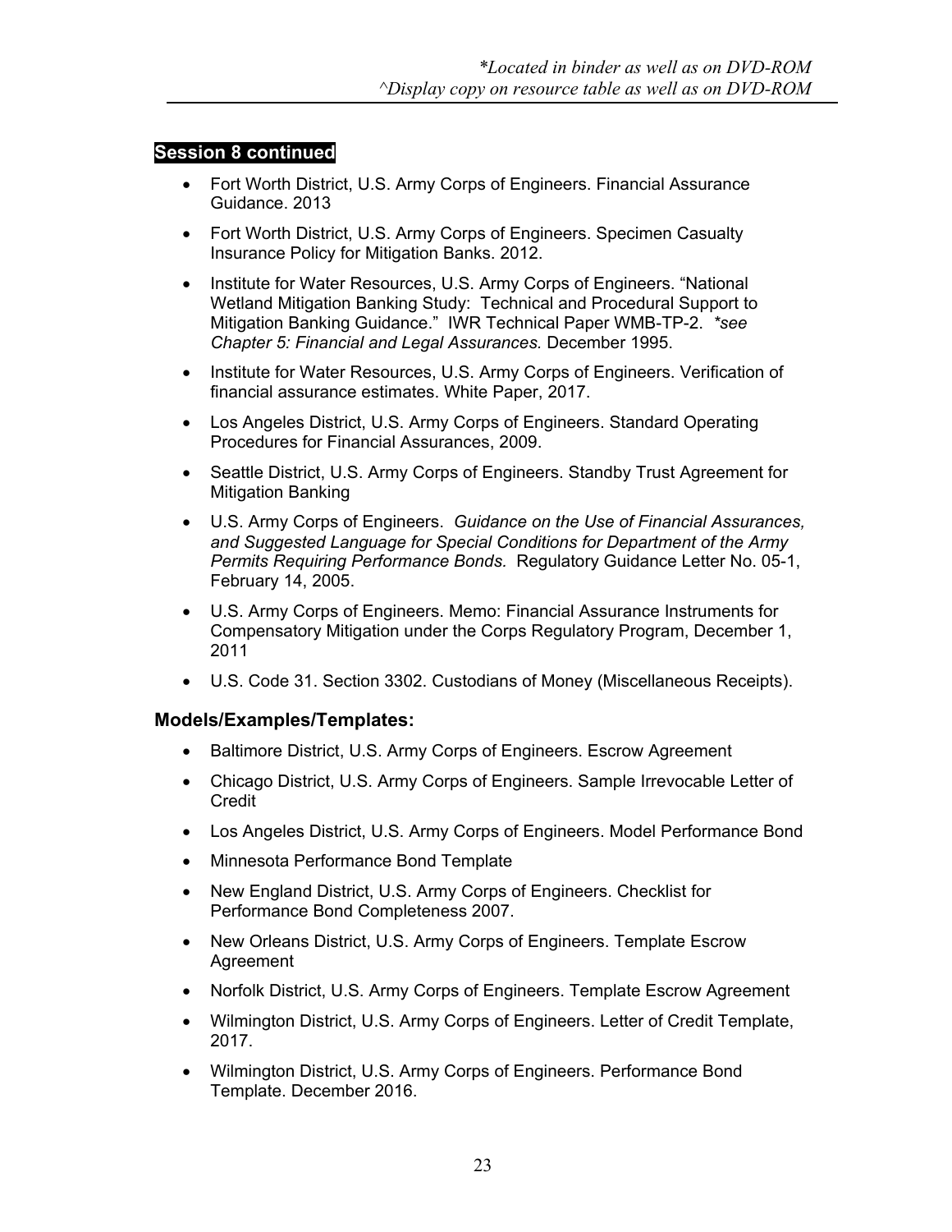## Session 8 continued

- Fort Worth District, U.S. Army Corps of Engineers. Financial Assurance Guidance. 2013
- Fort Worth District, U.S. Army Corps of Engineers. Specimen Casualty Insurance Policy for Mitigation Banks. 2012.
- Institute for Water Resources, U.S. Army Corps of Engineers. "National Wetland Mitigation Banking Study: Technical and Procedural Support to Mitigation Banking Guidance." IWR Technical Paper WMB-TP-2. *\*see Chapter 5: Financial and Legal Assurances.* December 1995.
- Institute for Water Resources, U.S. Army Corps of Engineers. Verification of financial assurance estimates. White Paper, 2017.
- Los Angeles District, U.S. Army Corps of Engineers. Standard Operating Procedures for Financial Assurances, 2009.
- Seattle District, U.S. Army Corps of Engineers. Standby Trust Agreement for Mitigation Banking
- U.S. Army Corps of Engineers. *Guidance on the Use of Financial Assurances, and Suggested Language for Special Conditions for Department of the Army Permits Requiring Performance Bonds.* Regulatory Guidance Letter No. 05-1, February 14, 2005.
- U.S. Army Corps of Engineers. Memo: Financial Assurance Instruments for Compensatory Mitigation under the Corps Regulatory Program, December 1, 2011
- U.S. Code 31. Section 3302. Custodians of Money (Miscellaneous Receipts).

### Models/Examples/Templates:

- Baltimore District, U.S. Army Corps of Engineers. Escrow Agreement
- Chicago District, U.S. Army Corps of Engineers. Sample Irrevocable Letter of Credit
- Los Angeles District, U.S. Army Corps of Engineers. Model Performance Bond
- Minnesota Performance Bond Template
- New England District, U.S. Army Corps of Engineers. Checklist for Performance Bond Completeness 2007.
- New Orleans District, U.S. Army Corps of Engineers. Template Escrow Agreement
- Norfolk District, U.S. Army Corps of Engineers. Template Escrow Agreement
- Wilmington District, U.S. Army Corps of Engineers. Letter of Credit Template, 2017.
- Wilmington District, U.S. Army Corps of Engineers. Performance Bond Template. December 2016.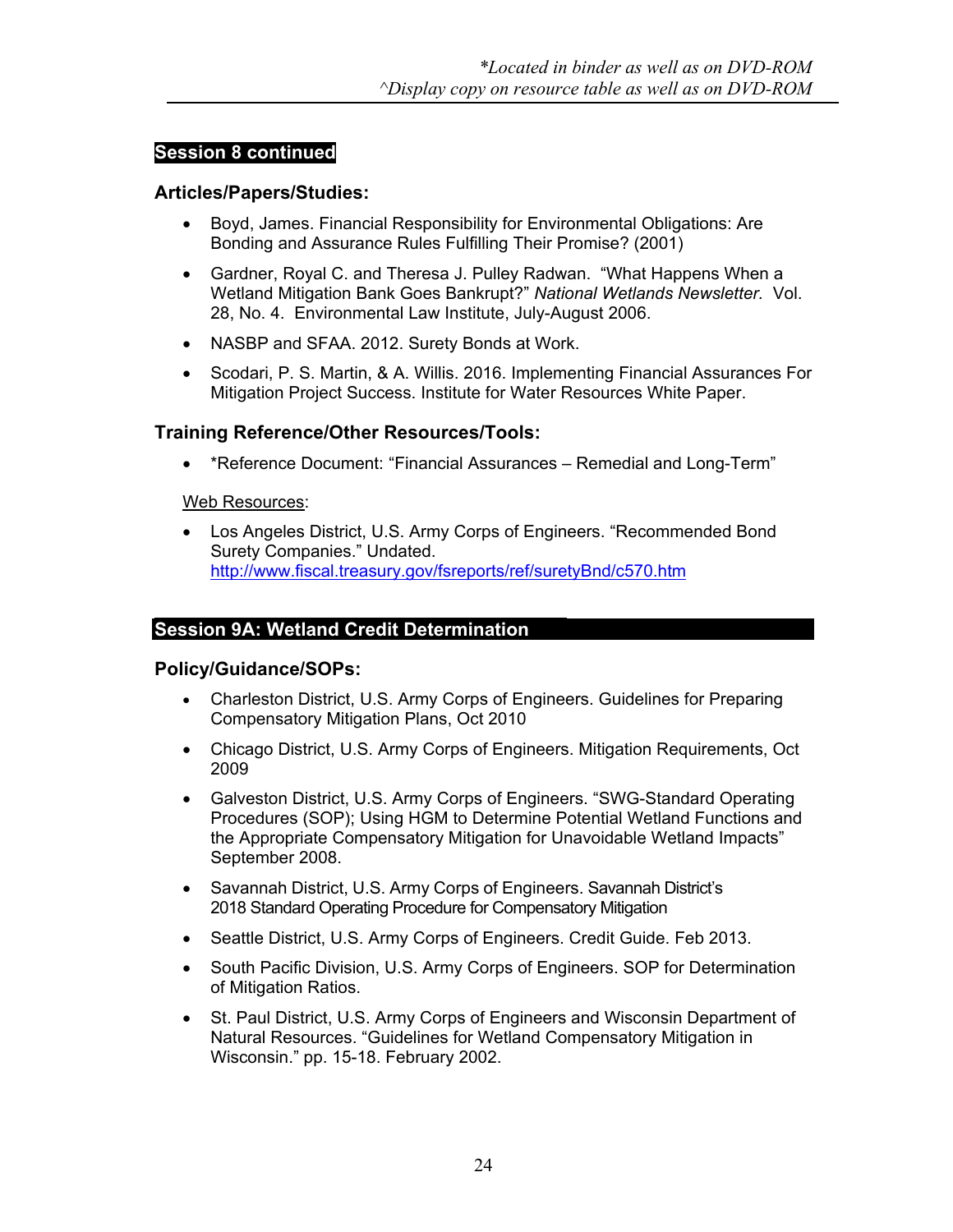*Located in binder as well as on DVD-ROM
^Display copy on resource table as well as on DVD-ROM

## Session 8 continued

### Articles/Papers/Studies:

- Boyd, James. Financial Responsibility for Environmental Obligations: Are Bonding and Assurance Rules Fulfilling Their Promise? (2001)
- Gardner, Royal C. and Theresa J. Pulley Radwan. "What Happens When a Wetland Mitigation Bank Goes Bankrupt?" *National Wetlands Newsletter.* Vol. 28, No. 4. Environmental Law Institute, July-August 2006.
- NASBP and SFAA. 2012. Surety Bonds at Work.
- Scodari, P. S. Martin, & A. Willis. 2016. Implementing Financial Assurances For Mitigation Project Success. Institute for Water Resources White Paper.

### Training Reference/Other Resources/Tools:

- *Reference Document: "Financial Assurances – Remedial and Long-Term"

Web Resources:

- Los Angeles District, U.S. Army Corps of Engineers. "Recommended Bond Surety Companies." Undated. http://www.fiscal.treasury.gov/fsreports/ref/suretyBnd/c570.htm

## Session 9A: Wetland Credit Determination

### Policy/Guidance/SOPs:

- Charleston District, U.S. Army Corps of Engineers. Guidelines for Preparing Compensatory Mitigation Plans, Oct 2010
- Chicago District, U.S. Army Corps of Engineers. Mitigation Requirements, Oct 2009
- Galveston District, U.S. Army Corps of Engineers. "SWG-Standard Operating Procedures (SOP); Using HGM to Determine Potential Wetland Functions and the Appropriate Compensatory Mitigation for Unavoidable Wetland Impacts" September 2008.
- Savannah District, U.S. Army Corps of Engineers. Savannah District's 2018 Standard Operating Procedure for Compensatory Mitigation
- Seattle District, U.S. Army Corps of Engineers. Credit Guide. Feb 2013.
- South Pacific Division, U.S. Army Corps of Engineers. SOP for Determination of Mitigation Ratios.
- St. Paul District, U.S. Army Corps of Engineers and Wisconsin Department of Natural Resources. "Guidelines for Wetland Compensatory Mitigation in Wisconsin." pp. 15-18. February 2002.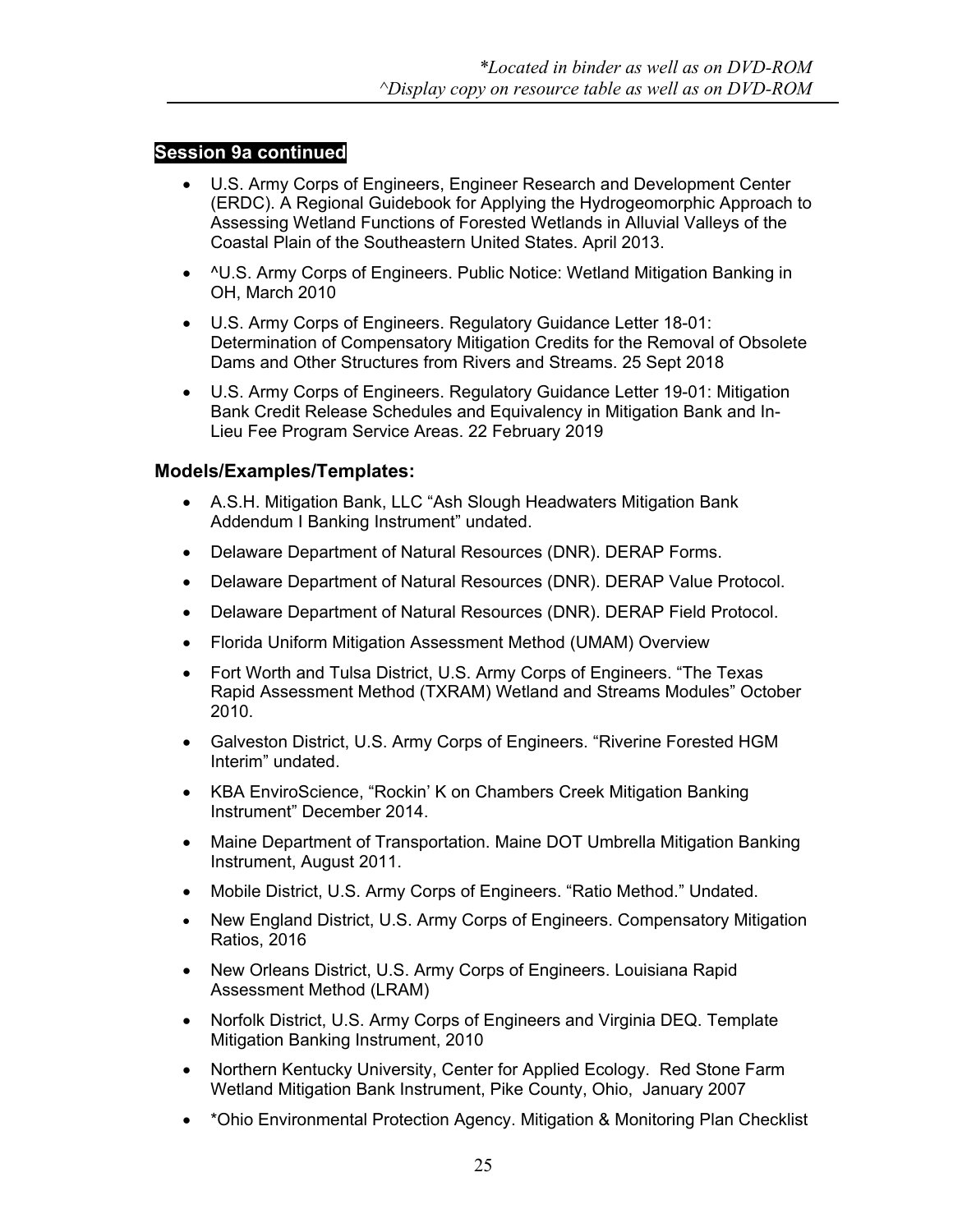*\*Located in binder as well as on DVD-ROM*
*^Display copy on resource table as well as on DVD-ROM*

**Session 9a continued**

- U.S. Army Corps of Engineers, Engineer Research and Development Center (ERDC). A Regional Guidebook for Applying the Hydrogeomorphic Approach to Assessing Wetland Functions of Forested Wetlands in Alluvial Valleys of the Coastal Plain of the Southeastern United States. April 2013.
- ^U.S. Army Corps of Engineers. Public Notice: Wetland Mitigation Banking in OH, March 2010
- U.S. Army Corps of Engineers. Regulatory Guidance Letter 18-01: Determination of Compensatory Mitigation Credits for the Removal of Obsolete Dams and Other Structures from Rivers and Streams. 25 Sept 2018
- U.S. Army Corps of Engineers. Regulatory Guidance Letter 19-01: Mitigation Bank Credit Release Schedules and Equivalency in Mitigation Bank and In-Lieu Fee Program Service Areas. 22 February 2019

### Models/Examples/Templates:

- A.S.H. Mitigation Bank, LLC "Ash Slough Headwaters Mitigation Bank Addendum I Banking Instrument" undated.
- Delaware Department of Natural Resources (DNR). DERAP Forms.
- Delaware Department of Natural Resources (DNR). DERAP Value Protocol.
- Delaware Department of Natural Resources (DNR). DERAP Field Protocol.
- Florida Uniform Mitigation Assessment Method (UMAM) Overview
- Fort Worth and Tulsa District, U.S. Army Corps of Engineers. "The Texas Rapid Assessment Method (TXRAM) Wetland and Streams Modules" October 2010.
- Galveston District, U.S. Army Corps of Engineers. "Riverine Forested HGM Interim" undated.
- KBA EnviroScience, "Rockin' K on Chambers Creek Mitigation Banking Instrument" December 2014.
- Maine Department of Transportation. Maine DOT Umbrella Mitigation Banking Instrument, August 2011.
- Mobile District, U.S. Army Corps of Engineers. "Ratio Method." Undated.
- New England District, U.S. Army Corps of Engineers. Compensatory Mitigation Ratios, 2016
- New Orleans District, U.S. Army Corps of Engineers. Louisiana Rapid Assessment Method (LRAM)
- Norfolk District, U.S. Army Corps of Engineers and Virginia DEQ. Template Mitigation Banking Instrument, 2010
- Northern Kentucky University, Center for Applied Ecology. Red Stone Farm Wetland Mitigation Bank Instrument, Pike County, Ohio, January 2007
- *Ohio Environmental Protection Agency. Mitigation & Monitoring Plan Checklist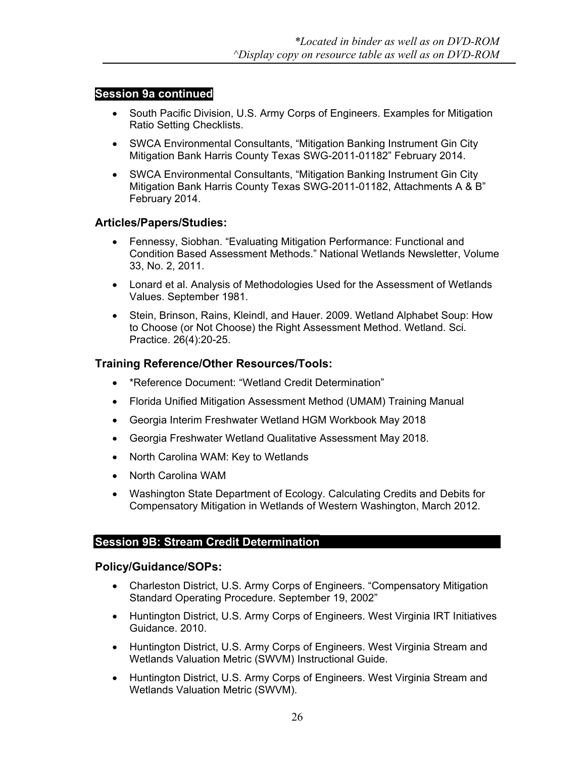*\*Located in binder as well as on DVD-ROM*
*^Display copy on resource table as well as on DVD-ROM*

## Session 9a continued

- South Pacific Division, U.S. Army Corps of Engineers. Examples for Mitigation Ratio Setting Checklists.
- SWCA Environmental Consultants, "Mitigation Banking Instrument Gin City Mitigation Bank Harris County Texas SWG-2011-01182" February 2014.
- SWCA Environmental Consultants, "Mitigation Banking Instrument Gin City Mitigation Bank Harris County Texas SWG-2011-01182, Attachments A & B" February 2014.

### Articles/Papers/Studies:

- Fennessy, Siobhan. "Evaluating Mitigation Performance: Functional and Condition Based Assessment Methods." National Wetlands Newsletter, Volume 33, No. 2, 2011.
- Lonard et al. Analysis of Methodologies Used for the Assessment of Wetlands Values. September 1981.
- Stein, Brinson, Rains, Kleindl, and Hauer. 2009. Wetland Alphabet Soup: How to Choose (or Not Choose) the Right Assessment Method. Wetland. Sci. Practice. 26(4):20-25.

### Training Reference/Other Resources/Tools:

- *Reference Document: "Wetland Credit Determination"
- Florida Unified Mitigation Assessment Method (UMAM) Training Manual
- Georgia Interim Freshwater Wetland HGM Workbook May 2018
- Georgia Freshwater Wetland Qualitative Assessment May 2018.
- North Carolina WAM: Key to Wetlands
- North Carolina WAM
- Washington State Department of Ecology. Calculating Credits and Debits for Compensatory Mitigation in Wetlands of Western Washington, March 2012.

## Session 9B: Stream Credit Determination

### Policy/Guidance/SOPs:

- Charleston District, U.S. Army Corps of Engineers. "Compensatory Mitigation Standard Operating Procedure. September 19, 2002"
- Huntington District, U.S. Army Corps of Engineers. West Virginia IRT Initiatives Guidance. 2010.
- Huntington District, U.S. Army Corps of Engineers. West Virginia Stream and Wetlands Valuation Metric (SWVM) Instructional Guide.
- Huntington District, U.S. Army Corps of Engineers. West Virginia Stream and Wetlands Valuation Metric (SWVM).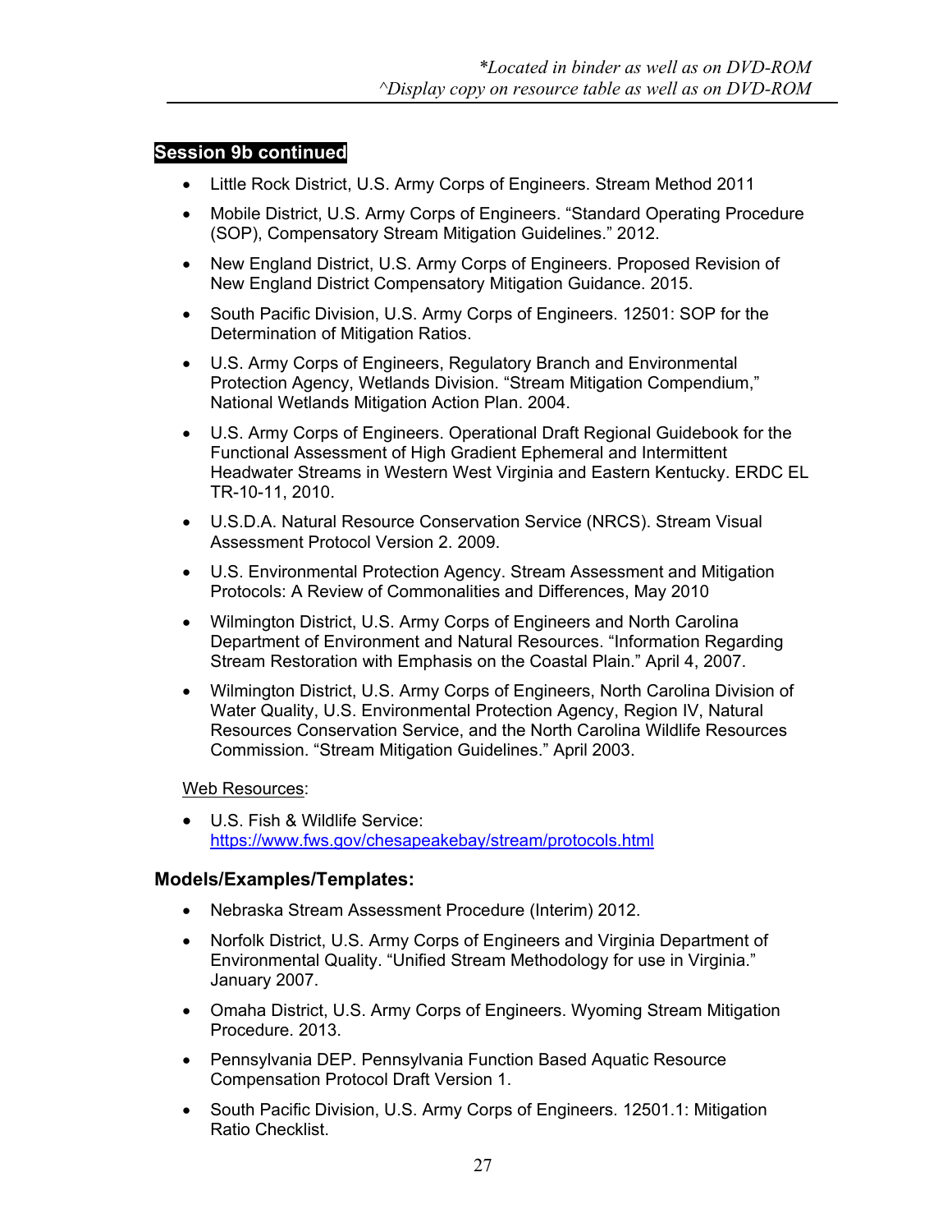**Session 9b continued**

- Little Rock District, U.S. Army Corps of Engineers. Stream Method 2011
- Mobile District, U.S. Army Corps of Engineers. "Standard Operating Procedure (SOP), Compensatory Stream Mitigation Guidelines." 2012.
- New England District, U.S. Army Corps of Engineers. Proposed Revision of New England District Compensatory Mitigation Guidance. 2015.
- South Pacific Division, U.S. Army Corps of Engineers. 12501: SOP for the Determination of Mitigation Ratios.
- U.S. Army Corps of Engineers, Regulatory Branch and Environmental Protection Agency, Wetlands Division. "Stream Mitigation Compendium," National Wetlands Mitigation Action Plan. 2004.
- U.S. Army Corps of Engineers. Operational Draft Regional Guidebook for the Functional Assessment of High Gradient Ephemeral and Intermittent Headwater Streams in Western West Virginia and Eastern Kentucky. ERDC EL TR-10-11, 2010.
- U.S.D.A. Natural Resource Conservation Service (NRCS). Stream Visual Assessment Protocol Version 2. 2009.
- U.S. Environmental Protection Agency. Stream Assessment and Mitigation Protocols: A Review of Commonalities and Differences, May 2010
- Wilmington District, U.S. Army Corps of Engineers and North Carolina Department of Environment and Natural Resources. "Information Regarding Stream Restoration with Emphasis on the Coastal Plain." April 4, 2007.
- Wilmington District, U.S. Army Corps of Engineers, North Carolina Division of Water Quality, U.S. Environmental Protection Agency, Region IV, Natural Resources Conservation Service, and the North Carolina Wildlife Resources Commission. "Stream Mitigation Guidelines." April 2003.

Web Resources:

- U.S. Fish & Wildlife Service: https://www.fws.gov/chesapeakebay/stream/protocols.html

**Models/Examples/Templates:**

- Nebraska Stream Assessment Procedure (Interim) 2012.
- Norfolk District, U.S. Army Corps of Engineers and Virginia Department of Environmental Quality. "Unified Stream Methodology for use in Virginia." January 2007.
- Omaha District, U.S. Army Corps of Engineers. Wyoming Stream Mitigation Procedure. 2013.
- Pennsylvania DEP. Pennsylvania Function Based Aquatic Resource Compensation Protocol Draft Version 1.
- South Pacific Division, U.S. Army Corps of Engineers. 12501.1: Mitigation Ratio Checklist.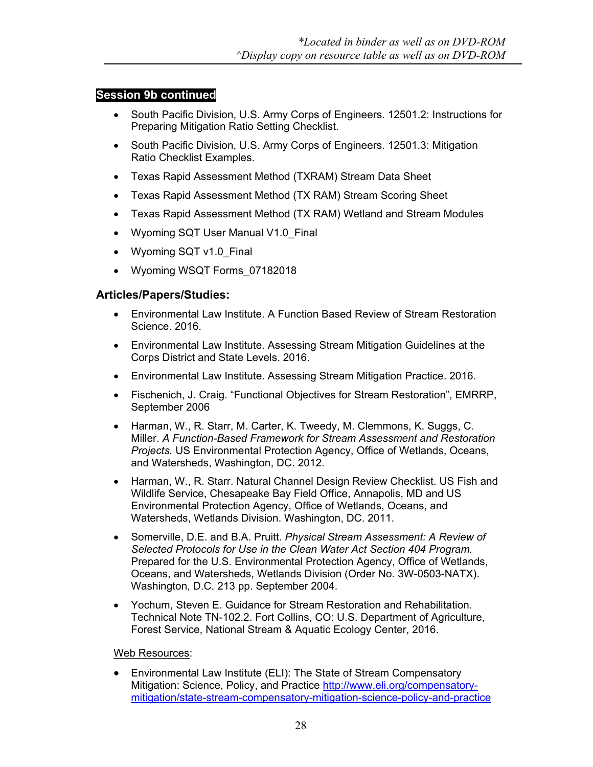**Session 9b continued**

- South Pacific Division, U.S. Army Corps of Engineers. 12501.2: Instructions for Preparing Mitigation Ratio Setting Checklist.
- South Pacific Division, U.S. Army Corps of Engineers. 12501.3: Mitigation Ratio Checklist Examples.
- Texas Rapid Assessment Method (TXRAM) Stream Data Sheet
- Texas Rapid Assessment Method (TX RAM) Stream Scoring Sheet
- Texas Rapid Assessment Method (TX RAM) Wetland and Stream Modules
- Wyoming SQT User Manual V1.0_Final
- Wyoming SQT v1.0_Final
- Wyoming WSQT Forms_07182018

### Articles/Papers/Studies:

- Environmental Law Institute. A Function Based Review of Stream Restoration Science. 2016.
- Environmental Law Institute. Assessing Stream Mitigation Guidelines at the Corps District and State Levels. 2016.
- Environmental Law Institute. Assessing Stream Mitigation Practice. 2016.
- Fischenich, J. Craig. "Functional Objectives for Stream Restoration", EMRRP, September 2006
- Harman, W., R. Starr, M. Carter, K. Tweedy, M. Clemmons, K. Suggs, C. Miller. *A Function-Based Framework for Stream Assessment and Restoration Projects.* US Environmental Protection Agency, Office of Wetlands, Oceans, and Watersheds, Washington, DC. 2012.
- Harman, W., R. Starr. Natural Channel Design Review Checklist. US Fish and Wildlife Service, Chesapeake Bay Field Office, Annapolis, MD and US Environmental Protection Agency, Office of Wetlands, Oceans, and Watersheds, Wetlands Division. Washington, DC. 2011.
- Somerville, D.E. and B.A. Pruitt. *Physical Stream Assessment: A Review of Selected Protocols for Use in the Clean Water Act Section 404 Program.* Prepared for the U.S. Environmental Protection Agency, Office of Wetlands, Oceans, and Watersheds, Wetlands Division (Order No. 3W-0503-NATX). Washington, D.C. 213 pp. September 2004.
- Yochum, Steven E. Guidance for Stream Restoration and Rehabilitation. Technical Note TN-102.2. Fort Collins, CO: U.S. Department of Agriculture, Forest Service, National Stream & Aquatic Ecology Center, 2016.

Web Resources:

- Environmental Law Institute (ELI): The State of Stream Compensatory Mitigation: Science, Policy, and Practice http://www.eli.org/compensatory-mitigation/state-stream-compensatory-mitigation-science-policy-and-practice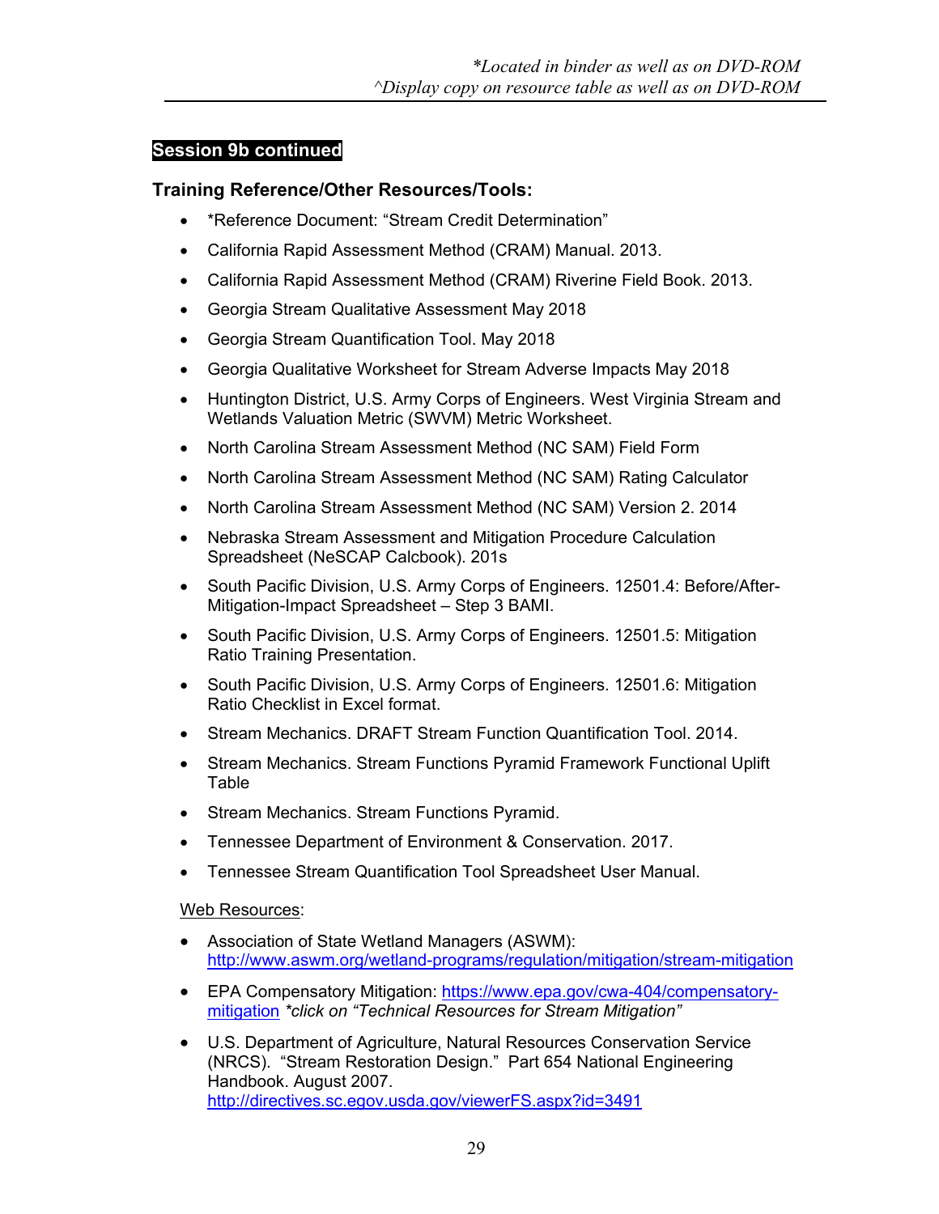**Session 9b continued**

### Training Reference/Other Resources/Tools:

- *Reference Document: “Stream Credit Determination”
- California Rapid Assessment Method (CRAM) Manual. 2013.
- California Rapid Assessment Method (CRAM) Riverine Field Book. 2013.
- Georgia Stream Qualitative Assessment May 2018
- Georgia Stream Quantification Tool. May 2018
- Georgia Qualitative Worksheet for Stream Adverse Impacts May 2018
- Huntington District, U.S. Army Corps of Engineers. West Virginia Stream and Wetlands Valuation Metric (SWVM) Metric Worksheet.
- North Carolina Stream Assessment Method (NC SAM) Field Form
- North Carolina Stream Assessment Method (NC SAM) Rating Calculator
- North Carolina Stream Assessment Method (NC SAM) Version 2. 2014
- Nebraska Stream Assessment and Mitigation Procedure Calculation Spreadsheet (NeSCAP Calcbook). 201s
- South Pacific Division, U.S. Army Corps of Engineers. 12501.4: Before/After-Mitigation-Impact Spreadsheet – Step 3 BAMI.
- South Pacific Division, U.S. Army Corps of Engineers. 12501.5: Mitigation Ratio Training Presentation.
- South Pacific Division, U.S. Army Corps of Engineers. 12501.6: Mitigation Ratio Checklist in Excel format.
- Stream Mechanics. DRAFT Stream Function Quantification Tool. 2014.
- Stream Mechanics. Stream Functions Pyramid Framework Functional Uplift Table
- Stream Mechanics. Stream Functions Pyramid.
- Tennessee Department of Environment & Conservation. 2017.
- Tennessee Stream Quantification Tool Spreadsheet User Manual.

Web Resources:

- Association of State Wetland Managers (ASWM): http://www.aswm.org/wetland-programs/regulation/mitigation/stream-mitigation
- EPA Compensatory Mitigation: https://www.epa.gov/cwa-404/compensatory-mitigation *click on “Technical Resources for Stream Mitigation”*
- U.S. Department of Agriculture, Natural Resources Conservation Service (NRCS). “Stream Restoration Design.” Part 654 National Engineering Handbook. August 2007. http://directives.sc.egov.usda.gov/viewerFS.aspx?id=3491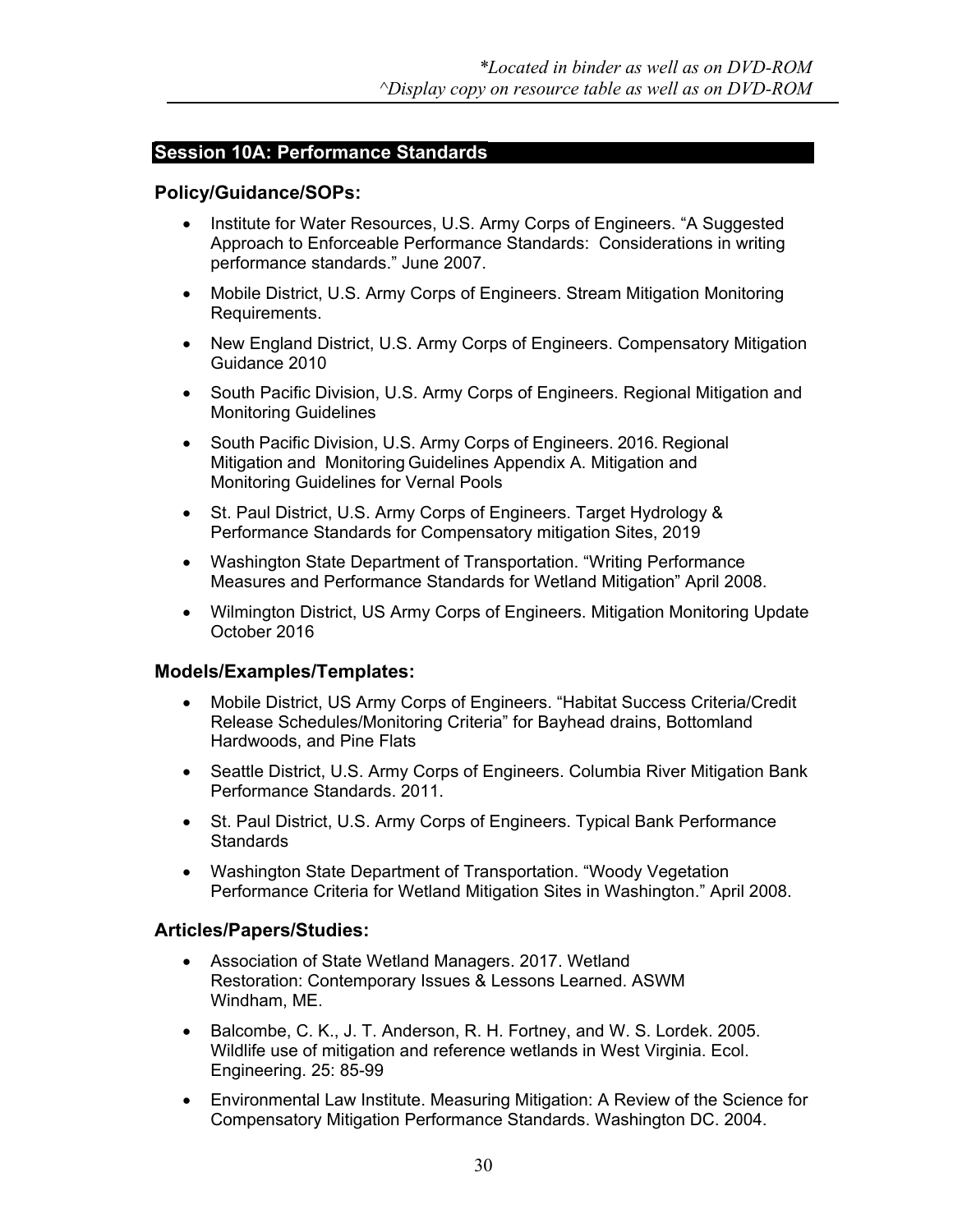*\*Located in binder as well as on DVD-ROM*
*^Display copy on resource table as well as on DVD-ROM*

## Session 10A: Performance Standards

### Policy/Guidance/SOPs:

- Institute for Water Resources, U.S. Army Corps of Engineers. "A Suggested Approach to Enforceable Performance Standards: Considerations in writing performance standards." June 2007.
- Mobile District, U.S. Army Corps of Engineers. Stream Mitigation Monitoring Requirements.
- New England District, U.S. Army Corps of Engineers. Compensatory Mitigation Guidance 2010
- South Pacific Division, U.S. Army Corps of Engineers. Regional Mitigation and Monitoring Guidelines
- South Pacific Division, U.S. Army Corps of Engineers. 2016. Regional Mitigation and Monitoring Guidelines Appendix A. Mitigation and Monitoring Guidelines for Vernal Pools
- St. Paul District, U.S. Army Corps of Engineers. Target Hydrology & Performance Standards for Compensatory mitigation Sites, 2019
- Washington State Department of Transportation. "Writing Performance Measures and Performance Standards for Wetland Mitigation" April 2008.
- Wilmington District, US Army Corps of Engineers. Mitigation Monitoring Update October 2016

### Models/Examples/Templates:

- Mobile District, US Army Corps of Engineers. "Habitat Success Criteria/Credit Release Schedules/Monitoring Criteria" for Bayhead drains, Bottomland Hardwoods, and Pine Flats
- Seattle District, U.S. Army Corps of Engineers. Columbia River Mitigation Bank Performance Standards. 2011.
- St. Paul District, U.S. Army Corps of Engineers. Typical Bank Performance Standards
- Washington State Department of Transportation. "Woody Vegetation Performance Criteria for Wetland Mitigation Sites in Washington." April 2008.

### Articles/Papers/Studies:

- Association of State Wetland Managers. 2017. Wetland Restoration: Contemporary Issues & Lessons Learned. ASWM Windham, ME.
- Balcombe, C. K., J. T. Anderson, R. H. Fortney, and W. S. Lordek. 2005. Wildlife use of mitigation and reference wetlands in West Virginia. Ecol. Engineering. 25: 85-99
- Environmental Law Institute. Measuring Mitigation: A Review of the Science for Compensatory Mitigation Performance Standards. Washington DC. 2004.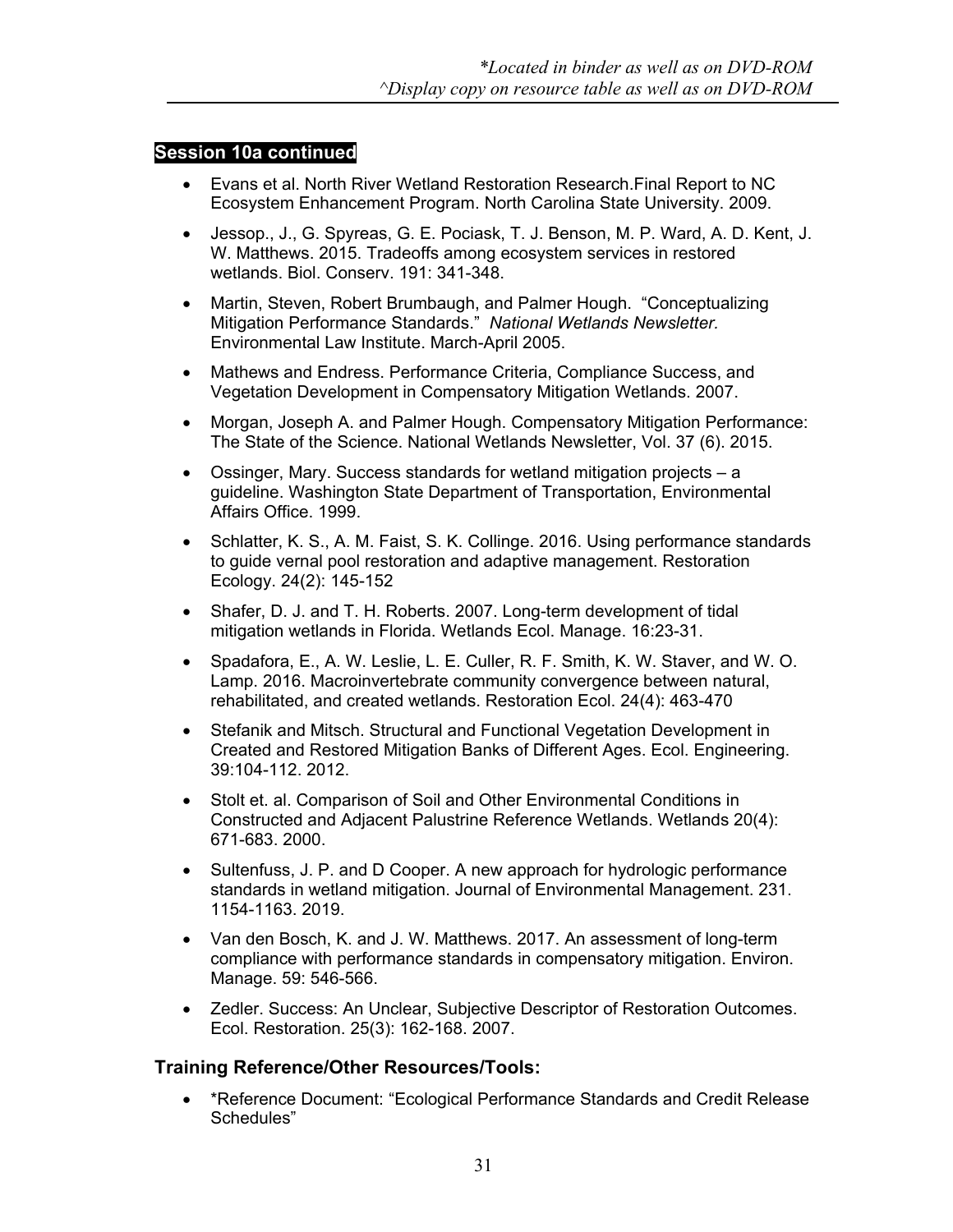**Session 10a continued**

- Evans et al. North River Wetland Restoration Research.Final Report to NC Ecosystem Enhancement Program. North Carolina State University. 2009.
- Jessop., J., G. Spyreas, G. E. Pociask, T. J. Benson, M. P. Ward, A. D. Kent, J. W. Matthews. 2015. Tradeoffs among ecosystem services in restored wetlands. Biol. Conserv. 191: 341-348.
- Martin, Steven, Robert Brumbaugh, and Palmer Hough. "Conceptualizing Mitigation Performance Standards." *National Wetlands Newsletter.* Environmental Law Institute. March-April 2005.
- Mathews and Endress. Performance Criteria, Compliance Success, and Vegetation Development in Compensatory Mitigation Wetlands. 2007.
- Morgan, Joseph A. and Palmer Hough. Compensatory Mitigation Performance: The State of the Science. National Wetlands Newsletter, Vol. 37 (6). 2015.
- Ossinger, Mary. Success standards for wetland mitigation projects – a guideline. Washington State Department of Transportation, Environmental Affairs Office. 1999.
- Schlatter, K. S., A. M. Faist, S. K. Collinge. 2016. Using performance standards to guide vernal pool restoration and adaptive management. Restoration Ecology. 24(2): 145-152
- Shafer, D. J. and T. H. Roberts. 2007. Long-term development of tidal mitigation wetlands in Florida. Wetlands Ecol. Manage. 16:23-31.
- Spadafora, E., A. W. Leslie, L. E. Culler, R. F. Smith, K. W. Staver, and W. O. Lamp. 2016. Macroinvertebrate community convergence between natural, rehabilitated, and created wetlands. Restoration Ecol. 24(4): 463-470
- Stefanik and Mitsch. Structural and Functional Vegetation Development in Created and Restored Mitigation Banks of Different Ages. Ecol. Engineering. 39:104-112. 2012.
- Stolt et. al. Comparison of Soil and Other Environmental Conditions in Constructed and Adjacent Palustrine Reference Wetlands. Wetlands 20(4): 671-683. 2000.
- Sultenfuss, J. P. and D Cooper. A new approach for hydrologic performance standards in wetland mitigation. Journal of Environmental Management. 231. 1154-1163. 2019.
- Van den Bosch, K. and J. W. Matthews. 2017. An assessment of long-term compliance with performance standards in compensatory mitigation. Environ. Manage. 59: 546-566.
- Zedler. Success: An Unclear, Subjective Descriptor of Restoration Outcomes. Ecol. Restoration. 25(3): 162-168. 2007.

## Training Reference/Other Resources/Tools:

- *Reference Document: "Ecological Performance Standards and Credit Release Schedules"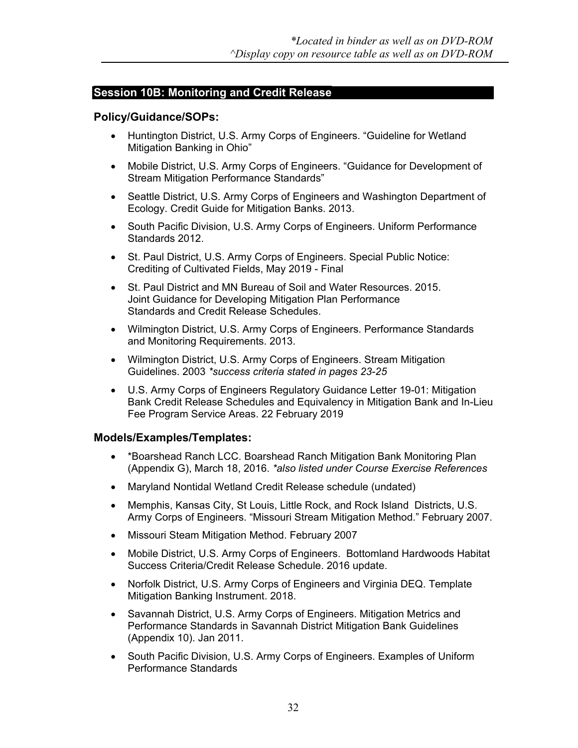*\*Located in binder as well as on DVD-ROM*
*^Display copy on resource table as well as on DVD-ROM*

## Session 10B: Monitoring and Credit Release

### Policy/Guidance/SOPs:

- Huntington District, U.S. Army Corps of Engineers. "Guideline for Wetland Mitigation Banking in Ohio"
- Mobile District, U.S. Army Corps of Engineers. "Guidance for Development of Stream Mitigation Performance Standards"
- Seattle District, U.S. Army Corps of Engineers and Washington Department of Ecology. Credit Guide for Mitigation Banks. 2013.
- South Pacific Division, U.S. Army Corps of Engineers. Uniform Performance Standards 2012.
- St. Paul District, U.S. Army Corps of Engineers. Special Public Notice: Crediting of Cultivated Fields, May 2019 - Final
- St. Paul District and MN Bureau of Soil and Water Resources. 2015. Joint Guidance for Developing Mitigation Plan Performance Standards and Credit Release Schedules.
- Wilmington District, U.S. Army Corps of Engineers. Performance Standards and Monitoring Requirements. 2013.
- Wilmington District, U.S. Army Corps of Engineers. Stream Mitigation Guidelines. 2003 *\*success criteria stated in pages 23-25*
- U.S. Army Corps of Engineers Regulatory Guidance Letter 19-01: Mitigation Bank Credit Release Schedules and Equivalency in Mitigation Bank and In-Lieu Fee Program Service Areas. 22 February 2019

### Models/Examples/Templates:

- \*Boarshead Ranch LCC. Boarshead Ranch Mitigation Bank Monitoring Plan (Appendix G), March 18, 2016. *\*also listed under Course Exercise References*
- Maryland Nontidal Wetland Credit Release schedule (undated)
- Memphis, Kansas City, St Louis, Little Rock, and Rock Island Districts, U.S. Army Corps of Engineers. "Missouri Stream Mitigation Method." February 2007.
- Missouri Steam Mitigation Method. February 2007
- Mobile District, U.S. Army Corps of Engineers. Bottomland Hardwoods Habitat Success Criteria/Credit Release Schedule. 2016 update.
- Norfolk District, U.S. Army Corps of Engineers and Virginia DEQ. Template Mitigation Banking Instrument. 2018.
- Savannah District, U.S. Army Corps of Engineers. Mitigation Metrics and Performance Standards in Savannah District Mitigation Bank Guidelines (Appendix 10). Jan 2011.
- South Pacific Division, U.S. Army Corps of Engineers. Examples of Uniform Performance Standards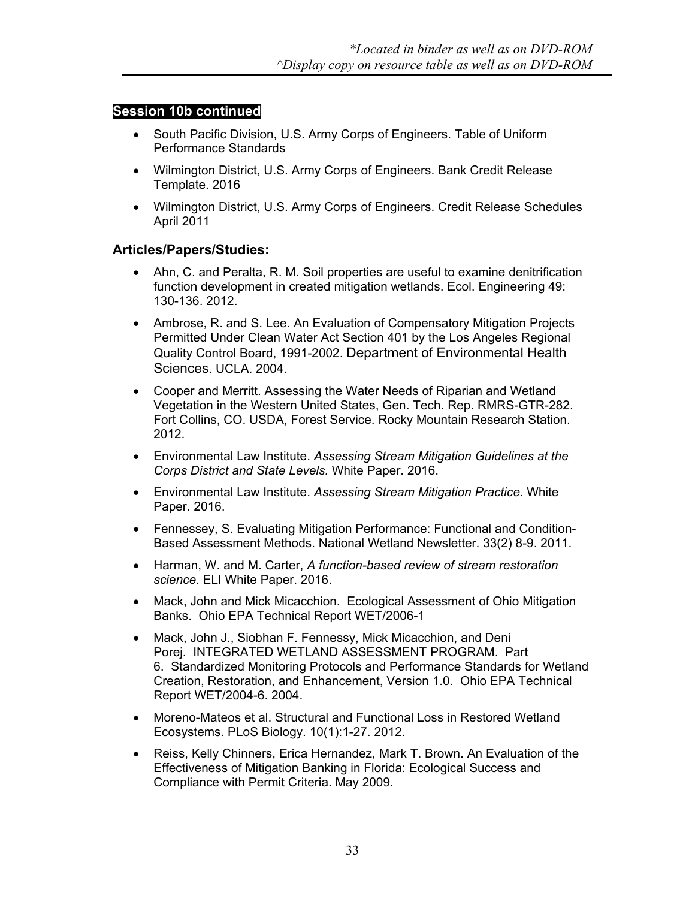**Session 10b continued**

- South Pacific Division, U.S. Army Corps of Engineers. Table of Uniform Performance Standards
- Wilmington District, U.S. Army Corps of Engineers. Bank Credit Release Template. 2016
- Wilmington District, U.S. Army Corps of Engineers. Credit Release Schedules April 2011

### Articles/Papers/Studies:

- Ahn, C. and Peralta, R. M. Soil properties are useful to examine denitrification function development in created mitigation wetlands. Ecol. Engineering 49: 130-136. 2012.
- Ambrose, R. and S. Lee. An Evaluation of Compensatory Mitigation Projects Permitted Under Clean Water Act Section 401 by the Los Angeles Regional Quality Control Board, 1991-2002. Department of Environmental Health Sciences. UCLA. 2004.
- Cooper and Merritt. Assessing the Water Needs of Riparian and Wetland Vegetation in the Western United States, Gen. Tech. Rep. RMRS-GTR-282. Fort Collins, CO. USDA, Forest Service. Rocky Mountain Research Station. 2012.
- Environmental Law Institute. *Assessing Stream Mitigation Guidelines at the Corps District and State Levels.* White Paper. 2016.
- Environmental Law Institute. *Assessing Stream Mitigation Practice*. White Paper. 2016.
- Fennessey, S. Evaluating Mitigation Performance: Functional and Condition-Based Assessment Methods. National Wetland Newsletter. 33(2) 8-9. 2011.
- Harman, W. and M. Carter, *A function-based review of stream restoration science*. ELI White Paper. 2016.
- Mack, John and Mick Micacchion. Ecological Assessment of Ohio Mitigation Banks. Ohio EPA Technical Report WET/2006-1
- Mack, John J., Siobhan F. Fennessy, Mick Micacchion, and Deni Porej. INTEGRATED WETLAND ASSESSMENT PROGRAM. Part 6. Standardized Monitoring Protocols and Performance Standards for Wetland Creation, Restoration, and Enhancement, Version 1.0. Ohio EPA Technical Report WET/2004-6. 2004.
- Moreno-Mateos et al. Structural and Functional Loss in Restored Wetland Ecosystems. PLoS Biology. 10(1):1-27. 2012.
- Reiss, Kelly Chinners, Erica Hernandez, Mark T. Brown. An Evaluation of the Effectiveness of Mitigation Banking in Florida: Ecological Success and Compliance with Permit Criteria. May 2009.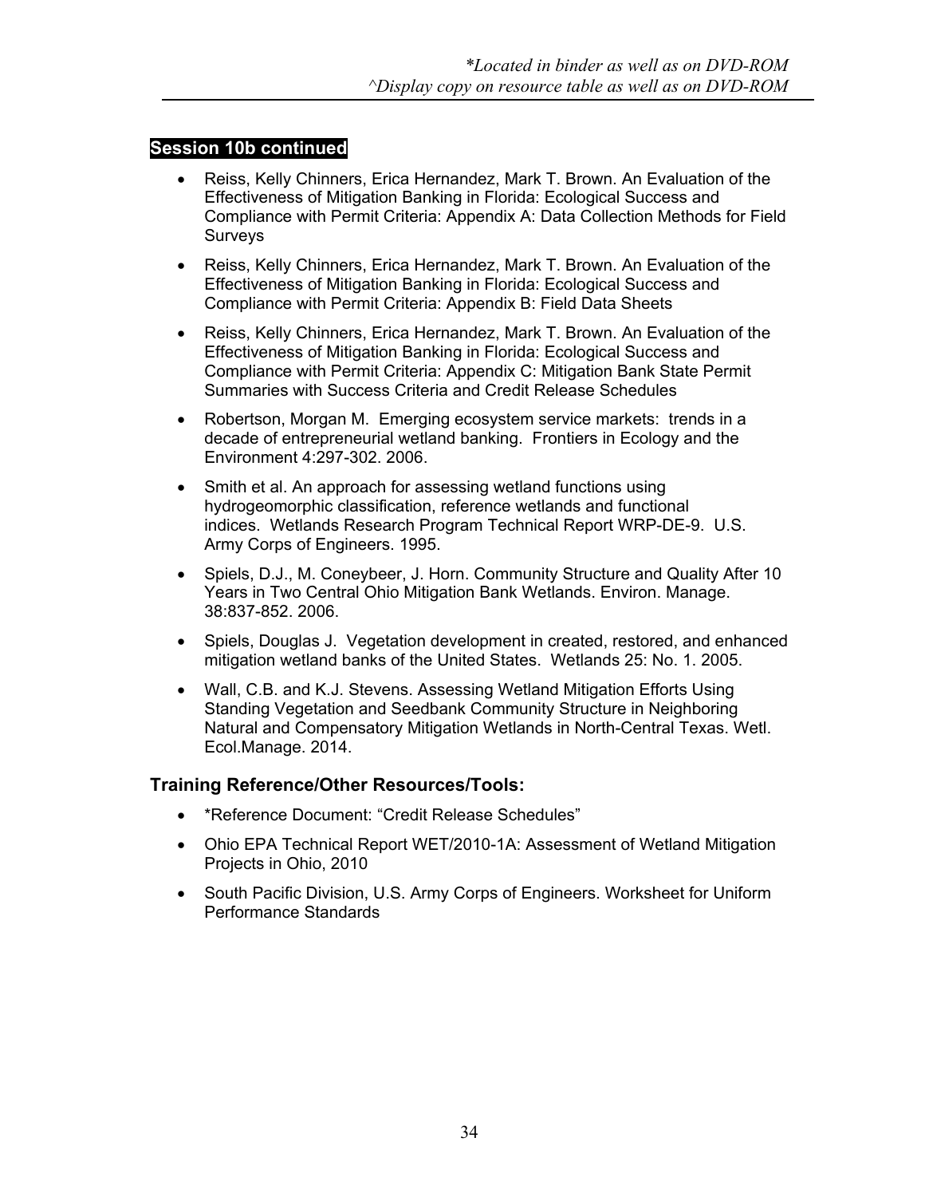**Session 10b continued**

- Reiss, Kelly Chinners, Erica Hernandez, Mark T. Brown. An Evaluation of the Effectiveness of Mitigation Banking in Florida: Ecological Success and Compliance with Permit Criteria: Appendix A: Data Collection Methods for Field Surveys
- Reiss, Kelly Chinners, Erica Hernandez, Mark T. Brown. An Evaluation of the Effectiveness of Mitigation Banking in Florida: Ecological Success and Compliance with Permit Criteria: Appendix B: Field Data Sheets
- Reiss, Kelly Chinners, Erica Hernandez, Mark T. Brown. An Evaluation of the Effectiveness of Mitigation Banking in Florida: Ecological Success and Compliance with Permit Criteria: Appendix C: Mitigation Bank State Permit Summaries with Success Criteria and Credit Release Schedules
- Robertson, Morgan M. Emerging ecosystem service markets: trends in a decade of entrepreneurial wetland banking. Frontiers in Ecology and the Environment 4:297-302. 2006.
- Smith et al. An approach for assessing wetland functions using hydrogeomorphic classification, reference wetlands and functional indices. Wetlands Research Program Technical Report WRP-DE-9. U.S. Army Corps of Engineers. 1995.
- Spiels, D.J., M. Coneybeer, J. Horn. Community Structure and Quality After 10 Years in Two Central Ohio Mitigation Bank Wetlands. Environ. Manage. 38:837-852. 2006.
- Spiels, Douglas J. Vegetation development in created, restored, and enhanced mitigation wetland banks of the United States. Wetlands 25: No. 1. 2005.
- Wall, C.B. and K.J. Stevens. Assessing Wetland Mitigation Efforts Using Standing Vegetation and Seedbank Community Structure in Neighboring Natural and Compensatory Mitigation Wetlands in North-Central Texas. Wetl. Ecol.Manage. 2014.

### Training Reference/Other Resources/Tools:

- *Reference Document: “Credit Release Schedules”
- Ohio EPA Technical Report WET/2010-1A: Assessment of Wetland Mitigation Projects in Ohio, 2010
- South Pacific Division, U.S. Army Corps of Engineers. Worksheet for Uniform Performance Standards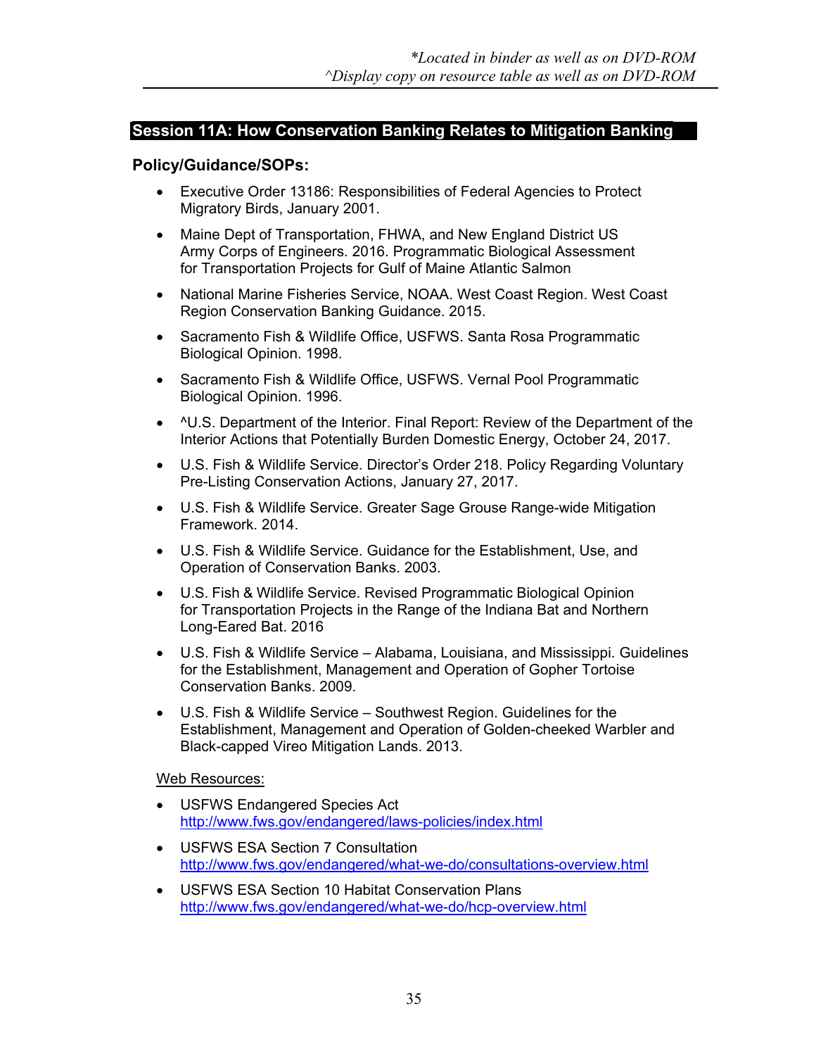*\*Located in binder as well as on DVD-ROM*
*^Display copy on resource table as well as on DVD-ROM*

## Session 11A: How Conservation Banking Relates to Mitigation Banking

### Policy/Guidance/SOPs:

- Executive Order 13186: Responsibilities of Federal Agencies to Protect Migratory Birds, January 2001.
- Maine Dept of Transportation, FHWA, and New England District US Army Corps of Engineers. 2016. Programmatic Biological Assessment for Transportation Projects for Gulf of Maine Atlantic Salmon
- National Marine Fisheries Service, NOAA. West Coast Region. West Coast Region Conservation Banking Guidance. 2015.
- Sacramento Fish & Wildlife Office, USFWS. Santa Rosa Programmatic Biological Opinion. 1998.
- Sacramento Fish & Wildlife Office, USFWS. Vernal Pool Programmatic Biological Opinion. 1996.
- ^U.S. Department of the Interior. Final Report: Review of the Department of the Interior Actions that Potentially Burden Domestic Energy, October 24, 2017.
- U.S. Fish & Wildlife Service. Director's Order 218. Policy Regarding Voluntary Pre-Listing Conservation Actions, January 27, 2017.
- U.S. Fish & Wildlife Service. Greater Sage Grouse Range-wide Mitigation Framework. 2014.
- U.S. Fish & Wildlife Service. Guidance for the Establishment, Use, and Operation of Conservation Banks. 2003.
- U.S. Fish & Wildlife Service. Revised Programmatic Biological Opinion for Transportation Projects in the Range of the Indiana Bat and Northern Long-Eared Bat. 2016
- U.S. Fish & Wildlife Service – Alabama, Louisiana, and Mississippi. Guidelines for the Establishment, Management and Operation of Gopher Tortoise Conservation Banks. 2009.
- U.S. Fish & Wildlife Service – Southwest Region. Guidelines for the Establishment, Management and Operation of Golden-cheeked Warbler and Black-capped Vireo Mitigation Lands. 2013.

Web Resources:

- USFWS Endangered Species Act
  http://www.fws.gov/endangered/laws-policies/index.html
- USFWS ESA Section 7 Consultation
  http://www.fws.gov/endangered/what-we-do/consultations-overview.html
- USFWS ESA Section 10 Habitat Conservation Plans
  http://www.fws.gov/endangered/what-we-do/hcp-overview.html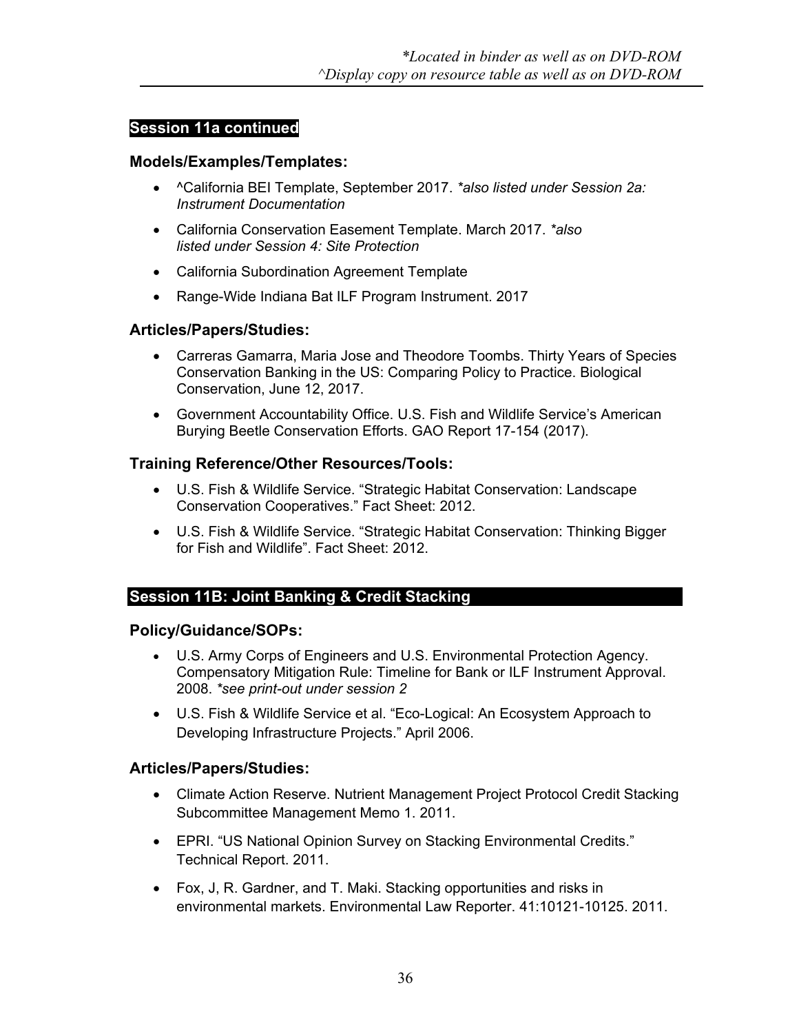*\*Located in binder as well as on DVD-ROM*
*^Display copy on resource table as well as on DVD-ROM*

## Session 11a continued

### Models/Examples/Templates:

- ^California BEI Template, September 2017. *\*also listed under Session 2a: Instrument Documentation*
- California Conservation Easement Template. March 2017. *\*also listed under Session 4: Site Protection*
- California Subordination Agreement Template
- Range-Wide Indiana Bat ILF Program Instrument. 2017

### Articles/Papers/Studies:

- Carreras Gamarra, Maria Jose and Theodore Toombs. Thirty Years of Species Conservation Banking in the US: Comparing Policy to Practice. Biological Conservation, June 12, 2017.
- Government Accountability Office. U.S. Fish and Wildlife Service's American Burying Beetle Conservation Efforts. GAO Report 17-154 (2017).

### Training Reference/Other Resources/Tools:

- U.S. Fish & Wildlife Service. "Strategic Habitat Conservation: Landscape Conservation Cooperatives." Fact Sheet: 2012.
- U.S. Fish & Wildlife Service. "Strategic Habitat Conservation: Thinking Bigger for Fish and Wildlife". Fact Sheet: 2012.

## Session 11B: Joint Banking & Credit Stacking

### Policy/Guidance/SOPs:

- U.S. Army Corps of Engineers and U.S. Environmental Protection Agency. Compensatory Mitigation Rule: Timeline for Bank or ILF Instrument Approval. 2008. *\*see print-out under session 2*
- U.S. Fish & Wildlife Service et al. "Eco-Logical: An Ecosystem Approach to Developing Infrastructure Projects." April 2006.

### Articles/Papers/Studies:

- Climate Action Reserve. Nutrient Management Project Protocol Credit Stacking Subcommittee Management Memo 1. 2011.
- EPRI. "US National Opinion Survey on Stacking Environmental Credits." Technical Report. 2011.
- Fox, J, R. Gardner, and T. Maki. Stacking opportunities and risks in environmental markets. Environmental Law Reporter. 41:10121-10125. 2011.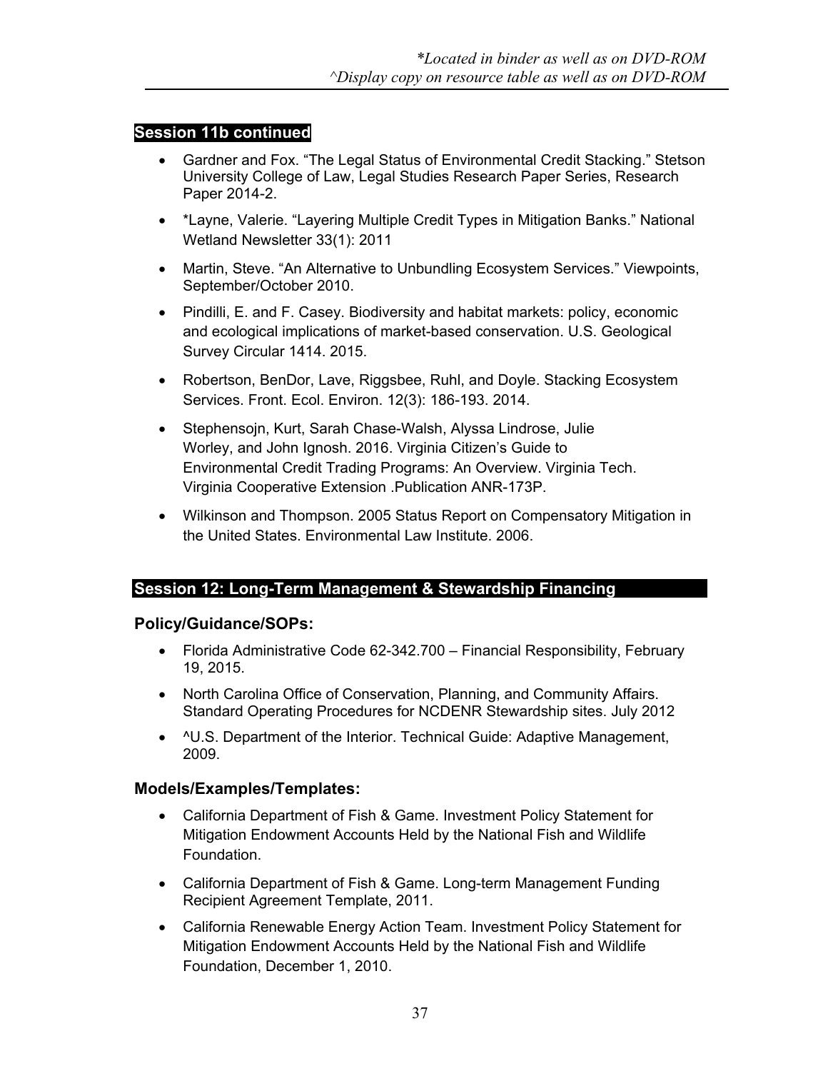*\*Located in binder as well as on DVD-ROM*
*^Display copy on resource table as well as on DVD-ROM*

## Session 11b continued

- Gardner and Fox. "The Legal Status of Environmental Credit Stacking." Stetson University College of Law, Legal Studies Research Paper Series, Research Paper 2014-2.
- *Layne, Valerie. "Layering Multiple Credit Types in Mitigation Banks." National Wetland Newsletter 33(1): 2011
- Martin, Steve. "An Alternative to Unbundling Ecosystem Services." Viewpoints, September/October 2010.
- Pindilli, E. and F. Casey. Biodiversity and habitat markets: policy, economic and ecological implications of market-based conservation. U.S. Geological Survey Circular 1414. 2015.
- Robertson, BenDor, Lave, Riggsbee, Ruhl, and Doyle. Stacking Ecosystem Services. Front. Ecol. Environ. 12(3): 186-193. 2014.
- Stephensojn, Kurt, Sarah Chase-Walsh, Alyssa Lindrose, Julie Worley, and John Ignosh. 2016. Virginia Citizen's Guide to Environmental Credit Trading Programs: An Overview. Virginia Tech. Virginia Cooperative Extension .Publication ANR-173P.
- Wilkinson and Thompson. 2005 Status Report on Compensatory Mitigation in the United States. Environmental Law Institute. 2006.

## Session 12: Long-Term Management & Stewardship Financing

### Policy/Guidance/SOPs:

- Florida Administrative Code 62-342.700 – Financial Responsibility, February 19, 2015.
- North Carolina Office of Conservation, Planning, and Community Affairs. Standard Operating Procedures for NCDENR Stewardship sites. July 2012
- ^U.S. Department of the Interior. Technical Guide: Adaptive Management, 2009.

### Models/Examples/Templates:

- California Department of Fish & Game. Investment Policy Statement for Mitigation Endowment Accounts Held by the National Fish and Wildlife Foundation.
- California Department of Fish & Game. Long-term Management Funding Recipient Agreement Template, 2011.
- California Renewable Energy Action Team. Investment Policy Statement for Mitigation Endowment Accounts Held by the National Fish and Wildlife Foundation, December 1, 2010.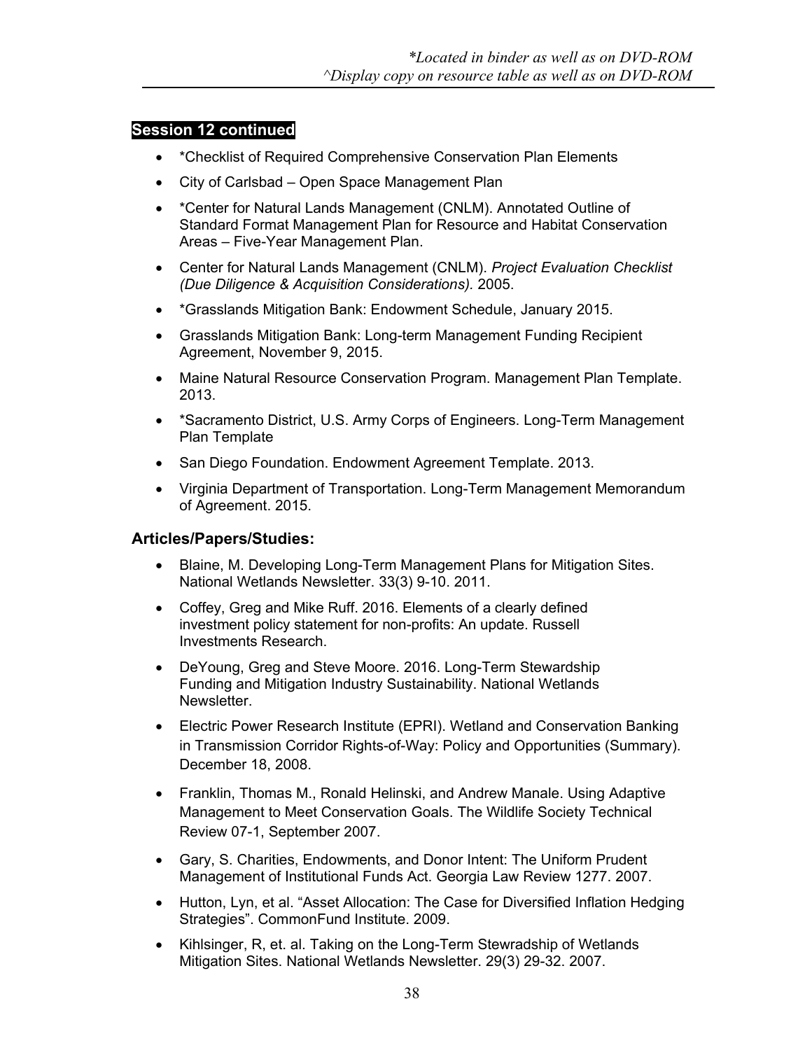## Session 12 continued

- *Checklist of Required Comprehensive Conservation Plan Elements
- City of Carlsbad – Open Space Management Plan
- *Center for Natural Lands Management (CNLM). Annotated Outline of Standard Format Management Plan for Resource and Habitat Conservation Areas – Five-Year Management Plan.
- Center for Natural Lands Management (CNLM). *Project Evaluation Checklist (Due Diligence & Acquisition Considerations).* 2005.
- *Grasslands Mitigation Bank: Endowment Schedule, January 2015.
- Grasslands Mitigation Bank: Long-term Management Funding Recipient Agreement, November 9, 2015.
- Maine Natural Resource Conservation Program. Management Plan Template. 2013.
- *Sacramento District, U.S. Army Corps of Engineers. Long-Term Management Plan Template
- San Diego Foundation. Endowment Agreement Template. 2013.
- Virginia Department of Transportation. Long-Term Management Memorandum of Agreement. 2015.

### Articles/Papers/Studies:

- Blaine, M. Developing Long-Term Management Plans for Mitigation Sites. National Wetlands Newsletter. 33(3) 9-10. 2011.
- Coffey, Greg and Mike Ruff. 2016. Elements of a clearly defined investment policy statement for non-profits: An update. Russell Investments Research.
- DeYoung, Greg and Steve Moore. 2016. Long-Term Stewardship Funding and Mitigation Industry Sustainability. National Wetlands Newsletter.
- Electric Power Research Institute (EPRI). Wetland and Conservation Banking in Transmission Corridor Rights-of-Way: Policy and Opportunities (Summary). December 18, 2008.
- Franklin, Thomas M., Ronald Helinski, and Andrew Manale. Using Adaptive Management to Meet Conservation Goals. The Wildlife Society Technical Review 07-1, September 2007.
- Gary, S. Charities, Endowments, and Donor Intent: The Uniform Prudent Management of Institutional Funds Act. Georgia Law Review 1277. 2007.
- Hutton, Lyn, et al. "Asset Allocation: The Case for Diversified Inflation Hedging Strategies". CommonFund Institute. 2009.
- Kihlsinger, R, et. al. Taking on the Long-Term Stewradship of Wetlands Mitigation Sites. National Wetlands Newsletter. 29(3) 29-32. 2007.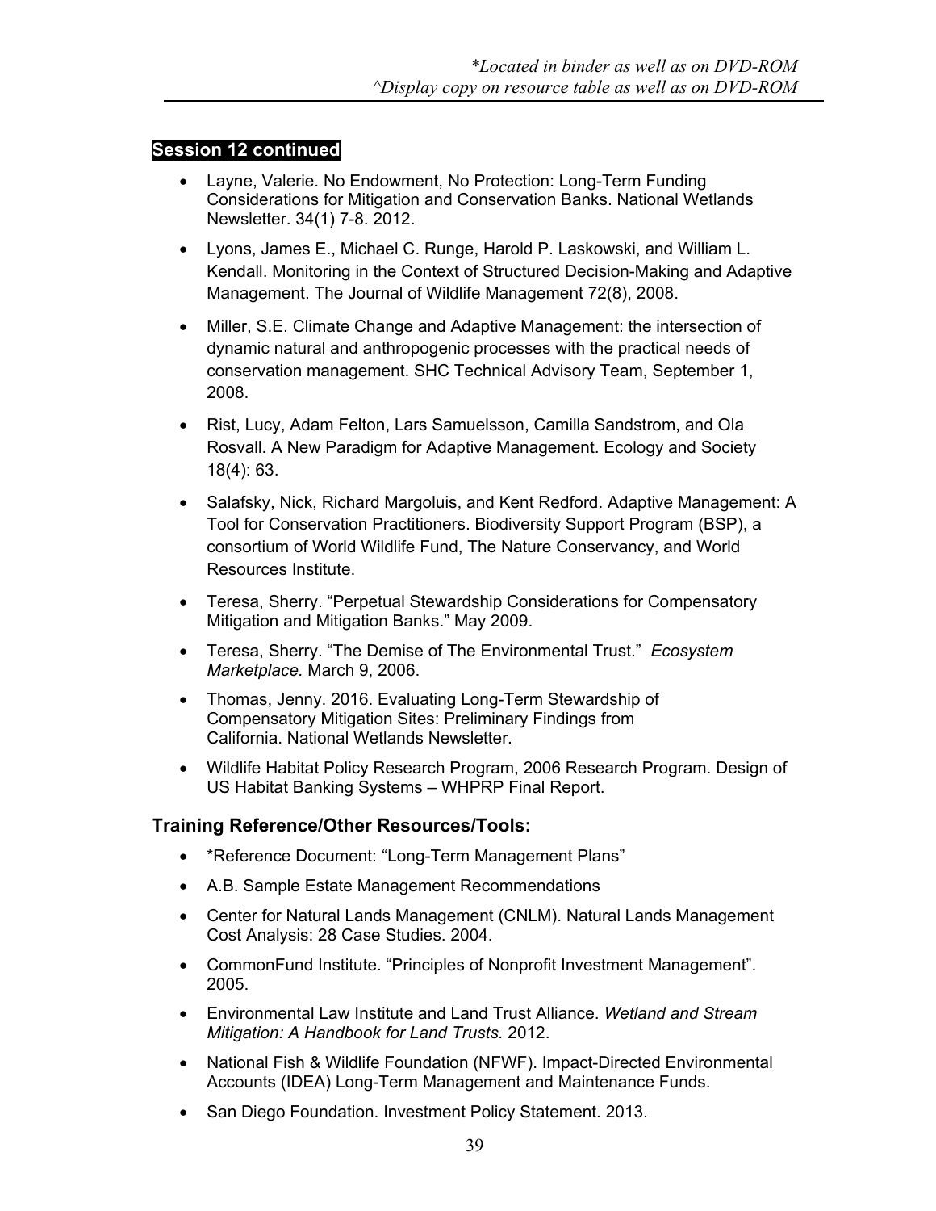## Session 12 continued

- Layne, Valerie. No Endowment, No Protection: Long-Term Funding Considerations for Mitigation and Conservation Banks. National Wetlands Newsletter. 34(1) 7-8. 2012.
- Lyons, James E., Michael C. Runge, Harold P. Laskowski, and William L. Kendall. Monitoring in the Context of Structured Decision-Making and Adaptive Management. The Journal of Wildlife Management 72(8), 2008.
- Miller, S.E. Climate Change and Adaptive Management: the intersection of dynamic natural and anthropogenic processes with the practical needs of conservation management. SHC Technical Advisory Team, September 1, 2008.
- Rist, Lucy, Adam Felton, Lars Samuelsson, Camilla Sandstrom, and Ola Rosvall. A New Paradigm for Adaptive Management. Ecology and Society 18(4): 63.
- Salafsky, Nick, Richard Margoluis, and Kent Redford. Adaptive Management: A Tool for Conservation Practitioners. Biodiversity Support Program (BSP), a consortium of World Wildlife Fund, The Nature Conservancy, and World Resources Institute.
- Teresa, Sherry. "Perpetual Stewardship Considerations for Compensatory Mitigation and Mitigation Banks." May 2009.
- Teresa, Sherry. "The Demise of The Environmental Trust." *Ecosystem Marketplace.* March 9, 2006.
- Thomas, Jenny. 2016. Evaluating Long-Term Stewardship of Compensatory Mitigation Sites: Preliminary Findings from California. National Wetlands Newsletter.
- Wildlife Habitat Policy Research Program, 2006 Research Program. Design of US Habitat Banking Systems – WHPRP Final Report.

### Training Reference/Other Resources/Tools:

- *Reference Document: "Long-Term Management Plans"
- A.B. Sample Estate Management Recommendations
- Center for Natural Lands Management (CNLM). Natural Lands Management Cost Analysis: 28 Case Studies. 2004.
- CommonFund Institute. "Principles of Nonprofit Investment Management". 2005.
- Environmental Law Institute and Land Trust Alliance. *Wetland and Stream Mitigation: A Handbook for Land Trusts.* 2012.
- National Fish & Wildlife Foundation (NFWF). Impact-Directed Environmental Accounts (IDEA) Long-Term Management and Maintenance Funds.
- San Diego Foundation. Investment Policy Statement. 2013.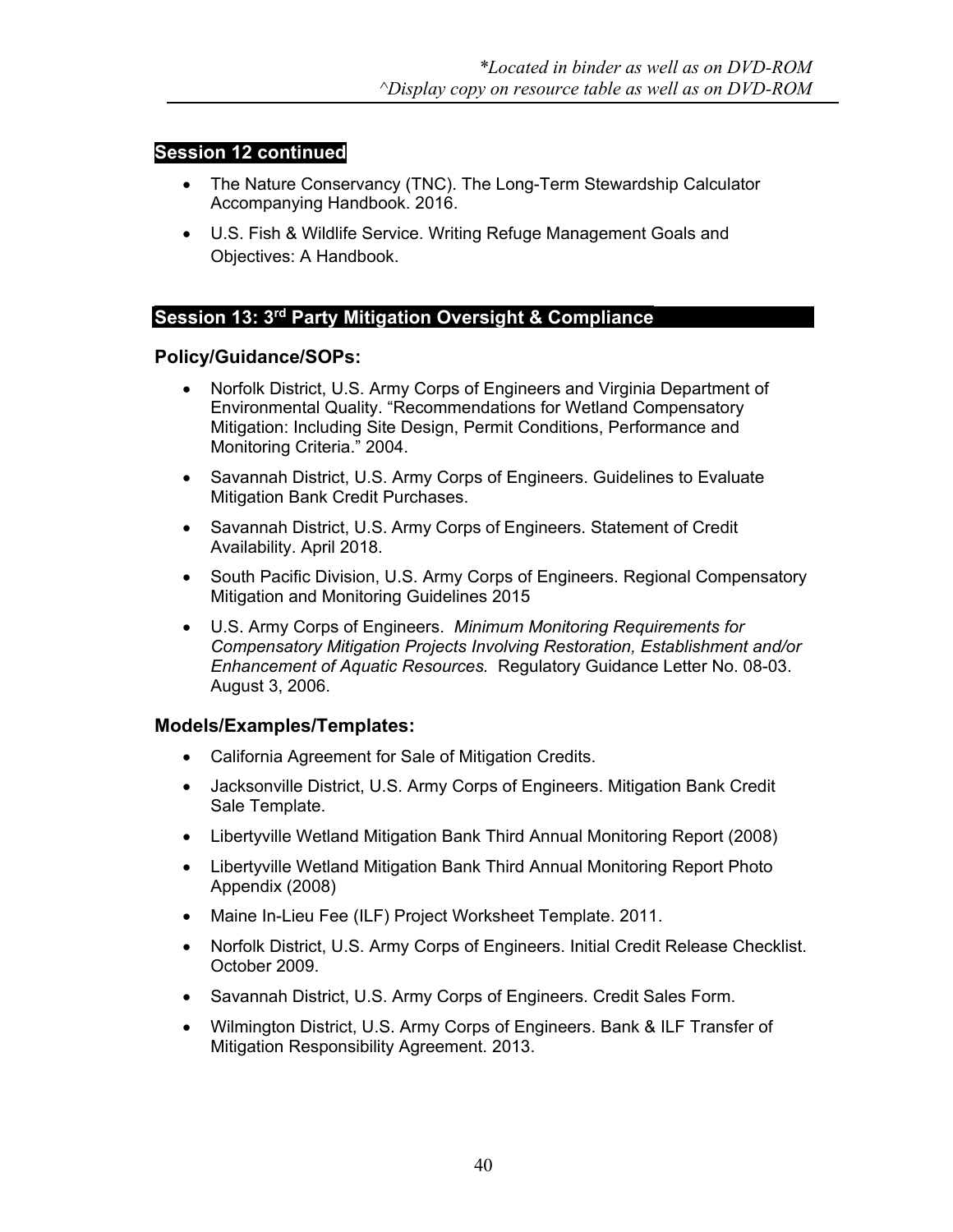## Session 12 continued

- The Nature Conservancy (TNC). The Long-Term Stewardship Calculator Accompanying Handbook. 2016.
- U.S. Fish & Wildlife Service. Writing Refuge Management Goals and Objectives: A Handbook.

## Session 13: 3rd Party Mitigation Oversight & Compliance

### Policy/Guidance/SOPs:

- Norfolk District, U.S. Army Corps of Engineers and Virginia Department of Environmental Quality. "Recommendations for Wetland Compensatory Mitigation: Including Site Design, Permit Conditions, Performance and Monitoring Criteria." 2004.
- Savannah District, U.S. Army Corps of Engineers. Guidelines to Evaluate Mitigation Bank Credit Purchases.
- Savannah District, U.S. Army Corps of Engineers. Statement of Credit Availability. April 2018.
- South Pacific Division, U.S. Army Corps of Engineers. Regional Compensatory Mitigation and Monitoring Guidelines 2015
- U.S. Army Corps of Engineers. *Minimum Monitoring Requirements for Compensatory Mitigation Projects Involving Restoration, Establishment and/or Enhancement of Aquatic Resources.* Regulatory Guidance Letter No. 08-03. August 3, 2006.

### Models/Examples/Templates:

- California Agreement for Sale of Mitigation Credits.
- Jacksonville District, U.S. Army Corps of Engineers. Mitigation Bank Credit Sale Template.
- Libertyville Wetland Mitigation Bank Third Annual Monitoring Report (2008)
- Libertyville Wetland Mitigation Bank Third Annual Monitoring Report Photo Appendix (2008)
- Maine In-Lieu Fee (ILF) Project Worksheet Template. 2011.
- Norfolk District, U.S. Army Corps of Engineers. Initial Credit Release Checklist. October 2009.
- Savannah District, U.S. Army Corps of Engineers. Credit Sales Form.
- Wilmington District, U.S. Army Corps of Engineers. Bank & ILF Transfer of Mitigation Responsibility Agreement. 2013.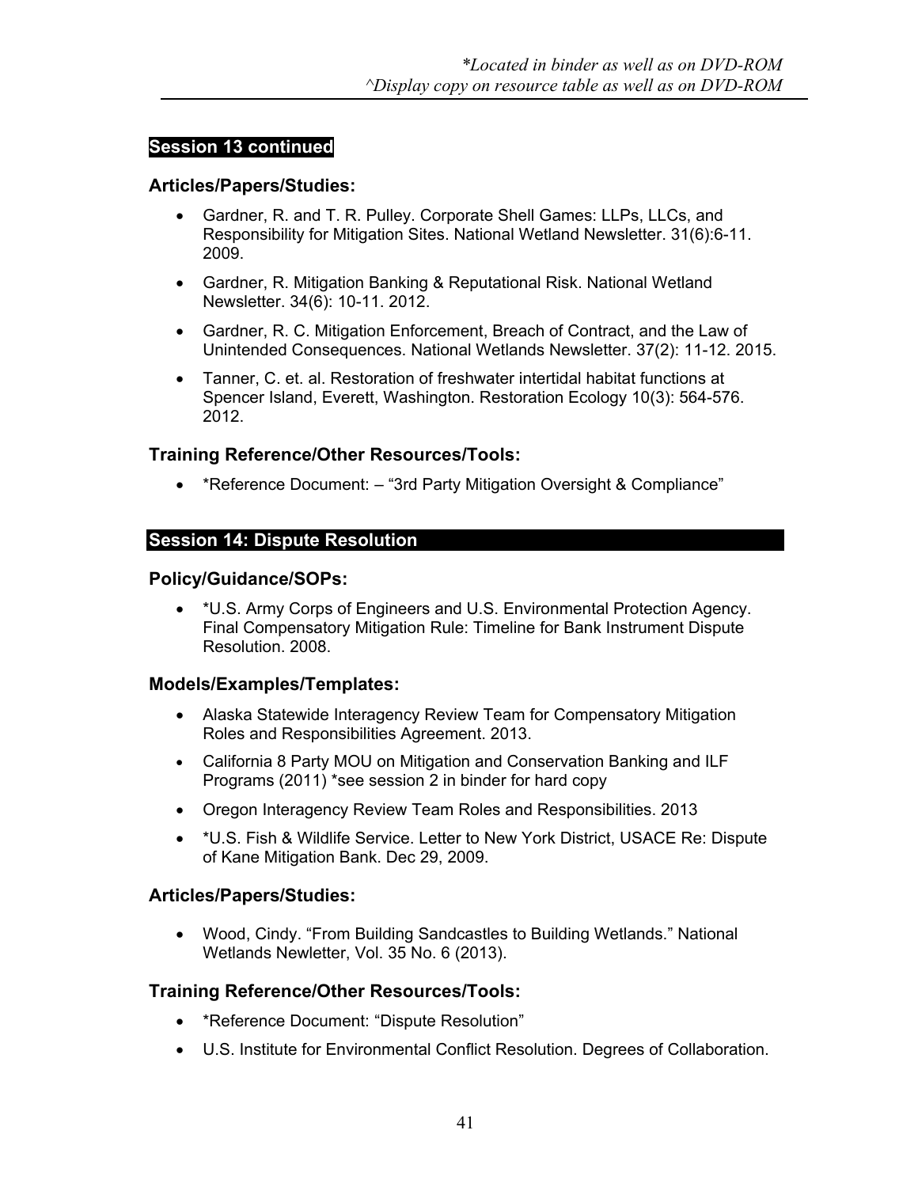*\*Located in binder as well as on DVD-ROM*
*^Display copy on resource table as well as on DVD-ROM*

## Session 13 continued

### Articles/Papers/Studies:

- Gardner, R. and T. R. Pulley. Corporate Shell Games: LLPs, LLCs, and Responsibility for Mitigation Sites. National Wetland Newsletter. 31(6):6-11. 2009.
- Gardner, R. Mitigation Banking & Reputational Risk. National Wetland Newsletter. 34(6): 10-11. 2012.
- Gardner, R. C. Mitigation Enforcement, Breach of Contract, and the Law of Unintended Consequences. National Wetlands Newsletter. 37(2): 11-12. 2015.
- Tanner, C. et. al. Restoration of freshwater intertidal habitat functions at Spencer Island, Everett, Washington. Restoration Ecology 10(3): 564-576. 2012.

### Training Reference/Other Resources/Tools:

- *Reference Document: – "3rd Party Mitigation Oversight & Compliance"

## Session 14: Dispute Resolution

### Policy/Guidance/SOPs:

- *U.S. Army Corps of Engineers and U.S. Environmental Protection Agency. Final Compensatory Mitigation Rule: Timeline for Bank Instrument Dispute Resolution. 2008.

### Models/Examples/Templates:

- Alaska Statewide Interagency Review Team for Compensatory Mitigation Roles and Responsibilities Agreement. 2013.
- California 8 Party MOU on Mitigation and Conservation Banking and ILF Programs (2011) *see session 2 in binder for hard copy
- Oregon Interagency Review Team Roles and Responsibilities. 2013
- *U.S. Fish & Wildlife Service. Letter to New York District, USACE Re: Dispute of Kane Mitigation Bank. Dec 29, 2009.

### Articles/Papers/Studies:

- Wood, Cindy. "From Building Sandcastles to Building Wetlands." National Wetlands Newletter, Vol. 35 No. 6 (2013).

### Training Reference/Other Resources/Tools:

- *Reference Document: "Dispute Resolution"
- U.S. Institute for Environmental Conflict Resolution. Degrees of Collaboration.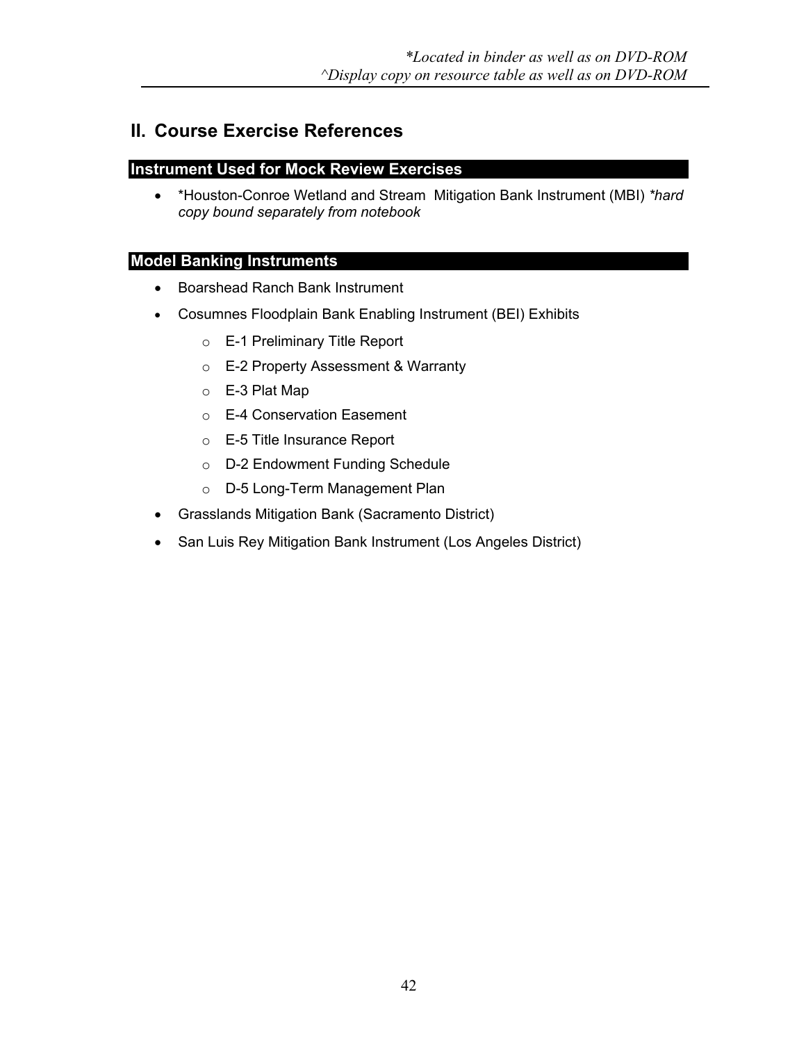*Located in binder as well as on DVD-ROM
^Display copy on resource table as well as on DVD-ROM

## II. Course Exercise References

### Instrument Used for Mock Review Exercises

- *Houston-Conroe Wetland and Stream Mitigation Bank Instrument (MBI) *\*hard copy bound separately from notebook*

### Model Banking Instruments

- Boarshead Ranch Bank Instrument
- Cosumnes Floodplain Bank Enabling Instrument (BEI) Exhibits
  - E-1 Preliminary Title Report
  - E-2 Property Assessment & Warranty
  - E-3 Plat Map
  - E-4 Conservation Easement
  - E-5 Title Insurance Report
  - D-2 Endowment Funding Schedule
  - D-5 Long-Term Management Plan
- Grasslands Mitigation Bank (Sacramento District)
- San Luis Rey Mitigation Bank Instrument (Los Angeles District)